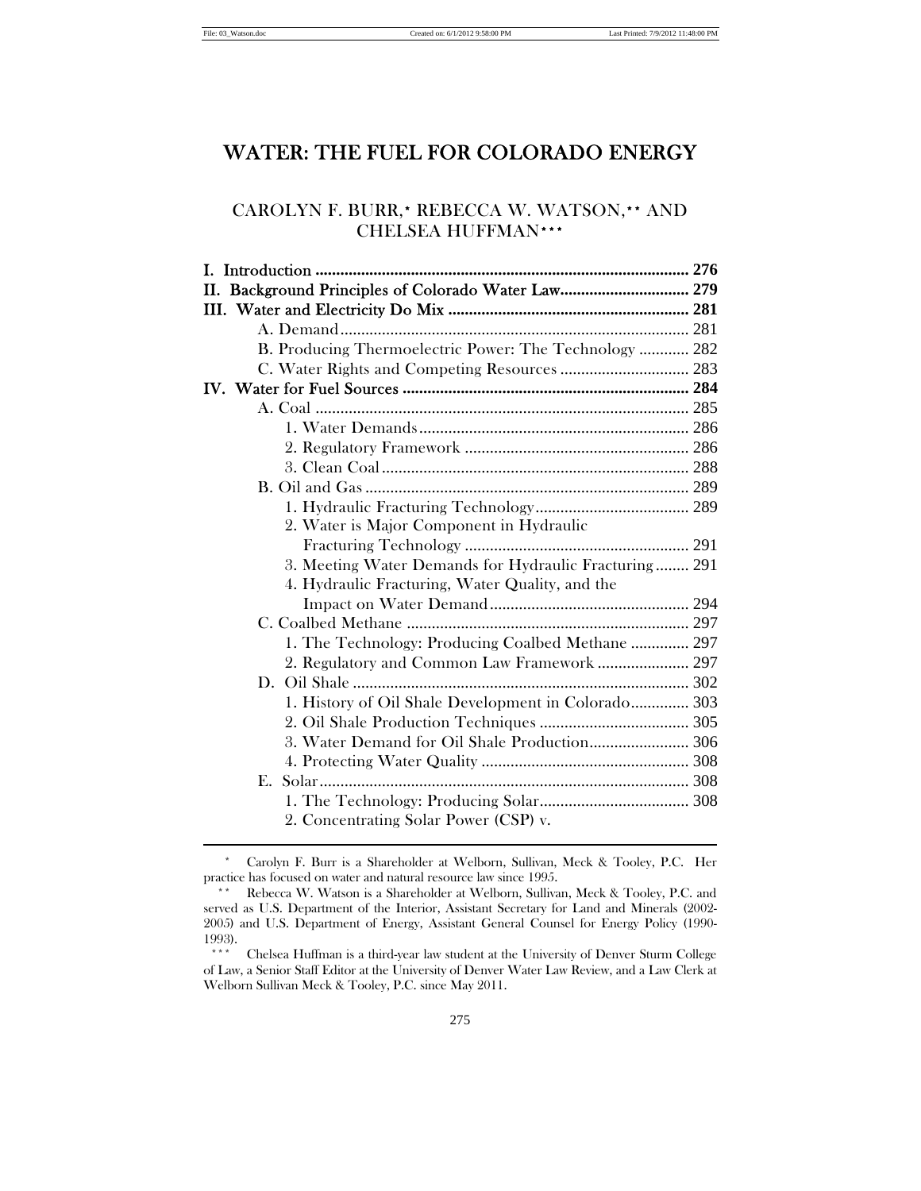# WATER: THE FUEL FOR COLORADO ENERGY

## CAROLYN F. BURR,* REBECCA W. WATSON,** AND CHELSEA HUFFMAN***

| | |
|---|---|
| **I. Introduction** | **276** |
| **II. Background Principles of Colorado Water Law** | **279** |
| **III. Water and Electricity Do Mix** | **281** |
| A. Demand | 281 |
| B. Producing Thermoelectric Power: The Technology | 282 |
| C. Water Rights and Competing Resources | 283 |
| **IV. Water for Fuel Sources** | **284** |
| A. Coal | 285 |
| 1. Water Demands | 286 |
| 2. Regulatory Framework | 286 |
| 3. Clean Coal | 288 |
| B. Oil and Gas | 289 |
| 1. Hydraulic Fracturing Technology | 289 |
| 2. Water is Major Component in Hydraulic Fracturing Technology | 291 |
| 3. Meeting Water Demands for Hydraulic Fracturing | 291 |
| 4. Hydraulic Fracturing, Water Quality, and the Impact on Water Demand | 294 |
| C. Coalbed Methane | 297 |
| 1. The Technology: Producing Coalbed Methane | 297 |
| 2. Regulatory and Common Law Framework | 297 |
| D. Oil Shale | 302 |
| 1. History of Oil Shale Development in Colorado | 303 |
| 2. Oil Shale Production Techniques | 305 |
| 3. Water Demand for Oil Shale Production | 306 |
| 4. Protecting Water Quality | 308 |
| E. Solar | 308 |
| 1. The Technology: Producing Solar | 308 |
| 2. Concentrating Solar Power (CSP) v. | |

---

\* Carolyn F. Burr is a Shareholder at Welborn, Sullivan, Meck & Tooley, P.C. Her practice has focused on water and natural resource law since 1995.

\** Rebecca W. Watson is a Shareholder at Welborn, Sullivan, Meck & Tooley, P.C. and served as U.S. Department of the Interior, Assistant Secretary for Land and Minerals (2002-2005) and U.S. Department of Energy, Assistant General Counsel for Energy Policy (1990-1993).

\*** Chelsea Huffman is a third-year law student at the University of Denver Sturm College of Law, a Senior Staff Editor at the University of Denver Water Law Review, and a Law Clerk at Welborn Sullivan Meck & Tooley, P.C. since May 2011.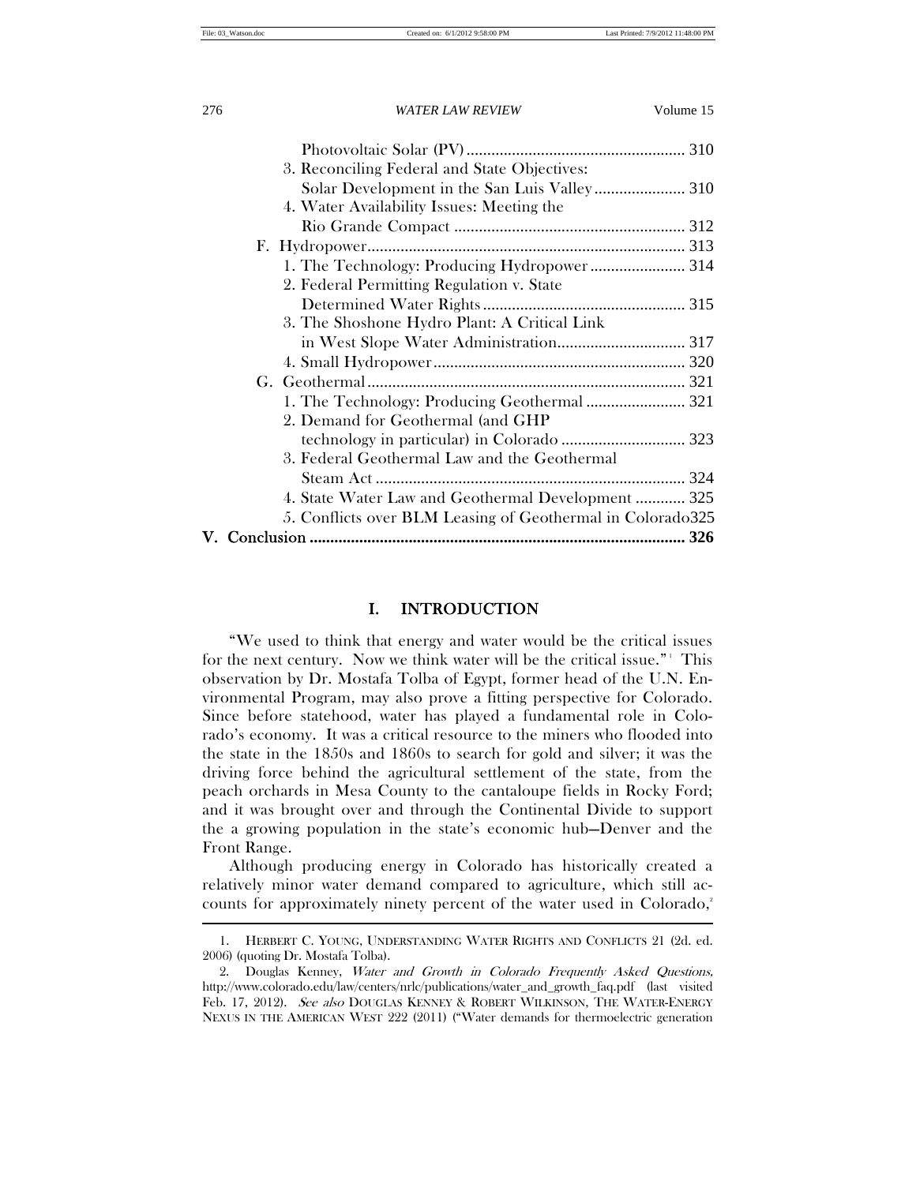Photovoltaic Solar (PV) ..................................................... 310
3. Reconciling Federal and State Objectives: Solar Development in the San Luis Valley ...................... 310
4. Water Availability Issues: Meeting the Rio Grande Compact ....................................................... 312

F. Hydropower............................................................................ 313
1. The Technology: Producing Hydropower ....................... 314
2. Federal Permitting Regulation v. State Determined Water Rights ................................................. 315
3. The Shoshone Hydro Plant: A Critical Link in West Slope Water Administration............................... 317
4. Small Hydropower ............................................................ 320

G. Geothermal ............................................................................ 321
1. The Technology: Producing Geothermal ........................ 321
2. Demand for Geothermal (and GHP technology in particular) in Colorado ............................. 323
3. Federal Geothermal Law and the Geothermal Steam Act .......................................................................... 324
4. State Water Law and Geothermal Development ............ 325
5. Conflicts over BLM Leasing of Geothermal in Colorado325

**V. Conclusion .......................................................................................... 326**

# I. INTRODUCTION

"We used to think that energy and water would be the critical issues for the next century. Now we think water will be the critical issue."[1] This observation by Dr. Mostafa Tolba of Egypt, former head of the U.N. Environmental Program, may also prove a fitting perspective for Colorado. Since before statehood, water has played a fundamental role in Colorado's economy. It was a critical resource to the miners who flooded into the state in the 1850s and 1860s to search for gold and silver; it was the driving force behind the agricultural settlement of the state, from the peach orchards in Mesa County to the cantaloupe fields in Rocky Ford; and it was brought over and through the Continental Divide to support the a growing population in the state's economic hub—Denver and the Front Range.

Although producing energy in Colorado has historically created a relatively minor water demand compared to agriculture, which still accounts for approximately ninety percent of the water used in Colorado,[2]

---

1. HERBERT C. YOUNG, UNDERSTANDING WATER RIGHTS AND CONFLICTS 21 (2d. ed. 2006) (quoting Dr. Mostafa Tolba).

2. Douglas Kenney, *Water and Growth in Colorado Frequently Asked Questions*, http://www.colorado.edu/law/centers/nrlc/publications/water_and_growth_faq.pdf (last visited Feb. 17, 2012). *See also* DOUGLAS KENNEY & ROBERT WILKINSON, THE WATER-ENERGY NEXUS IN THE AMERICAN WEST 222 (2011) ("Water demands for thermoelectric generation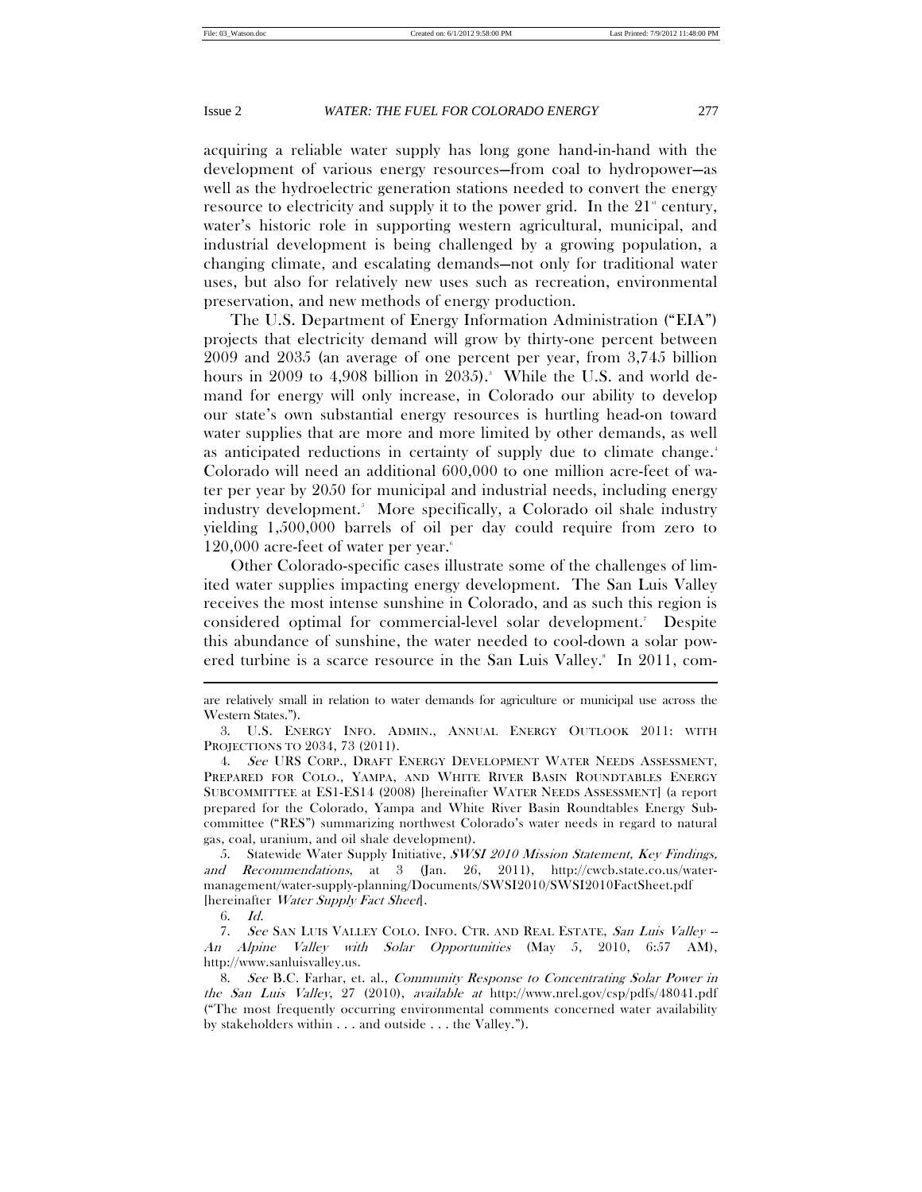acquiring a reliable water supply has long gone hand-in-hand with the development of various energy resources—from coal to hydropower—as well as the hydroelectric generation stations needed to convert the energy resource to electricity and supply it to the power grid. In the 21st century, water's historic role in supporting western agricultural, municipal, and industrial development is being challenged by a growing population, a changing climate, and escalating demands—not only for traditional water uses, but also for relatively new uses such as recreation, environmental preservation, and new methods of energy production.

The U.S. Department of Energy Information Administration ("EIA") projects that electricity demand will grow by thirty-one percent between 2009 and 2035 (an average of one percent per year, from 3,745 billion hours in 2009 to 4,908 billion in 2035).[3] While the U.S. and world demand for energy will only increase, in Colorado our ability to develop our state's own substantial energy resources is hurtling head-on toward water supplies that are more and more limited by other demands, as well as anticipated reductions in certainty of supply due to climate change.[4] Colorado will need an additional 600,000 to one million acre-feet of water per year by 2050 for municipal and industrial needs, including energy industry development.[5] More specifically, a Colorado oil shale industry yielding 1,500,000 barrels of oil per day could require from zero to 120,000 acre-feet of water per year.[6]

Other Colorado-specific cases illustrate some of the challenges of limited water supplies impacting energy development. The San Luis Valley receives the most intense sunshine in Colorado, and as such this region is considered optimal for commercial-level solar development.[7] Despite this abundance of sunshine, the water needed to cool-down a solar powered turbine is a scarce resource in the San Luis Valley.[8] In 2011, com-

---

are relatively small in relation to water demands for agriculture or municipal use across the Western States.").

3. U.S. ENERGY INFO. ADMIN., ANNUAL ENERGY OUTLOOK 2011: WITH PROJECTIONS TO 2034, 73 (2011).

4. *See* URS CORP., DRAFT ENERGY DEVELOPMENT WATER NEEDS ASSESSMENT, PREPARED FOR COLO., YAMPA, AND WHITE RIVER BASIN ROUNDTABLES ENERGY SUBCOMMITTEE at ES1-ES14 (2008) [hereinafter WATER NEEDS ASSESSMENT] (a report prepared for the Colorado, Yampa and White River Basin Roundtables Energy Subcommittee ("RES") summarizing northwest Colorado's water needs in regard to natural gas, coal, uranium, and oil shale development).

5. Statewide Water Supply Initiative, *SWSI 2010 Mission Statement, Key Findings, and Recommendations*, at 3 (Jan. 26, 2011), http://cwcb.state.co.us/water-management/water-supply-planning/Documents/SWSI2010/SWSI2010FactSheet.pdf [hereinafter *Water Supply Fact Sheet*].

6. *Id.*

7. *See* SAN LUIS VALLEY COLO. INFO. CTR. AND REAL ESTATE, *San Luis Valley -- An Alpine Valley with Solar Opportunities* (May 5, 2010, 6:57 AM), http://www.sanluisvalley.us.

8. *See* B.C. Farhar, et. al., *Community Response to Concentrating Solar Power in the San Luis Valley*, 27 (2010), *available at* http://www.nrel.gov/csp/pdfs/48041.pdf ("The most frequently occurring environmental comments concerned water availability by stakeholders within . . . and outside . . . the Valley.").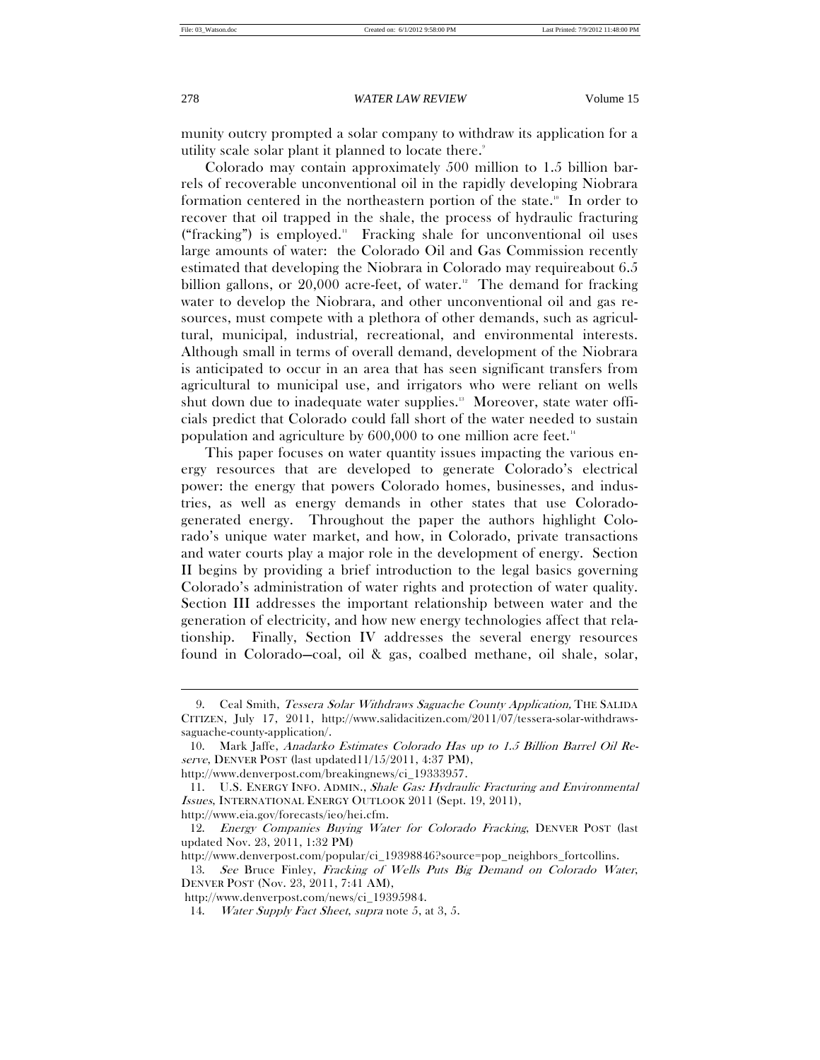munity outcry prompted a solar company to withdraw its application for a utility scale solar plant it planned to locate there.[9]

Colorado may contain approximately 500 million to 1.5 billion barrels of recoverable unconventional oil in the rapidly developing Niobrara formation centered in the northeastern portion of the state.[10] In order to recover that oil trapped in the shale, the process of hydraulic fracturing ("fracking") is employed.[11] Fracking shale for unconventional oil uses large amounts of water: the Colorado Oil and Gas Commission recently estimated that developing the Niobrara in Colorado may requireabout 6.5 billion gallons, or 20,000 acre-feet, of water.[12] The demand for fracking water to develop the Niobrara, and other unconventional oil and gas resources, must compete with a plethora of other demands, such as agricultural, municipal, industrial, recreational, and environmental interests. Although small in terms of overall demand, development of the Niobrara is anticipated to occur in an area that has seen significant transfers from agricultural to municipal use, and irrigators who were reliant on wells shut down due to inadequate water supplies.[13] Moreover, state water officials predict that Colorado could fall short of the water needed to sustain population and agriculture by 600,000 to one million acre feet.[14]

This paper focuses on water quantity issues impacting the various energy resources that are developed to generate Colorado's electrical power: the energy that powers Colorado homes, businesses, and industries, as well as energy demands in other states that use Colorado-generated energy. Throughout the paper the authors highlight Colorado's unique water market, and how, in Colorado, private transactions and water courts play a major role in the development of energy. Section II begins by providing a brief introduction to the legal basics governing Colorado's administration of water rights and protection of water quality. Section III addresses the important relationship between water and the generation of electricity, and how new energy technologies affect that relationship. Finally, Section IV addresses the several energy resources found in Colorado—coal, oil & gas, coalbed methane, oil shale, solar,

---

9. Ceal Smith, *Tessera Solar Withdraws Saguache County Application,* THE SALIDA CITIZEN, July 17, 2011, http://www.salidacitizen.com/2011/07/tessera-solar-withdraws-saguache-county-application/.

10. Mark Jaffe, *Anadarko Estimates Colorado Has up to 1.5 Billion Barrel Oil Reserve*, DENVER POST (last updated11/15/2011, 4:37 PM), http://www.denverpost.com/breakingnews/ci_19333957.

11. U.S. ENERGY INFO. ADMIN., *Shale Gas: Hydraulic Fracturing and Environmental Issues*, INTERNATIONAL ENERGY OUTLOOK 2011 (Sept. 19, 2011), http://www.eia.gov/forecasts/ieo/hei.cfm.

12. *Energy Companies Buying Water for Colorado Fracking*, DENVER POST (last updated Nov. 23, 2011, 1:32 PM) http://www.denverpost.com/popular/ci_19398846?source=pop_neighbors_fortcollins.

13. *See* Bruce Finley, *Fracking of Wells Puts Big Demand on Colorado Water*, DENVER POST (Nov. 23, 2011, 7:41 AM), http://www.denverpost.com/news/ci_19395984.

14. *Water Supply Fact Sheet*, *supra* note 5, at 3, 5.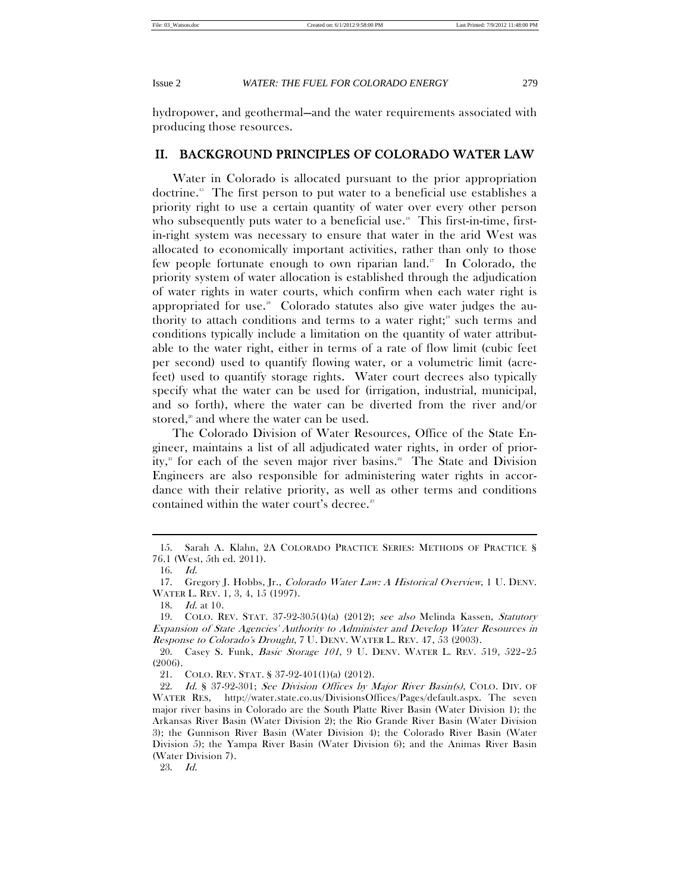hydropower, and geothermal—and the water requirements associated with producing those resources.

## II. BACKGROUND PRINCIPLES OF COLORADO WATER LAW

Water in Colorado is allocated pursuant to the prior appropriation doctrine.[15] The first person to put water to a beneficial use establishes a priority right to use a certain quantity of water over every other person who subsequently puts water to a beneficial use.[16] This first-in-time, first-in-right system was necessary to ensure that water in the arid West was allocated to economically important activities, rather than only to those few people fortunate enough to own riparian land.[17] In Colorado, the priority system of water allocation is established through the adjudication of water rights in water courts, which confirm when each water right is appropriated for use.[18] Colorado statutes also give water judges the authority to attach conditions and terms to a water right;[19] such terms and conditions typically include a limitation on the quantity of water attributable to the water right, either in terms of a rate of flow limit (cubic feet per second) used to quantify flowing water, or a volumetric limit (acre-feet) used to quantify storage rights. Water court decrees also typically specify what the water can be used for (irrigation, industrial, municipal, and so forth), where the water can be diverted from the river and/or stored,[20] and where the water can be used.

The Colorado Division of Water Resources, Office of the State Engineer, maintains a list of all adjudicated water rights, in order of priority,[21] for each of the seven major river basins.[22] The State and Division Engineers are also responsible for administering water rights in accordance with their relative priority, as well as other terms and conditions contained within the water court's decree.[23]

---

15. Sarah A. Klahn, 2A COLORADO PRACTICE SERIES: METHODS OF PRACTICE § 76.1 (West, 5th ed. 2011).

16. *Id.*

17. Gregory J. Hobbs, Jr., *Colorado Water Law: A Historical Overview*, 1 U. DENV. WATER L. REV. 1, 3, 4, 15 (1997).

18. *Id.* at 10.

19. COLO. REV. STAT. 37-92-305(4)(a) (2012); *see also* Melinda Kassen, *Statutory Expansion of State Agencies' Authority to Administer and Develop Water Resources in Response to Colorado's Drought*, 7 U. DENV. WATER L. REV. 47, 53 (2003).

20. Casey S. Funk, *Basic Storage 101*, 9 U. DENV. WATER L. REV. 519, 522–25 (2006).

21. COLO. REV. STAT. § 37-92-401(1)(a) (2012).

22. *Id.* § 37-92-301; *See Division Offices by Major River Basin(s)*, COLO. DIV. OF WATER RES, http://water.state.co.us/DivisionsOffices/Pages/default.aspx. The seven major river basins in Colorado are the South Platte River Basin (Water Division 1); the Arkansas River Basin (Water Division 2); the Rio Grande River Basin (Water Division 3); the Gunnison River Basin (Water Division 4); the Colorado River Basin (Water Division 5); the Yampa River Basin (Water Division 6); and the Animas River Basin (Water Division 7).

23. *Id.*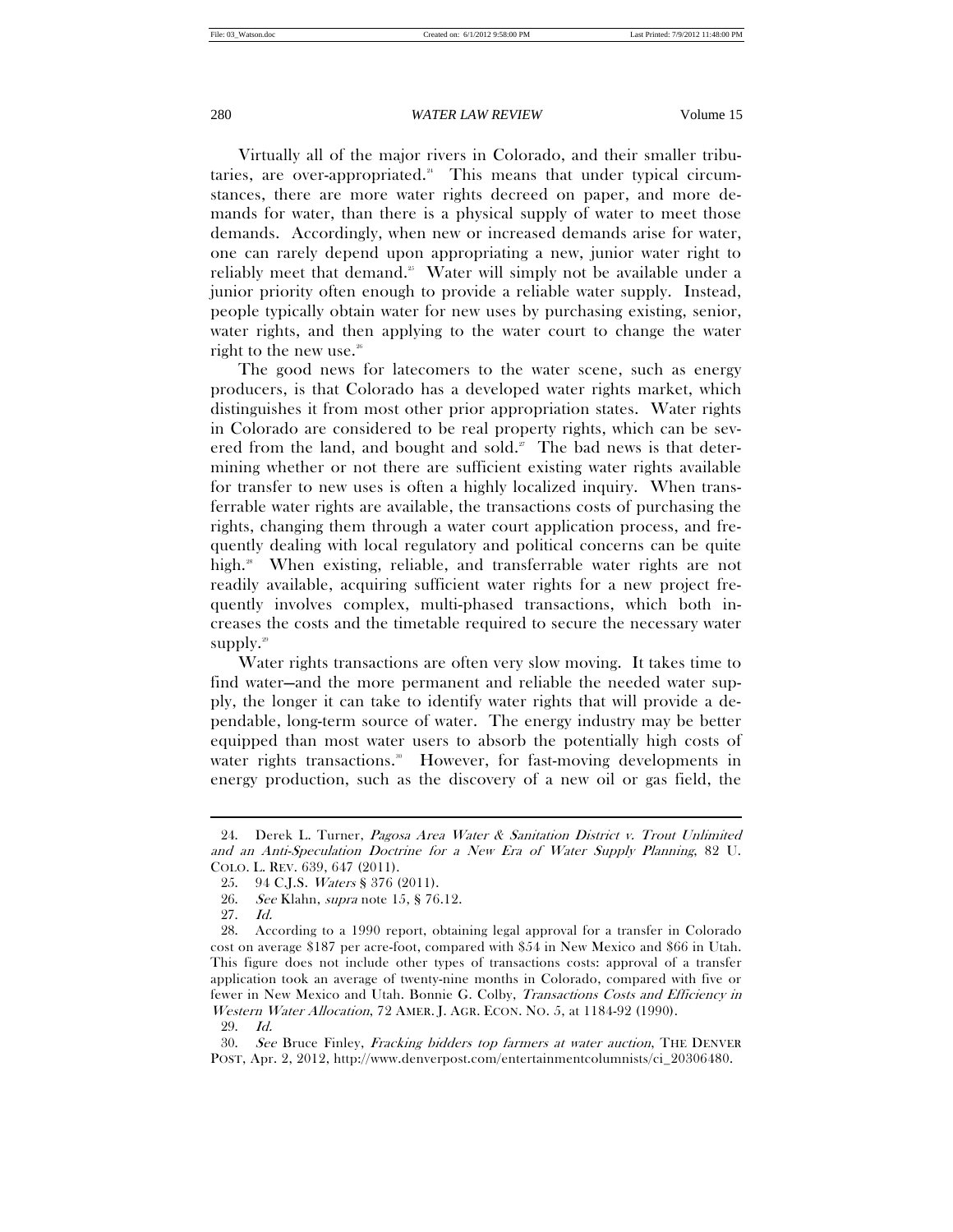Virtually all of the major rivers in Colorado, and their smaller tributaries, are over-appropriated.[24] This means that under typical circumstances, there are more water rights decreed on paper, and more demands for water, than there is a physical supply of water to meet those demands. Accordingly, when new or increased demands arise for water, one can rarely depend upon appropriating a new, junior water right to reliably meet that demand.[25] Water will simply not be available under a junior priority often enough to provide a reliable water supply. Instead, people typically obtain water for new uses by purchasing existing, senior, water rights, and then applying to the water court to change the water right to the new use.[26]

The good news for latecomers to the water scene, such as energy producers, is that Colorado has a developed water rights market, which distinguishes it from most other prior appropriation states. Water rights in Colorado are considered to be real property rights, which can be severed from the land, and bought and sold.[27] The bad news is that determining whether or not there are sufficient existing water rights available for transfer to new uses is often a highly localized inquiry. When transferrable water rights are available, the transactions costs of purchasing the rights, changing them through a water court application process, and frequently dealing with local regulatory and political concerns can be quite high.[28] When existing, reliable, and transferrable water rights are not readily available, acquiring sufficient water rights for a new project frequently involves complex, multi-phased transactions, which both increases the costs and the timetable required to secure the necessary water supply.[29]

Water rights transactions are often very slow moving. It takes time to find water—and the more permanent and reliable the needed water supply, the longer it can take to identify water rights that will provide a dependable, long-term source of water. The energy industry may be better equipped than most water users to absorb the potentially high costs of water rights transactions.[30] However, for fast-moving developments in energy production, such as the discovery of a new oil or gas field, the

---

24. Derek L. Turner, *Pagosa Area Water & Sanitation District v. Trout Unlimited and an Anti-Speculation Doctrine for a New Era of Water Supply Planning*, 82 U. COLO. L. REV. 639, 647 (2011).

25. 94 C.J.S. *Waters* § 376 (2011).

26. *See* Klahn, *supra* note 15, § 76.12.

27. *Id.*

28. According to a 1990 report, obtaining legal approval for a transfer in Colorado cost on average $187 per acre-foot, compared with $54 in New Mexico and $66 in Utah. This figure does not include other types of transactions costs: approval of a transfer application took an average of twenty-nine months in Colorado, compared with five or fewer in New Mexico and Utah. Bonnie G. Colby, *Transactions Costs and Efficiency in Western Water Allocation*, 72 AMER. J. AGR. ECON. NO. 5, at 1184-92 (1990).

29. *Id.*

30. *See* Bruce Finley, *Fracking bidders top farmers at water auction*, THE DENVER POST, Apr. 2, 2012, http://www.denverpost.com/entertainmentcolumnists/ci_20306480.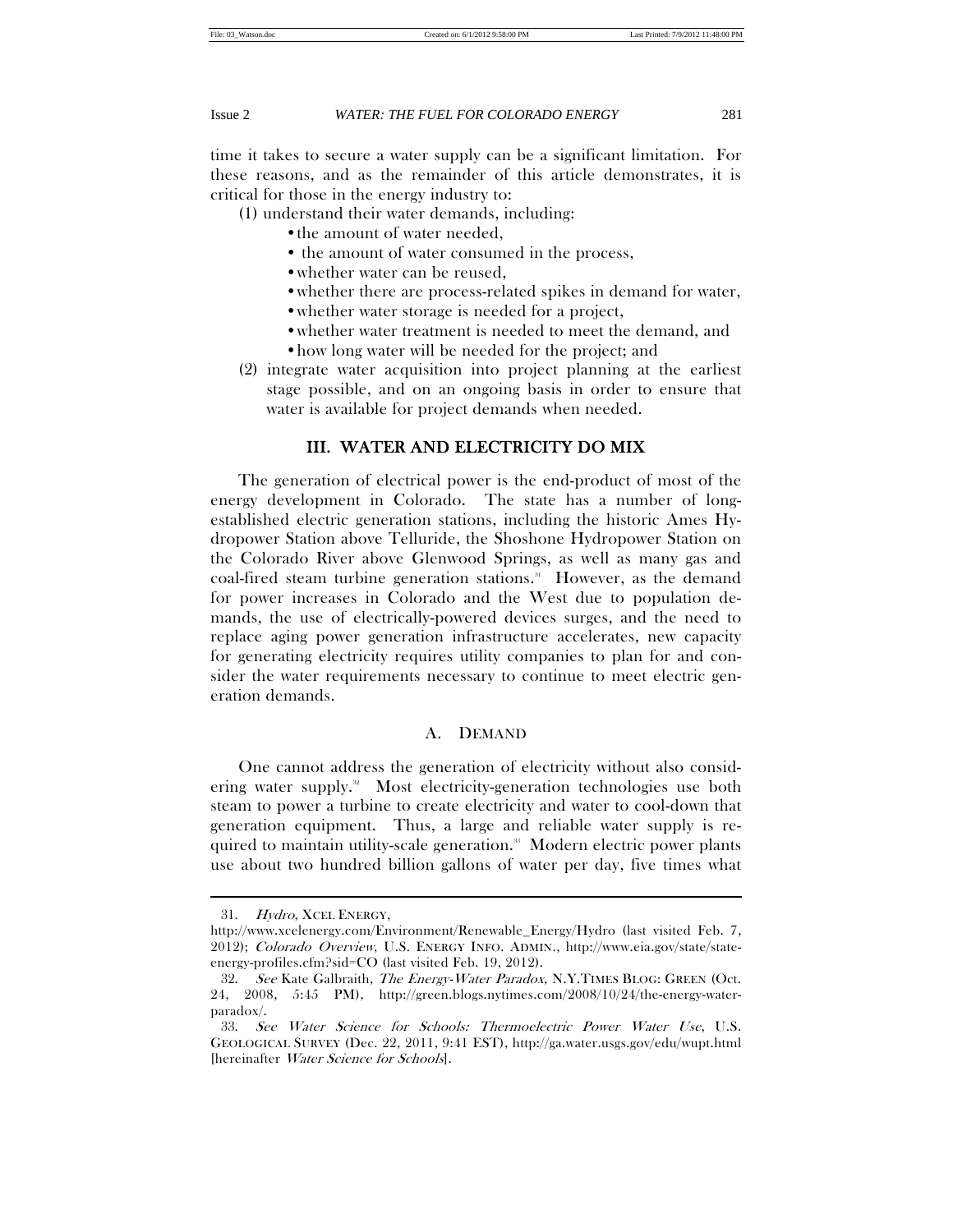time it takes to secure a water supply can be a significant limitation. For these reasons, and as the remainder of this article demonstrates, it is critical for those in the energy industry to:

(1) understand their water demands, including:
   - the amount of water needed,
   - the amount of water consumed in the process,
   - whether water can be reused,
   - whether there are process-related spikes in demand for water,
   - whether water storage is needed for a project,
   - whether water treatment is needed to meet the demand, and
   - how long water will be needed for the project; and

(2) integrate water acquisition into project planning at the earliest stage possible, and on an ongoing basis in order to ensure that water is available for project demands when needed.

## III. WATER AND ELECTRICITY DO MIX

The generation of electrical power is the end-product of most of the energy development in Colorado. The state has a number of long-established electric generation stations, including the historic Ames Hydropower Station above Telluride, the Shoshone Hydropower Station on the Colorado River above Glenwood Springs, as well as many gas and coal-fired steam turbine generation stations.[31] However, as the demand for power increases in Colorado and the West due to population demands, the use of electrically-powered devices surges, and the need to replace aging power generation infrastructure accelerates, new capacity for generating electricity requires utility companies to plan for and consider the water requirements necessary to continue to meet electric generation demands.

### A. DEMAND

One cannot address the generation of electricity without also considering water supply.[32] Most electricity-generation technologies use both steam to power a turbine to create electricity and water to cool-down that generation equipment. Thus, a large and reliable water supply is required to maintain utility-scale generation.[33] Modern electric power plants use about two hundred billion gallons of water per day, five times what

---

31. *Hydro*, XCEL ENERGY, http://www.xcelenergy.com/Environment/Renewable_Energy/Hydro (last visited Feb. 7, 2012); *Colorado Overview*, U.S. ENERGY INFO. ADMIN., http://www.eia.gov/state/state-energy-profiles.cfm?sid=CO (last visited Feb. 19, 2012).

32. *See* Kate Galbraith, *The Energy-Water Paradox*, N.Y.TIMES BLOG: GREEN (Oct. 24, 2008, 5:45 PM), http://green.blogs.nytimes.com/2008/10/24/the-energy-water-paradox/.

33. *See Water Science for Schools: Thermoelectric Power Water Use*, U.S. GEOLOGICAL SURVEY (Dec. 22, 2011, 9:41 EST), http://ga.water.usgs.gov/edu/wupt.html [hereinafter *Water Science for Schools*].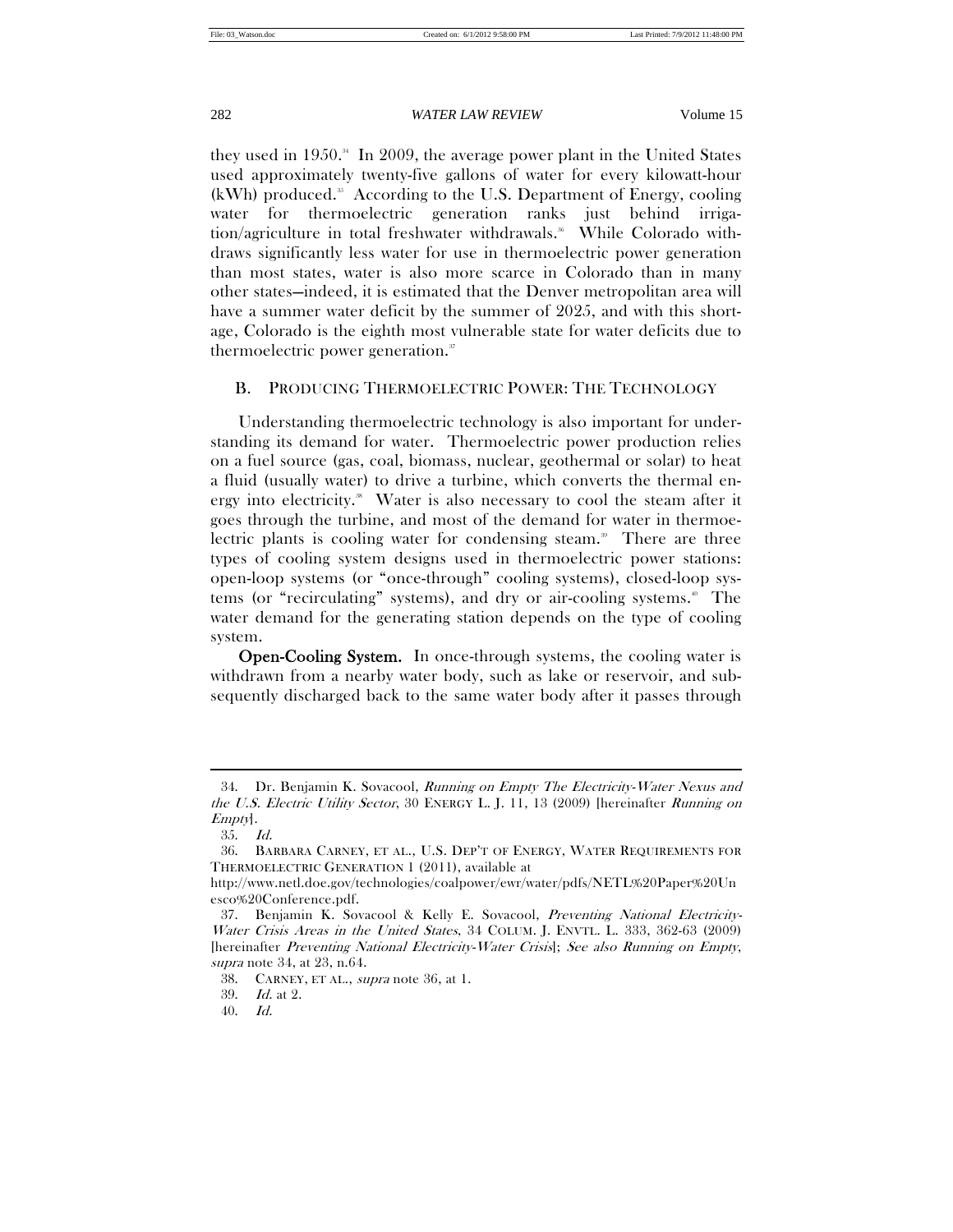they used in 1950.[34] In 2009, the average power plant in the United States used approximately twenty-five gallons of water for every kilowatt-hour (kWh) produced.[35] According to the U.S. Department of Energy, cooling water for thermoelectric generation ranks just behind irrigation/agriculture in total freshwater withdrawals.[36] While Colorado withdraws significantly less water for use in thermoelectric power generation than most states, water is also more scarce in Colorado than in many other states—indeed, it is estimated that the Denver metropolitan area will have a summer water deficit by the summer of 2025, and with this shortage, Colorado is the eighth most vulnerable state for water deficits due to thermoelectric power generation.[37]

## B. PRODUCING THERMOELECTRIC POWER: THE TECHNOLOGY

Understanding thermoelectric technology is also important for understanding its demand for water. Thermoelectric power production relies on a fuel source (gas, coal, biomass, nuclear, geothermal or solar) to heat a fluid (usually water) to drive a turbine, which converts the thermal energy into electricity.[38] Water is also necessary to cool the steam after it goes through the turbine, and most of the demand for water in thermoelectric plants is cooling water for condensing steam.[39] There are three types of cooling system designs used in thermoelectric power stations: open-loop systems (or "once-through" cooling systems), closed-loop systems (or "recirculating" systems), and dry or air-cooling systems.[40] The water demand for the generating station depends on the type of cooling system.

**Open-Cooling System.** In once-through systems, the cooling water is withdrawn from a nearby water body, such as lake or reservoir, and subsequently discharged back to the same water body after it passes through

---

34. Dr. Benjamin K. Sovacool, *Running on Empty The Electricity-Water Nexus and the U.S. Electric Utility Sector*, 30 ENERGY L. J. 11, 13 (2009) [hereinafter *Running on Empty*].

35. *Id.*

36. BARBARA CARNEY, ET AL., U.S. DEP'T OF ENERGY, WATER REQUIREMENTS FOR THERMOELECTRIC GENERATION 1 (2011), available at http://www.netl.doe.gov/technologies/coalpower/ewr/water/pdfs/NETL%20Paper%20Unesco%20Conference.pdf.

37. Benjamin K. Sovacool & Kelly E. Sovacool, *Preventing National Electricity-Water Crisis Areas in the United States*, 34 COLUM. J. ENVTL. L. 333, 362-63 (2009) [hereinafter *Preventing National Electricity-Water Crisis*]; *See also Running on Empty*, *supra* note 34, at 23, n.64.

38. CARNEY, ET AL., *supra* note 36, at 1.

39. *Id.* at 2.

40. *Id.*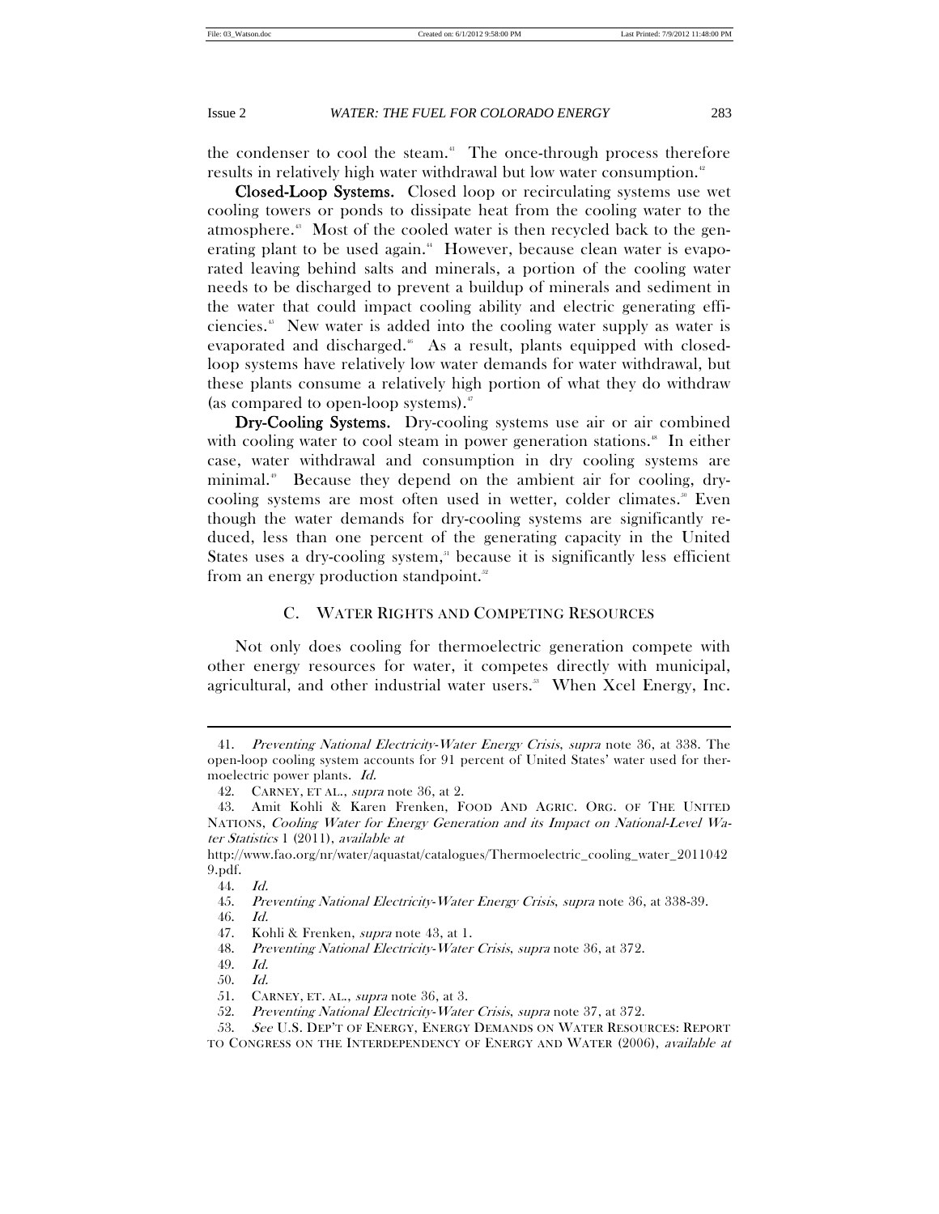the condenser to cool the steam.[41] The once-through process therefore results in relatively high water withdrawal but low water consumption.[42]

**Closed-Loop Systems.** Closed loop or recirculating systems use wet cooling towers or ponds to dissipate heat from the cooling water to the atmosphere.[43] Most of the cooled water is then recycled back to the generating plant to be used again.[44] However, because clean water is evaporated leaving behind salts and minerals, a portion of the cooling water needs to be discharged to prevent a buildup of minerals and sediment in the water that could impact cooling ability and electric generating efficiencies.[45] New water is added into the cooling water supply as water is evaporated and discharged.[46] As a result, plants equipped with closed-loop systems have relatively low water demands for water withdrawal, but these plants consume a relatively high portion of what they do withdraw (as compared to open-loop systems).[47]

**Dry-Cooling Systems.** Dry-cooling systems use air or air combined with cooling water to cool steam in power generation stations.[48] In either case, water withdrawal and consumption in dry cooling systems are minimal.[49] Because they depend on the ambient air for cooling, dry-cooling systems are most often used in wetter, colder climates.[50] Even though the water demands for dry-cooling systems are significantly reduced, less than one percent of the generating capacity in the United States uses a dry-cooling system,[51] because it is significantly less efficient from an energy production standpoint.[52]

### C. WATER RIGHTS AND COMPETING RESOURCES

Not only does cooling for thermoelectric generation compete with other energy resources for water, it competes directly with municipal, agricultural, and other industrial water users.[53] When Xcel Energy, Inc.

---

41. *Preventing National Electricity-Water Energy Crisis*, *supra* note 36, at 338. The open-loop cooling system accounts for 91 percent of United States' water used for thermoelectric power plants. *Id.*

42. CARNEY, ET AL., *supra* note 36, at 2.

43. Amit Kohli & Karen Frenken, FOOD AND AGRIC. ORG. OF THE UNITED NATIONS, *Cooling Water for Energy Generation and its Impact on National-Level Water Statistics* 1 (2011), *available at* http://www.fao.org/nr/water/aquastat/catalogues/Thermoelectric_cooling_water_20110429.pdf.

44. *Id.*

45. *Preventing National Electricity-Water Energy Crisis*, *supra* note 36, at 338-39.

46. *Id.*

47. Kohli & Frenken, *supra* note 43, at 1.

48. *Preventing National Electricity-Water Crisis*, *supra* note 36, at 372.

49. *Id.*

50. *Id.*

51. CARNEY, ET. AL., *supra* note 36, at 3.

52. *Preventing National Electricity-Water Crisis*, *supra* note 37, at 372.

53. *See* U.S. DEP'T OF ENERGY, ENERGY DEMANDS ON WATER RESOURCES: REPORT TO CONGRESS ON THE INTERDEPENDENCY OF ENERGY AND WATER (2006), *available at*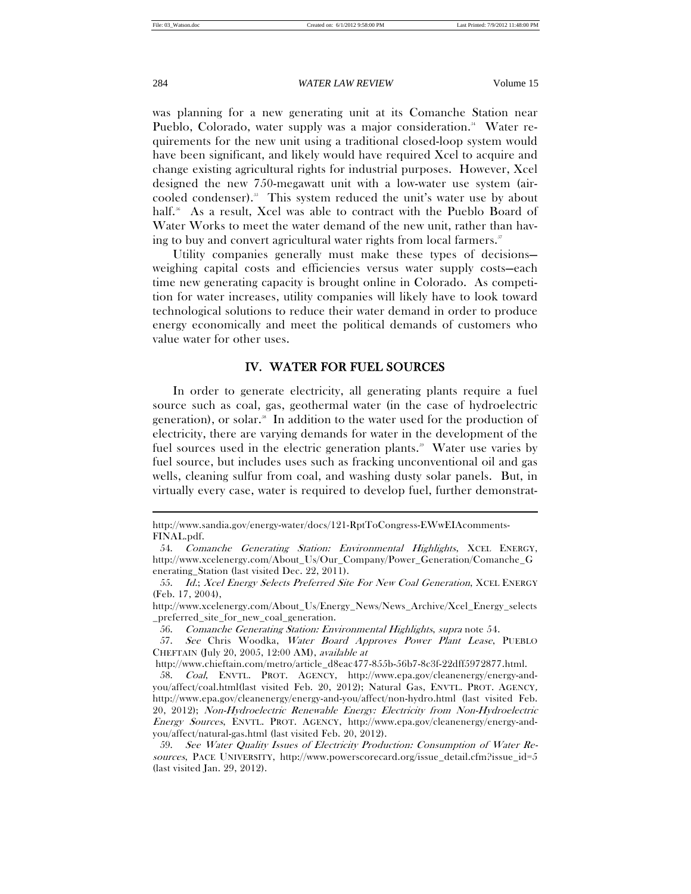was planning for a new generating unit at its Comanche Station near Pueblo, Colorado, water supply was a major consideration.[54] Water requirements for the new unit using a traditional closed-loop system would have been significant, and likely would have required Xcel to acquire and change existing agricultural rights for industrial purposes. However, Xcel designed the new 750-megawatt unit with a low-water use system (air-cooled condenser).[55] This system reduced the unit's water use by about half.[56] As a result, Xcel was able to contract with the Pueblo Board of Water Works to meet the water demand of the new unit, rather than having to buy and convert agricultural water rights from local farmers.[57]

Utility companies generally must make these types of decisions—weighing capital costs and efficiencies versus water supply costs—each time new generating capacity is brought online in Colorado. As competition for water increases, utility companies will likely have to look toward technological solutions to reduce their water demand in order to produce energy economically and meet the political demands of customers who value water for other uses.

## IV. WATER FOR FUEL SOURCES

In order to generate electricity, all generating plants require a fuel source such as coal, gas, geothermal water (in the case of hydroelectric generation), or solar.[58] In addition to the water used for the production of electricity, there are varying demands for water in the development of the fuel sources used in the electric generation plants.[59] Water use varies by fuel source, but includes uses such as fracking unconventional oil and gas wells, cleaning sulfur from coal, and washing dusty solar panels. But, in virtually every case, water is required to develop fuel, further demonstrat-

---

http://www.sandia.gov/energy-water/docs/121-RptToCongress-EWwEIAcomments-FINAL.pdf.

54. *Comanche Generating Station: Environmental Highlights*, XCEL ENERGY, http://www.xcelenergy.com/About_Us/Our_Company/Power_Generation/Comanche_Generating_Station (last visited Dec. 22, 2011).

55. *Id.*; *Xcel Energy Selects Preferred Site For New Coal Generation*, XCEL ENERGY (Feb. 17, 2004), http://www.xcelenergy.com/About_Us/Energy_News/News_Archive/Xcel_Energy_selects_preferred_site_for_new_coal_generation.

56. *Comanche Generating Station: Environmental Highlights*, *supra* note 54.

57. *See* Chris Woodka, *Water Board Approves Power Plant Lease*, PUEBLO CHEFTAIN (July 20, 2005, 12:00 AM), *available at* http://www.chieftain.com/metro/article_d8eac477-855b-56b7-8c3f-22dff5972877.html.

58. *Coal*, ENVTL. PROT. AGENCY, http://www.epa.gov/cleanenergy/energy-and-you/affect/coal.html(last visited Feb. 20, 2012); Natural Gas, ENVTL. PROT. AGENCY, http://www.epa.gov/cleanenergy/energy-and-you/affect/non-hydro.html (last visited Feb. 20, 2012); *Non-Hydroelectric Renewable Energy: Electricity from Non-Hydroelectric Energy Sources*, ENVTL. PROT. AGENCY, http://www.epa.gov/cleanenergy/energy-and-you/affect/natural-gas.html (last visited Feb. 20, 2012).

59. *See Water Quality Issues of Electricity Production: Consumption of Water Resources*, PACE UNIVERSITY, http://www.powerscorecard.org/issue_detail.cfm?issue_id=5 (last visited Jan. 29, 2012).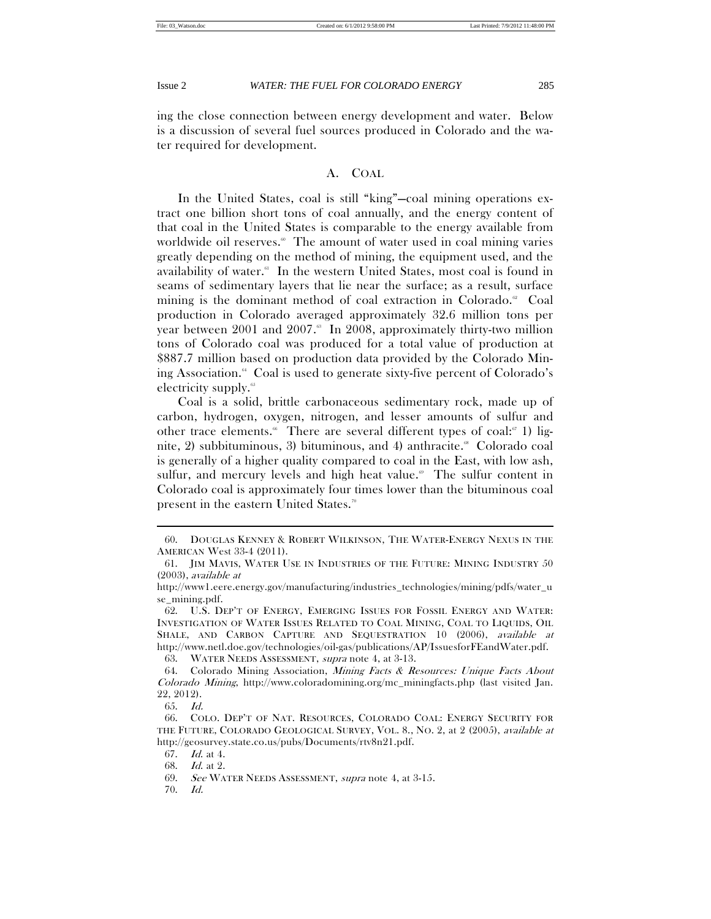ing the close connection between energy development and water. Below is a discussion of several fuel sources produced in Colorado and the water required for development.

## A. COAL

In the United States, coal is still "king"—coal mining operations extract one billion short tons of coal annually, and the energy content of that coal in the United States is comparable to the energy available from worldwide oil reserves.[60] The amount of water used in coal mining varies greatly depending on the method of mining, the equipment used, and the availability of water.[61] In the western United States, most coal is found in seams of sedimentary layers that lie near the surface; as a result, surface mining is the dominant method of coal extraction in Colorado.[62] Coal production in Colorado averaged approximately 32.6 million tons per year between 2001 and 2007.[63] In 2008, approximately thirty-two million tons of Colorado coal was produced for a total value of production at $887.7 million based on production data provided by the Colorado Mining Association.[64] Coal is used to generate sixty-five percent of Colorado's electricity supply.[65]

Coal is a solid, brittle carbonaceous sedimentary rock, made up of carbon, hydrogen, oxygen, nitrogen, and lesser amounts of sulfur and other trace elements.[66] There are several different types of coal:[67] 1) lignite, 2) subbituminous, 3) bituminous, and 4) anthracite.[68] Colorado coal is generally of a higher quality compared to coal in the East, with low ash, sulfur, and mercury levels and high heat value.[69] The sulfur content in Colorado coal is approximately four times lower than the bituminous coal present in the eastern United States.[70]

---

60. DOUGLAS KENNEY & ROBERT WILKINSON, THE WATER-ENERGY NEXUS IN THE AMERICAN West 33-4 (2011).

61. JIM MAVIS, WATER USE IN INDUSTRIES OF THE FUTURE: MINING INDUSTRY 50 (2003), *available at* http://www1.eere.energy.gov/manufacturing/industries_technologies/mining/pdfs/water_use_mining.pdf.

62. U.S. DEP'T OF ENERGY, EMERGING ISSUES FOR FOSSIL ENERGY AND WATER: INVESTIGATION OF WATER ISSUES RELATED TO COAL MINING, COAL TO LIQUIDS, OIL SHALE, AND CARBON CAPTURE AND SEQUESTRATION 10 (2006), *available at* http://www.netl.doe.gov/technologies/oil-gas/publications/AP/IssuesforFEandWater.pdf.

63. WATER NEEDS ASSESSMENT, *supra* note 4, at 3-13.

64. Colorado Mining Association, *Mining Facts & Resources: Unique Facts About Colorado Mining*, http://www.coloradomining.org/mc_miningfacts.php (last visited Jan. 22, 2012).

65. *Id.*

66. COLO. DEP'T OF NAT. RESOURCES, COLORADO COAL: ENERGY SECURITY FOR THE FUTURE, COLORADO GEOLOGICAL SURVEY, VOL. 8., NO. 2, at 2 (2005), *available at* http://geosurvey.state.co.us/pubs/Documents/rtv8n21.pdf.

67. *Id.* at 4.

68. *Id.* at 2.

69. *See* WATER NEEDS ASSESSMENT, *supra* note 4, at 3-15.

70. *Id.*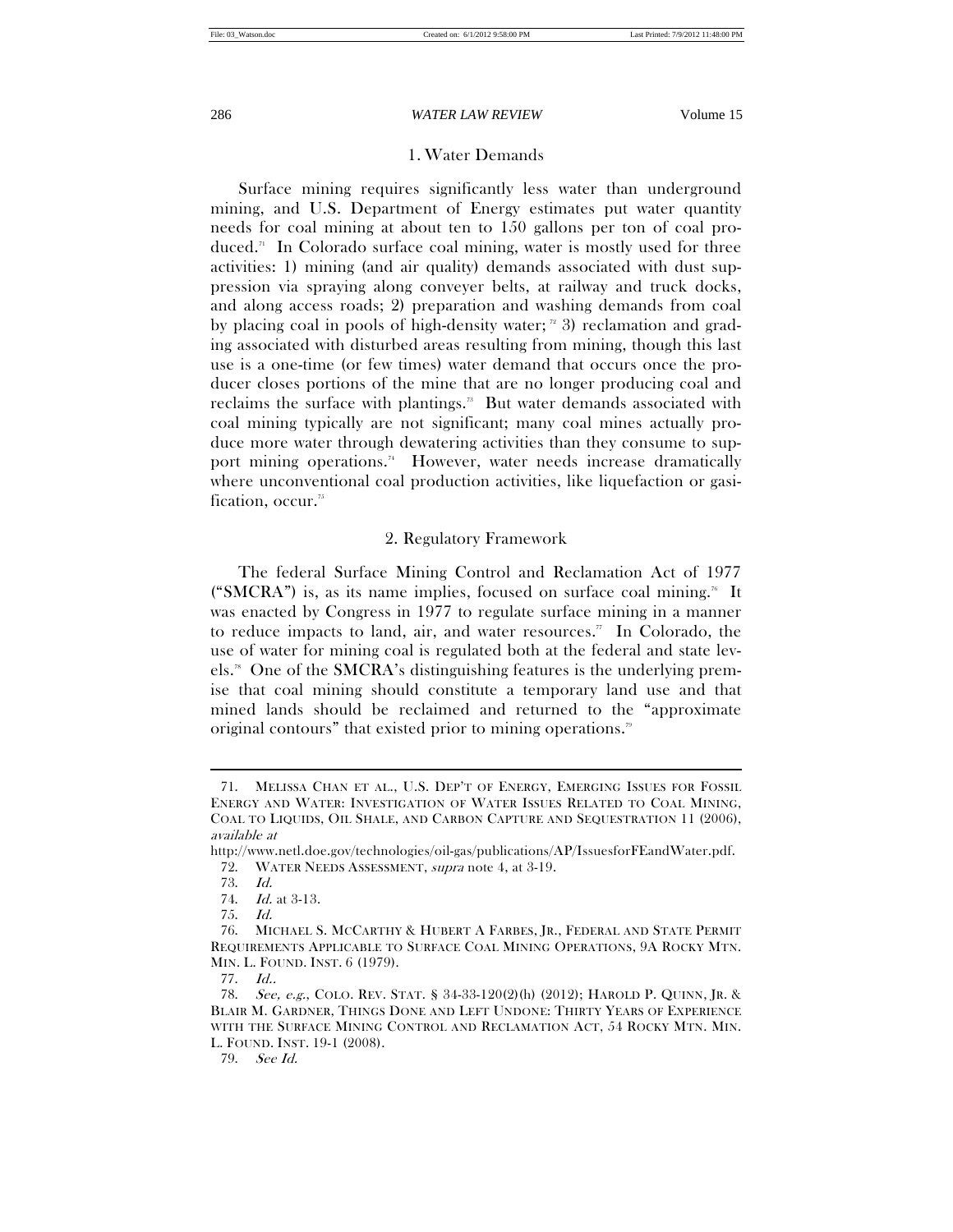### 1. Water Demands

Surface mining requires significantly less water than underground mining, and U.S. Department of Energy estimates put water quantity needs for coal mining at about ten to 150 gallons per ton of coal produced.[71] In Colorado surface coal mining, water is mostly used for three activities: 1) mining (and air quality) demands associated with dust suppression via spraying along conveyer belts, at railway and truck docks, and along access roads; 2) preparation and washing demands from coal by placing coal in pools of high-density water;[72] 3) reclamation and grading associated with disturbed areas resulting from mining, though this last use is a one-time (or few times) water demand that occurs once the producer closes portions of the mine that are no longer producing coal and reclaims the surface with plantings.[73] But water demands associated with coal mining typically are not significant; many coal mines actually produce more water through dewatering activities than they consume to support mining operations.[74] However, water needs increase dramatically where unconventional coal production activities, like liquefaction or gasification, occur.[75]

### 2. Regulatory Framework

The federal Surface Mining Control and Reclamation Act of 1977 ("SMCRA") is, as its name implies, focused on surface coal mining.[76] It was enacted by Congress in 1977 to regulate surface mining in a manner to reduce impacts to land, air, and water resources.[77] In Colorado, the use of water for mining coal is regulated both at the federal and state levels.[78] One of the SMCRA's distinguishing features is the underlying premise that coal mining should constitute a temporary land use and that mined lands should be reclaimed and returned to the "approximate original contours" that existed prior to mining operations.[79]

---

71. MELISSA CHAN ET AL., U.S. DEP'T OF ENERGY, EMERGING ISSUES FOR FOSSIL ENERGY AND WATER: INVESTIGATION OF WATER ISSUES RELATED TO COAL MINING, COAL TO LIQUIDS, OIL SHALE, AND CARBON CAPTURE AND SEQUESTRATION 11 (2006), *available at* http://www.netl.doe.gov/technologies/oil-gas/publications/AP/IssuesforFEandWater.pdf.

72. WATER NEEDS ASSESSMENT, *supra* note 4, at 3-19.

73. *Id.*

74. *Id.* at 3-13.

75. *Id.*

76. MICHAEL S. MCCARTHY & HUBERT A FARBES, JR., FEDERAL AND STATE PERMIT REQUIREMENTS APPLICABLE TO SURFACE COAL MINING OPERATIONS, 9A ROCKY MTN. MIN. L. FOUND. INST. 6 (1979).

77. *Id.*.

78. *See, e.g.*, COLO. REV. STAT. § 34-33-120(2)(h) (2012); HAROLD P. QUINN, JR. & BLAIR M. GARDNER, THINGS DONE AND LEFT UNDONE: THIRTY YEARS OF EXPERIENCE WITH THE SURFACE MINING CONTROL AND RECLAMATION ACT, 54 ROCKY MTN. MIN. L. FOUND. INST. 19-1 (2008).

79. *See Id.*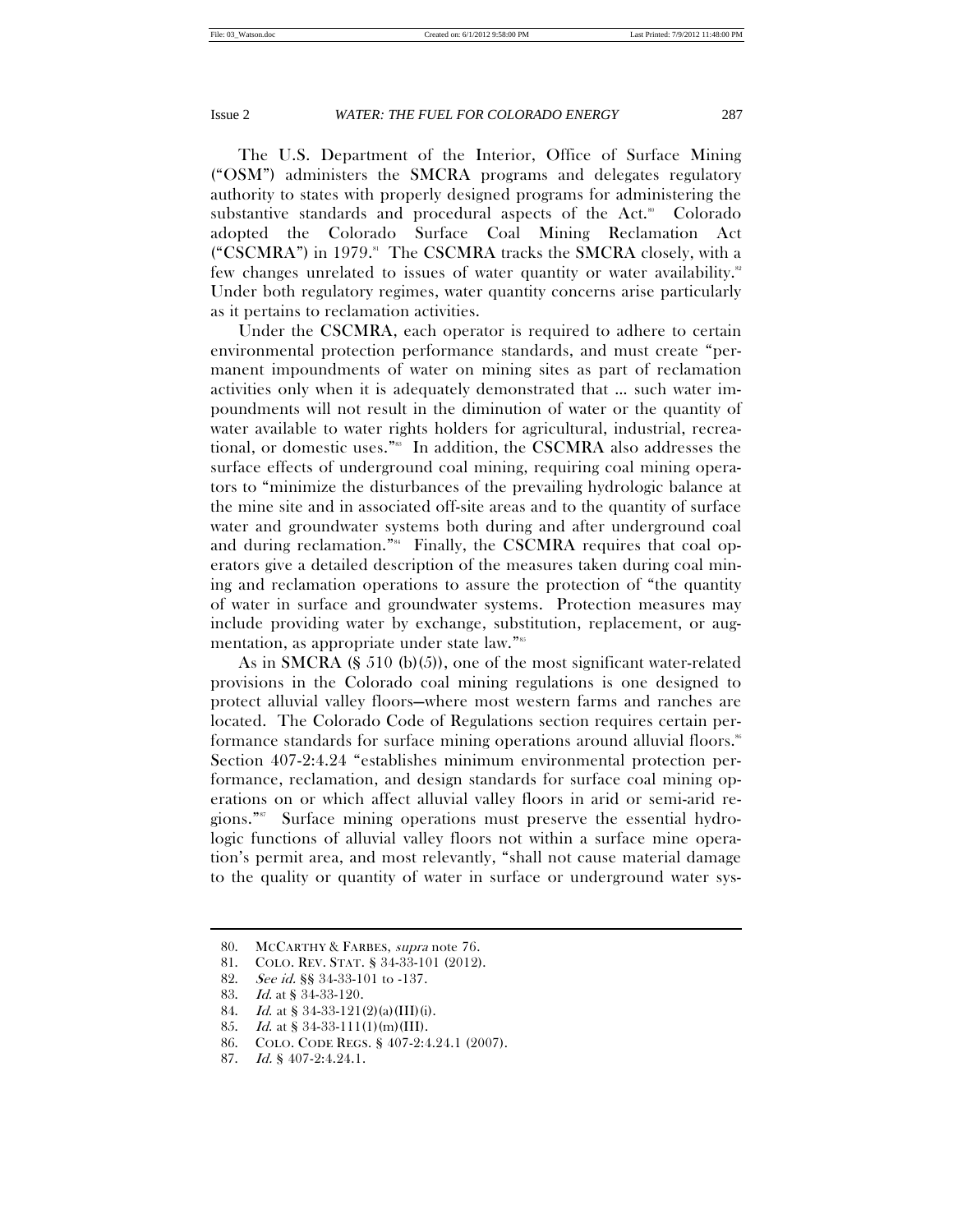The U.S. Department of the Interior, Office of Surface Mining ("OSM") administers the SMCRA programs and delegates regulatory authority to states with properly designed programs for administering the substantive standards and procedural aspects of the Act.[80] Colorado adopted the Colorado Surface Coal Mining Reclamation Act ("CSCMRA") in 1979.[81] The CSCMRA tracks the SMCRA closely, with a few changes unrelated to issues of water quantity or water availability.[82] Under both regulatory regimes, water quantity concerns arise particularly as it pertains to reclamation activities.

Under the CSCMRA, each operator is required to adhere to certain environmental protection performance standards, and must create "permanent impoundments of water on mining sites as part of reclamation activities only when it is adequately demonstrated that ... such water impoundments will not result in the diminution of water or the quantity of water available to water rights holders for agricultural, industrial, recreational, or domestic uses."[83] In addition, the CSCMRA also addresses the surface effects of underground coal mining, requiring coal mining operators to "minimize the disturbances of the prevailing hydrologic balance at the mine site and in associated off-site areas and to the quantity of surface water and groundwater systems both during and after underground coal and during reclamation."[84] Finally, the CSCMRA requires that coal operators give a detailed description of the measures taken during coal mining and reclamation operations to assure the protection of "the quantity of water in surface and groundwater systems. Protection measures may include providing water by exchange, substitution, replacement, or augmentation, as appropriate under state law."[85]

As in SMCRA (§ 510 (b)(5)), one of the most significant water-related provisions in the Colorado coal mining regulations is one designed to protect alluvial valley floors—where most western farms and ranches are located. The Colorado Code of Regulations section requires certain performance standards for surface mining operations around alluvial floors.[86] Section 407-2:4.24 "establishes minimum environmental protection performance, reclamation, and design standards for surface coal mining operations on or which affect alluvial valley floors in arid or semi-arid regions."[87] Surface mining operations must preserve the essential hydrologic functions of alluvial valley floors not within a surface mine operation's permit area, and most relevantly, "shall not cause material damage to the quality or quantity of water in surface or underground water sys-

80. MCCARTHY & FARBES, *supra* note 76.
81. COLO. REV. STAT. § 34-33-101 (2012).
82. *See id.* §§ 34-33-101 to -137.
83. *Id.* at § 34-33-120.
84. *Id.* at § 34-33-121(2)(a)(III)(i).
85. *Id.* at § 34-33-111(1)(m)(III).
86. COLO. CODE REGS. § 407-2:4.24.1 (2007).
87. *Id.* § 407-2:4.24.1.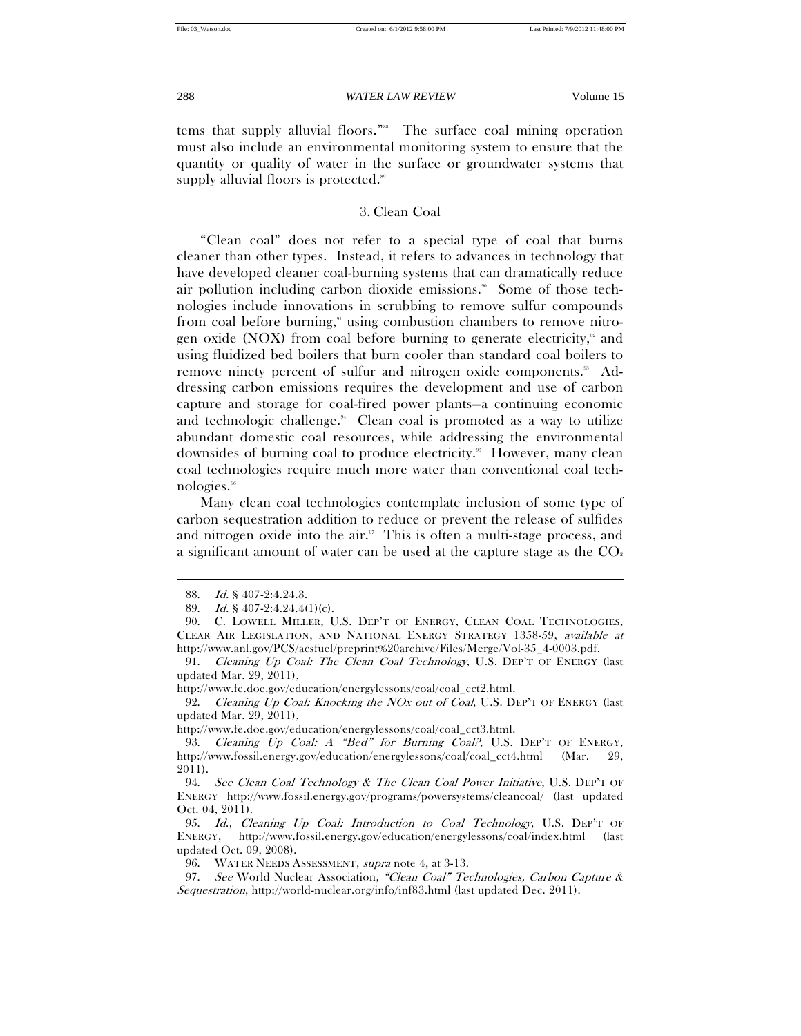tems that supply alluvial floors."[88] The surface coal mining operation must also include an environmental monitoring system to ensure that the quantity or quality of water in the surface or groundwater systems that supply alluvial floors is protected.[89]

### 3. Clean Coal

"Clean coal" does not refer to a special type of coal that burns cleaner than other types. Instead, it refers to advances in technology that have developed cleaner coal-burning systems that can dramatically reduce air pollution including carbon dioxide emissions.[90] Some of those technologies include innovations in scrubbing to remove sulfur compounds from coal before burning,[91] using combustion chambers to remove nitrogen oxide (NOX) from coal before burning to generate electricity,[92] and using fluidized bed boilers that burn cooler than standard coal boilers to remove ninety percent of sulfur and nitrogen oxide components.[93] Addressing carbon emissions requires the development and use of carbon capture and storage for coal-fired power plants—a continuing economic and technologic challenge.[94] Clean coal is promoted as a way to utilize abundant domestic coal resources, while addressing the environmental downsides of burning coal to produce electricity.[95] However, many clean coal technologies require much more water than conventional coal technologies.[96]

Many clean coal technologies contemplate inclusion of some type of carbon sequestration addition to reduce or prevent the release of sulfides and nitrogen oxide into the air.[97] This is often a multi-stage process, and a significant amount of water can be used at the capture stage as the $CO_2$

---

88. *Id.* § 407-2:4.24.3.

89. *Id.* § 407-2:4.24.4(1)(c).

90. C. LOWELL MILLER, U.S. DEP'T OF ENERGY, CLEAN COAL TECHNOLOGIES, CLEAR AIR LEGISLATION, AND NATIONAL ENERGY STRATEGY 1358-59, *available at* http://www.anl.gov/PCS/acsfuel/preprint%20archive/Files/Merge/Vol-35_4-0003.pdf.

91. *Cleaning Up Coal: The Clean Coal Technology*, U.S. DEP'T OF ENERGY (last updated Mar. 29, 2011), http://www.fe.doe.gov/education/energylessons/coal/coal_cct2.html.

92. *Cleaning Up Coal: Knocking the NOx out of Coal*, U.S. DEP'T OF ENERGY (last updated Mar. 29, 2011), http://www.fe.doe.gov/education/energylessons/coal/coal_cct3.html.

93. *Cleaning Up Coal: A "Bed" for Burning Coal?*, U.S. DEP'T OF ENERGY, http://www.fossil.energy.gov/education/energylessons/coal/coal_cct4.html (Mar. 29, 2011).

94. *See Clean Coal Technology & The Clean Coal Power Initiative*, U.S. DEP'T OF ENERGY http://www.fossil.energy.gov/programs/powersystems/cleancoal/ (last updated Oct. 04, 2011).

95. *Id.*, *Cleaning Up Coal: Introduction to Coal Technology*, U.S. DEP'T OF ENERGY, http://www.fossil.energy.gov/education/energylessons/coal/index.html (last updated Oct. 09, 2008).

96. WATER NEEDS ASSESSMENT, *supra* note 4, at 3-13.

97. *See* World Nuclear Association, *"Clean Coal" Technologies, Carbon Capture & Sequestration*, http://world-nuclear.org/info/inf83.html (last updated Dec. 2011).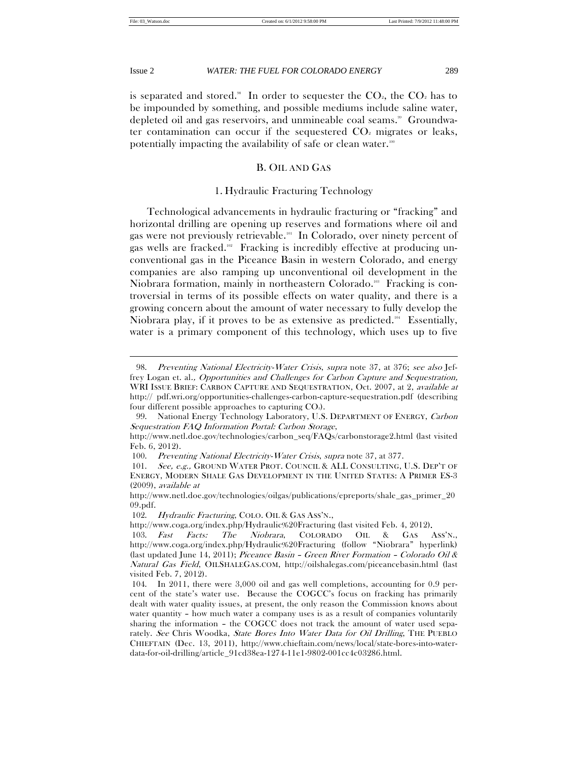is separated and stored.[98] In order to sequester the $CO_2$, the $CO_2$ has to be impounded by something, and possible mediums include saline water, depleted oil and gas reservoirs, and unmineable coal seams.[99] Groundwater contamination can occur if the sequestered $CO_2$ migrates or leaks, potentially impacting the availability of safe or clean water.[100]

## B. OIL AND GAS

### 1. Hydraulic Fracturing Technology

Technological advancements in hydraulic fracturing or "fracking" and horizontal drilling are opening up reserves and formations where oil and gas were not previously retrievable.[101] In Colorado, over ninety percent of gas wells are fracked.[102] Fracking is incredibly effective at producing unconventional gas in the Piceance Basin in western Colorado, and energy companies are also ramping up unconventional oil development in the Niobrara formation, mainly in northeastern Colorado.[103] Fracking is controversial in terms of its possible effects on water quality, and there is a growing concern about the amount of water necessary to fully develop the Niobrara play, if it proves to be as extensive as predicted.[104] Essentially, water is a primary component of this technology, which uses up to five

---

98. *Preventing National Electricity-Water Crisis*, *supra* note 37, at 376; *see also* Jeffrey Logan et. al., *Opportunities and Challenges for Carbon Capture and Sequestration,* WRI ISSUE BRIEF: CARBON CAPTURE AND SEQUESTRATION, Oct. 2007, at 2, *available at* http:// pdf.wri.org/opportunities-challenges-carbon-capture-sequestration.pdf (describing four different possible approaches to capturing $CO_2$).

99. National Energy Technology Laboratory, U.S. DEPARTMENT OF ENERGY, *Carbon Sequestration FAQ Information Portal: Carbon Storage*, http://www.netl.doe.gov/technologies/carbon_seq/FAQs/carbonstorage2.html (last visited Feb. 6, 2012).

100. *Preventing National Electricity-Water Crisis*, *supra* note 37, at 377.

101. *See, e.g.,* GROUND WATER PROT. COUNCIL & ALL CONSULTING, U.S. DEP'T OF ENERGY, MODERN SHALE GAS DEVELOPMENT IN THE UNITED STATES: A PRIMER ES-3 (2009), *available at* http://www.netl.doe.gov/technologies/oilgas/publications/epreports/shale_gas_primer_2009.pdf.

102. *Hydraulic Fracturing*, COLO. OIL & GAS ASS'N., http://www.coga.org/index.php/Hydraulic%20Fracturing (last visited Feb. 4, 2012).

103. *Fast Facts: The Niobrara*, COLORADO OIL & GAS ASS'N., http://www.coga.org/index.php/Hydraulic%20Fracturing (follow "Niobrara" hyperlink) (last updated June 14, 2011); *Piceance Basin – Green River Formation – Colorado Oil & Natural Gas Field*, OILSHALEGAS.COM, http://oilshalegas.com/piceancebasin.html (last visited Feb. 7, 2012).

104. In 2011, there were 3,000 oil and gas well completions, accounting for 0.9 percent of the state's water use. Because the COGCC's focus on fracking has primarily dealt with water quality issues, at present, the only reason the Commission knows about water quantity – how much water a company uses is as a result of companies voluntarily sharing the information – the COGCC does not track the amount of water used separately. *See* Chris Woodka, *State Bores Into Water Data for Oil Drilling*, THE PUEBLO CHIEFTAIN (Dec. 13, 2011), http://www.chieftain.com/news/local/state-bores-into-water-data-for-oil-drilling/article_91cd38ea-1274-11e1-9802-001cc4c03286.html.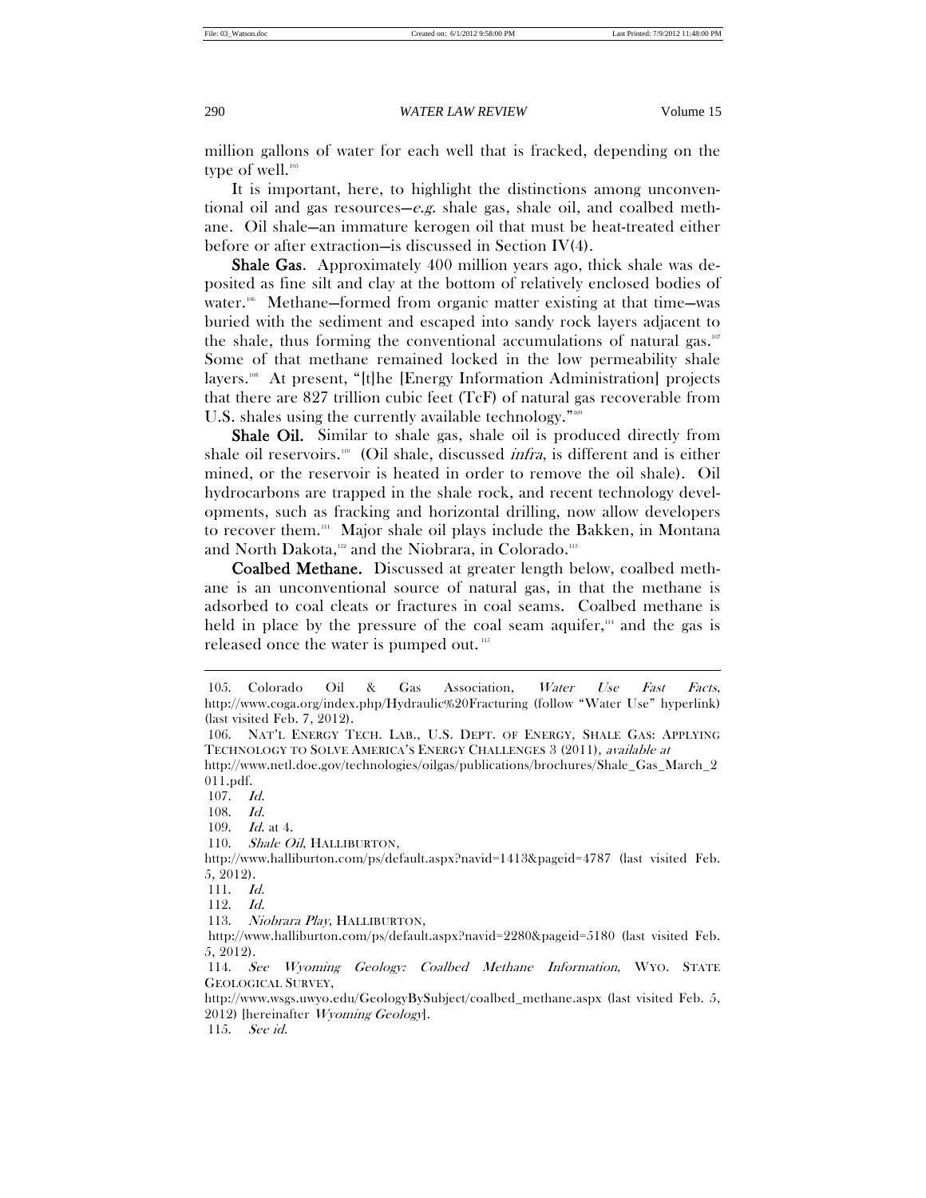million gallons of water for each well that is fracked, depending on the type of well.[105]

It is important, here, to highlight the distinctions among unconventional oil and gas resources—*e.g.* shale gas, shale oil, and coalbed methane. Oil shale—an immature kerogen oil that must be heat-treated either before or after extraction—is discussed in Section IV(4).

**Shale Gas**. Approximately 400 million years ago, thick shale was deposited as fine silt and clay at the bottom of relatively enclosed bodies of water.[106] Methane—formed from organic matter existing at that time—was buried with the sediment and escaped into sandy rock layers adjacent to the shale, thus forming the conventional accumulations of natural gas.[107] Some of that methane remained locked in the low permeability shale layers.[108] At present, "[t]he [Energy Information Administration] projects that there are 827 trillion cubic feet (TcF) of natural gas recoverable from U.S. shales using the currently available technology."[109]

**Shale Oil.** Similar to shale gas, shale oil is produced directly from shale oil reservoirs.[110] (Oil shale, discussed *infra*, is different and is either mined, or the reservoir is heated in order to remove the oil shale). Oil hydrocarbons are trapped in the shale rock, and recent technology developments, such as fracking and horizontal drilling, now allow developers to recover them.[111] Major shale oil plays include the Bakken, in Montana and North Dakota,[112] and the Niobrara, in Colorado.[113]

**Coalbed Methane.** Discussed at greater length below, coalbed methane is an unconventional source of natural gas, in that the methane is adsorbed to coal cleats or fractures in coal seams. Coalbed methane is held in place by the pressure of the coal seam aquifer,[114] and the gas is released once the water is pumped out.[115]

---

105. Colorado Oil & Gas Association, *Water Use Fast Facts*, http://www.coga.org/index.php/Hydraulic%20Fracturing (follow "Water Use" hyperlink) (last visited Feb. 7, 2012).

106. NAT'L ENERGY TECH. LAB., U.S. DEPT. OF ENERGY, SHALE GAS: APPLYING TECHNOLOGY TO SOLVE AMERICA'S ENERGY CHALLENGES 3 (2011), *available at* http://www.netl.doe.gov/technologies/oilgas/publications/brochures/Shale_Gas_March_2011.pdf.

107. *Id.*

108. *Id.*

109. *Id.* at 4.

110. *Shale Oil*, HALLIBURTON, http://www.halliburton.com/ps/default.aspx?navid=1413&pageid=4787 (last visited Feb. 5, 2012).

111. *Id.*

112. *Id.*

113. *Niobrara Play*, HALLIBURTON, http://www.halliburton.com/ps/default.aspx?navid=2280&pageid=5180 (last visited Feb. 5, 2012).

114. *See Wyoming Geology: Coalbed Methane Information*, WYO. STATE GEOLOGICAL SURVEY, http://www.wsgs.uwyo.edu/GeologyBySubject/coalbed_methane.aspx (last visited Feb. 5, 2012) [hereinafter *Wyoming Geology*].

115. *See id.*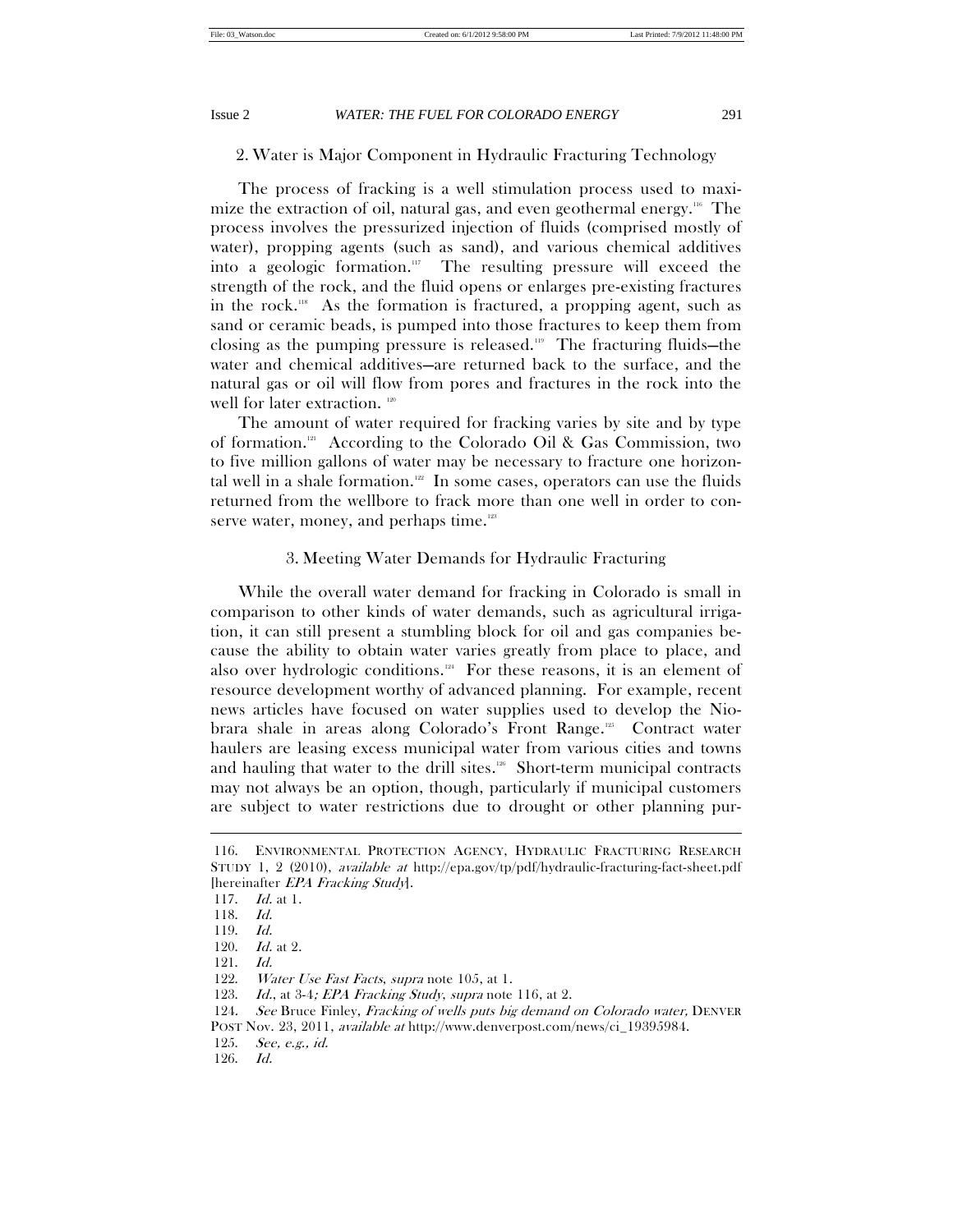### 2. Water is Major Component in Hydraulic Fracturing Technology

The process of fracking is a well stimulation process used to maximize the extraction of oil, natural gas, and even geothermal energy.[116] The process involves the pressurized injection of fluids (comprised mostly of water), propping agents (such as sand), and various chemical additives into a geologic formation.[117] The resulting pressure will exceed the strength of the rock, and the fluid opens or enlarges pre-existing fractures in the rock.[118] As the formation is fractured, a propping agent, such as sand or ceramic beads, is pumped into those fractures to keep them from closing as the pumping pressure is released.[119] The fracturing fluids—the water and chemical additives—are returned back to the surface, and the natural gas or oil will flow from pores and fractures in the rock into the well for later extraction.[120]

The amount of water required for fracking varies by site and by type of formation.[121] According to the Colorado Oil & Gas Commission, two to five million gallons of water may be necessary to fracture one horizontal well in a shale formation.[122] In some cases, operators can use the fluids returned from the wellbore to frack more than one well in order to conserve water, money, and perhaps time.[123]

### 3. Meeting Water Demands for Hydraulic Fracturing

While the overall water demand for fracking in Colorado is small in comparison to other kinds of water demands, such as agricultural irrigation, it can still present a stumbling block for oil and gas companies because the ability to obtain water varies greatly from place to place, and also over hydrologic conditions.[124] For these reasons, it is an element of resource development worthy of advanced planning. For example, recent news articles have focused on water supplies used to develop the Niobrara shale in areas along Colorado's Front Range.[125] Contract water haulers are leasing excess municipal water from various cities and towns and hauling that water to the drill sites.[126] Short-term municipal contracts may not always be an option, though, particularly if municipal customers are subject to water restrictions due to drought or other planning pur-

---

116. ENVIRONMENTAL PROTECTION AGENCY, HYDRAULIC FRACTURING RESEARCH STUDY 1, 2 (2010), *available at* http://epa.gov/tp/pdf/hydraulic-fracturing-fact-sheet.pdf [hereinafter *EPA Fracking Study*].

117. *Id.* at 1.

118. *Id.*

119. *Id.*

120. *Id.* at 2.

121. *Id.*

122. *Water Use Fast Facts*, *supra* note 105, at 1.

123. *Id.*, at 3-4; *EPA Fracking Study*, *supra* note 116, at 2.

124. *See* Bruce Finley, *Fracking of wells puts big demand on Colorado water,* DENVER POST Nov. 23, 2011, *available at* http://www.denverpost.com/news/ci_19395984.

125. *See, e.g., id.*

126. *Id.*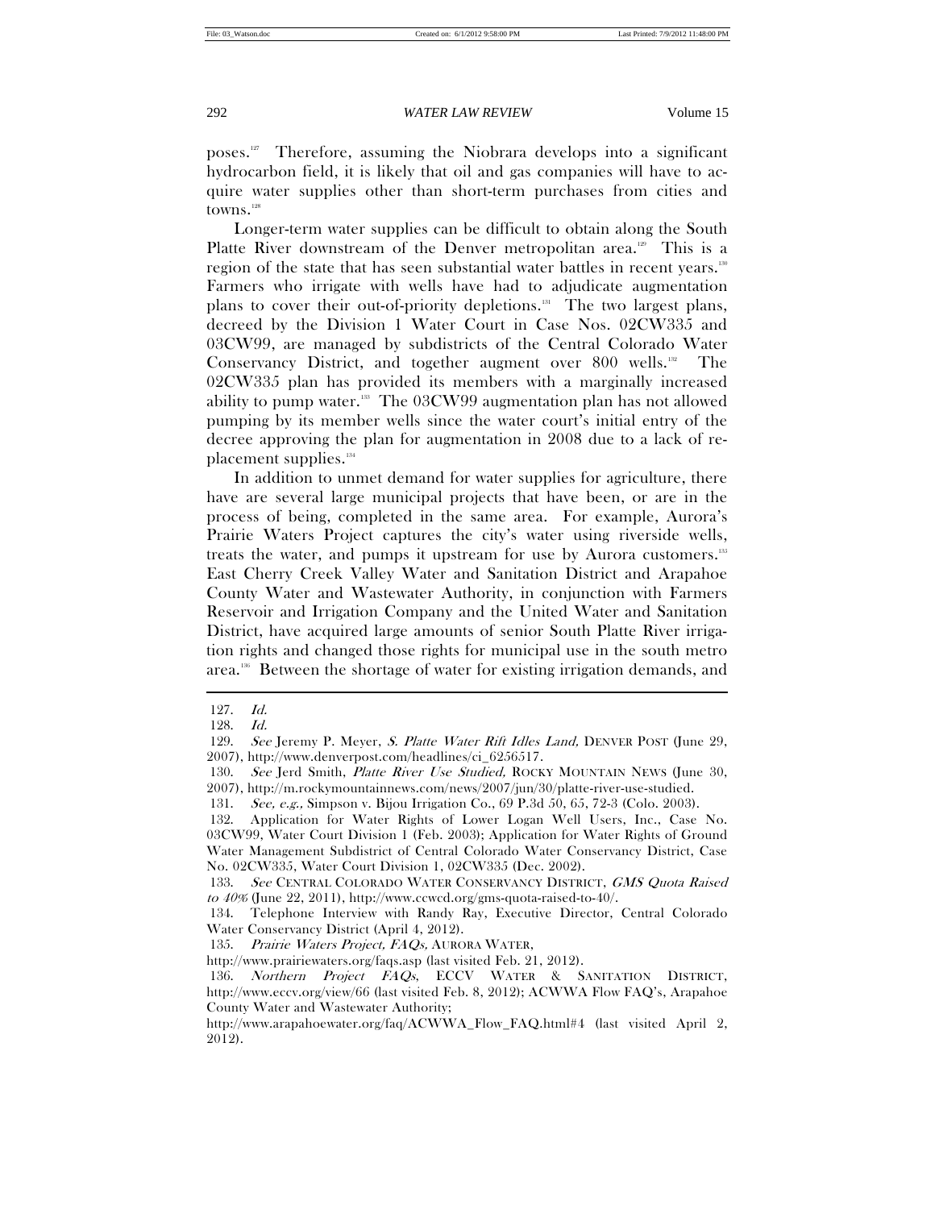poses.[127] Therefore, assuming the Niobrara develops into a significant hydrocarbon field, it is likely that oil and gas companies will have to acquire water supplies other than short-term purchases from cities and towns.[128]

Longer-term water supplies can be difficult to obtain along the South Platte River downstream of the Denver metropolitan area.[129] This is a region of the state that has seen substantial water battles in recent years.[130] Farmers who irrigate with wells have had to adjudicate augmentation plans to cover their out-of-priority depletions.[131] The two largest plans, decreed by the Division 1 Water Court in Case Nos. 02CW335 and 03CW99, are managed by subdistricts of the Central Colorado Water Conservancy District, and together augment over 800 wells.[132] The 02CW335 plan has provided its members with a marginally increased ability to pump water.[133] The 03CW99 augmentation plan has not allowed pumping by its member wells since the water court's initial entry of the decree approving the plan for augmentation in 2008 due to a lack of replacement supplies.[134]

In addition to unmet demand for water supplies for agriculture, there have are several large municipal projects that have been, or are in the process of being, completed in the same area. For example, Aurora's Prairie Waters Project captures the city's water using riverside wells, treats the water, and pumps it upstream for use by Aurora customers.[135] East Cherry Creek Valley Water and Sanitation District and Arapahoe County Water and Wastewater Authority, in conjunction with Farmers Reservoir and Irrigation Company and the United Water and Sanitation District, have acquired large amounts of senior South Platte River irrigation rights and changed those rights for municipal use in the south metro area.[136] Between the shortage of water for existing irrigation demands, and

---

127. *Id.*

128. *Id.*

129. *See* Jeremy P. Meyer, *S. Platte Water Rift Idles Land,* DENVER POST (June 29, 2007), http://www.denverpost.com/headlines/ci_6256517.

130. *See* Jerd Smith, *Platte River Use Studied,* ROCKY MOUNTAIN NEWS (June 30, 2007), http://m.rockymountainnews.com/news/2007/jun/30/platte-river-use-studied.

131. *See, e.g.,* Simpson v. Bijou Irrigation Co., 69 P.3d 50, 65, 72-3 (Colo. 2003).

132. Application for Water Rights of Lower Logan Well Users, Inc., Case No. 03CW99, Water Court Division 1 (Feb. 2003); Application for Water Rights of Ground Water Management Subdistrict of Central Colorado Water Conservancy District, Case No. 02CW335, Water Court Division 1, 02CW335 (Dec. 2002).

133. *See* CENTRAL COLORADO WATER CONSERVANCY DISTRICT, *GMS Quota Raised to 40%* (June 22, 2011), http://www.ccwcd.org/gms-quota-raised-to-40/.

134. Telephone Interview with Randy Ray, Executive Director, Central Colorado Water Conservancy District (April 4, 2012).

135. *Prairie Waters Project, FAQs,* AURORA WATER, http://www.prairiewaters.org/faqs.asp (last visited Feb. 21, 2012).

136. *Northern Project FAQs*, ECCV WATER & SANITATION DISTRICT, http://www.eccv.org/view/66 (last visited Feb. 8, 2012); ACWWA Flow FAQ's, Arapahoe County Water and Wastewater Authority; http://www.arapahoewater.org/faq/ACWWA_Flow_FAQ.html#4 (last visited April 2, 2012).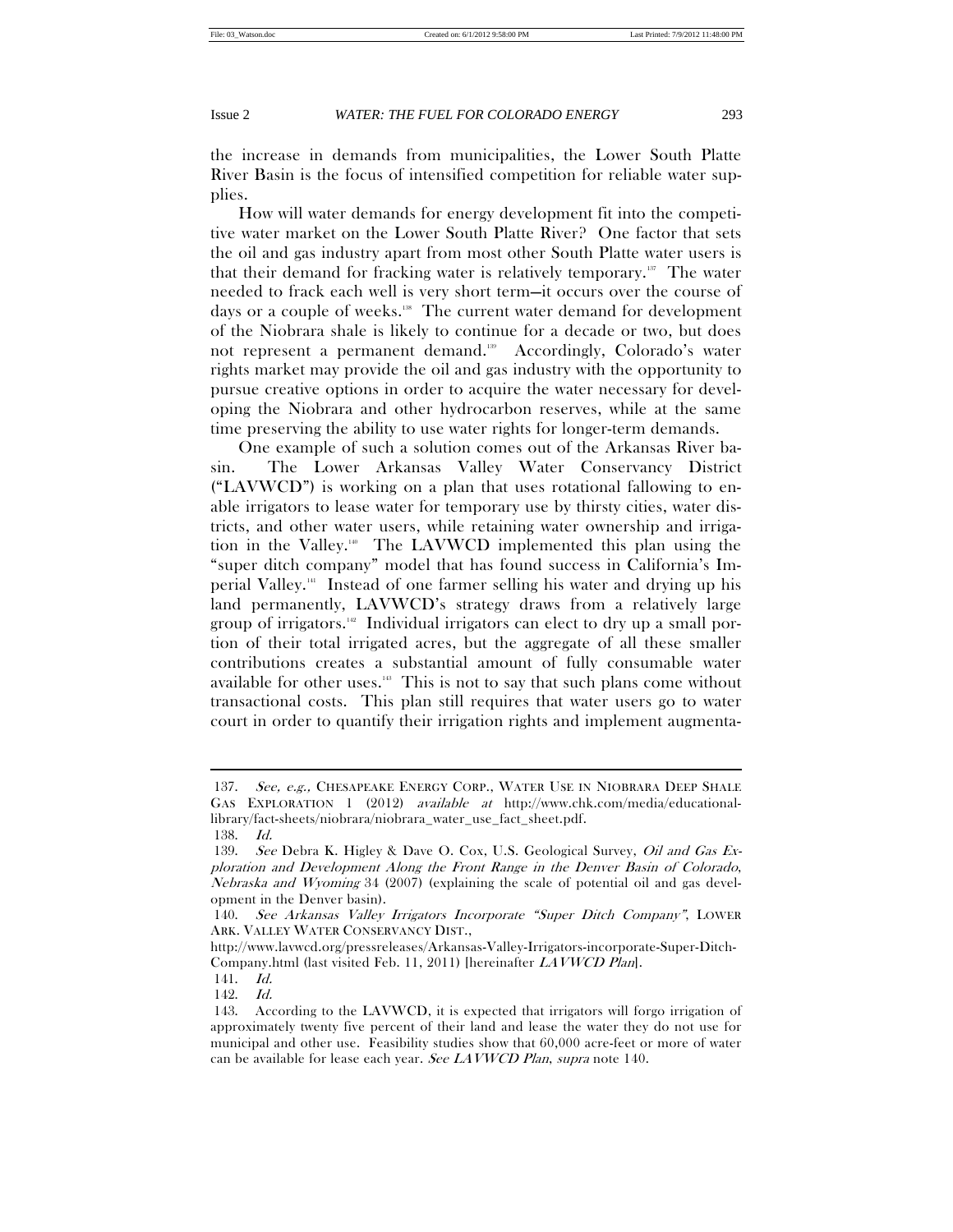the increase in demands from municipalities, the Lower South Platte River Basin is the focus of intensified competition for reliable water supplies.

How will water demands for energy development fit into the competitive water market on the Lower South Platte River? One factor that sets the oil and gas industry apart from most other South Platte water users is that their demand for fracking water is relatively temporary.[137] The water needed to frack each well is very short term—it occurs over the course of days or a couple of weeks.[138] The current water demand for development of the Niobrara shale is likely to continue for a decade or two, but does not represent a permanent demand.[139] Accordingly, Colorado's water rights market may provide the oil and gas industry with the opportunity to pursue creative options in order to acquire the water necessary for developing the Niobrara and other hydrocarbon reserves, while at the same time preserving the ability to use water rights for longer-term demands.

One example of such a solution comes out of the Arkansas River basin. The Lower Arkansas Valley Water Conservancy District ("LAVWCD") is working on a plan that uses rotational fallowing to enable irrigators to lease water for temporary use by thirsty cities, water districts, and other water users, while retaining water ownership and irrigation in the Valley.[140] The LAVWCD implemented this plan using the "super ditch company" model that has found success in California's Imperial Valley.[141] Instead of one farmer selling his water and drying up his land permanently, LAVWCD's strategy draws from a relatively large group of irrigators.[142] Individual irrigators can elect to dry up a small portion of their total irrigated acres, but the aggregate of all these smaller contributions creates a substantial amount of fully consumable water available for other uses.[143] This is not to say that such plans come without transactional costs. This plan still requires that water users go to water court in order to quantify their irrigation rights and implement augmenta-

---

137. *See, e.g.,* CHESAPEAKE ENERGY CORP., WATER USE IN NIOBRARA DEEP SHALE GAS EXPLORATION 1 (2012) *available at* http://www.chk.com/media/educational-library/fact-sheets/niobrara/niobrara_water_use_fact_sheet.pdf.

138. *Id.*

139. *See* Debra K. Higley & Dave O. Cox, U.S. Geological Survey, *Oil and Gas Exploration and Development Along the Front Range in the Denver Basin of Colorado, Nebraska and Wyoming* 34 (2007) (explaining the scale of potential oil and gas development in the Denver basin).

140. *See Arkansas Valley Irrigators Incorporate "Super Ditch Company"*, LOWER ARK. VALLEY WATER CONSERVANCY DIST., http://www.lavwcd.org/pressreleases/Arkansas-Valley-Irrigators-incorporate-Super-Ditch-Company.html (last visited Feb. 11, 2011) [hereinafter *LAVWCD Plan*].

141. *Id.*

142. *Id.*

143. According to the LAVWCD, it is expected that irrigators will forgo irrigation of approximately twenty five percent of their land and lease the water they do not use for municipal and other use. Feasibility studies show that 60,000 acre-feet or more of water can be available for lease each year. *See LAVWCD Plan*, *supra* note 140.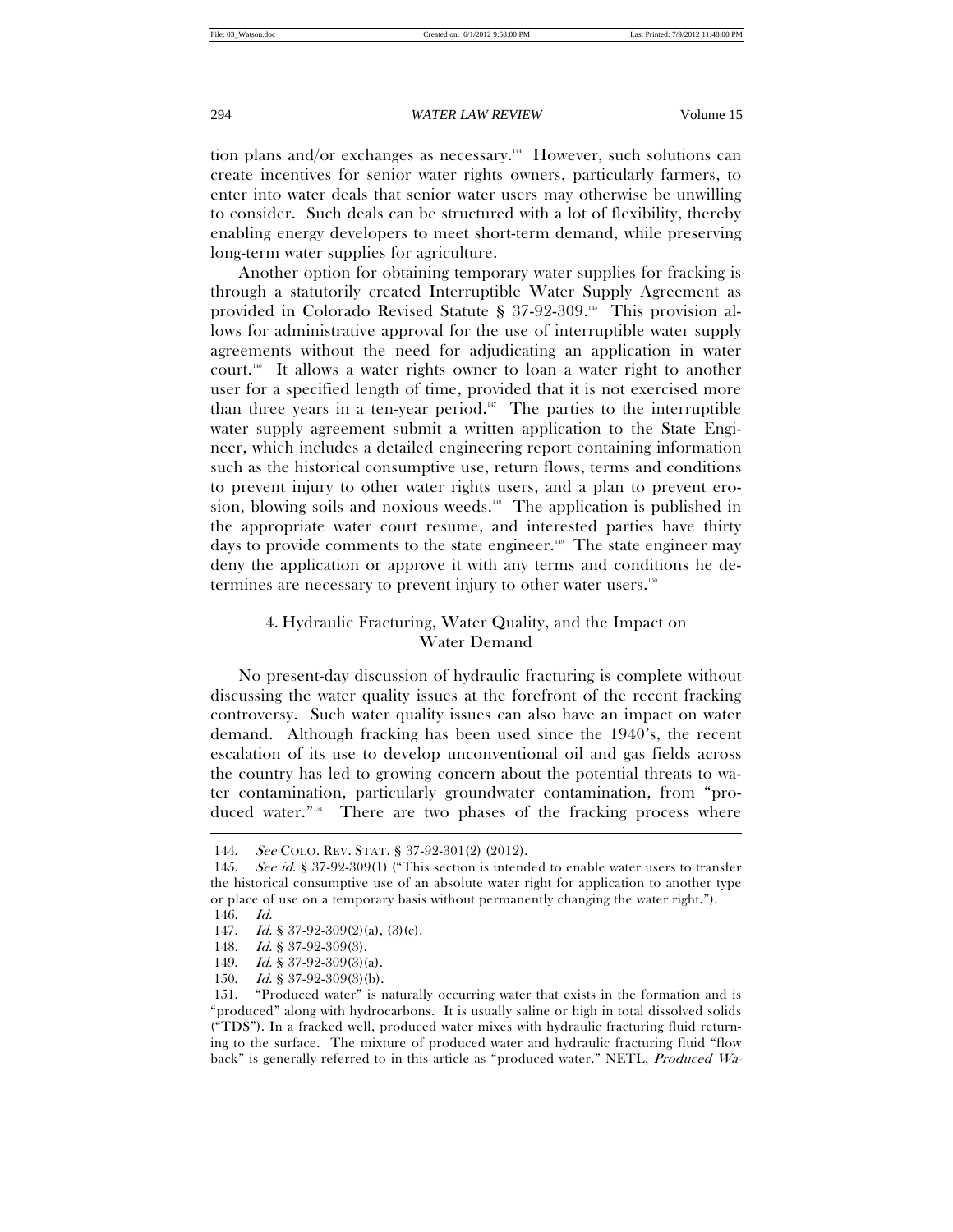tion plans and/or exchanges as necessary.[144] However, such solutions can create incentives for senior water rights owners, particularly farmers, to enter into water deals that senior water users may otherwise be unwilling to consider. Such deals can be structured with a lot of flexibility, thereby enabling energy developers to meet short-term demand, while preserving long-term water supplies for agriculture.

Another option for obtaining temporary water supplies for fracking is through a statutorily created Interruptible Water Supply Agreement as provided in Colorado Revised Statute § 37-92-309.[145] This provision allows for administrative approval for the use of interruptible water supply agreements without the need for adjudicating an application in water court.[146] It allows a water rights owner to loan a water right to another user for a specified length of time, provided that it is not exercised more than three years in a ten-year period.[147] The parties to the interruptible water supply agreement submit a written application to the State Engineer, which includes a detailed engineering report containing information such as the historical consumptive use, return flows, terms and conditions to prevent injury to other water rights users, and a plan to prevent erosion, blowing soils and noxious weeds.[148] The application is published in the appropriate water court resume, and interested parties have thirty days to provide comments to the state engineer.[149] The state engineer may deny the application or approve it with any terms and conditions he determines are necessary to prevent injury to other water users.[150]

### 4. Hydraulic Fracturing, Water Quality, and the Impact on Water Demand

No present-day discussion of hydraulic fracturing is complete without discussing the water quality issues at the forefront of the recent fracking controversy. Such water quality issues can also have an impact on water demand. Although fracking has been used since the 1940's, the recent escalation of its use to develop unconventional oil and gas fields across the country has led to growing concern about the potential threats to water contamination, particularly groundwater contamination, from "produced water."[151] There are two phases of the fracking process where

---

144. *See* COLO. REV. STAT. § 37-92-301(2) (2012).

145. *See id.* § 37-92-309(1) ("This section is intended to enable water users to transfer the historical consumptive use of an absolute water right for application to another type or place of use on a temporary basis without permanently changing the water right.").

146. *Id.*

147. *Id.* § 37-92-309(2)(a), (3)(c).

148. *Id.* § 37-92-309(3).

149. *Id.* § 37-92-309(3)(a).

150. *Id.* § 37-92-309(3)(b).

151. "Produced water" is naturally occurring water that exists in the formation and is "produced" along with hydrocarbons. It is usually saline or high in total dissolved solids ("TDS"). In a fracked well, produced water mixes with hydraulic fracturing fluid returning to the surface. The mixture of produced water and hydraulic fracturing fluid "flow back" is generally referred to in this article as "produced water." NETL, *Produced Wa-*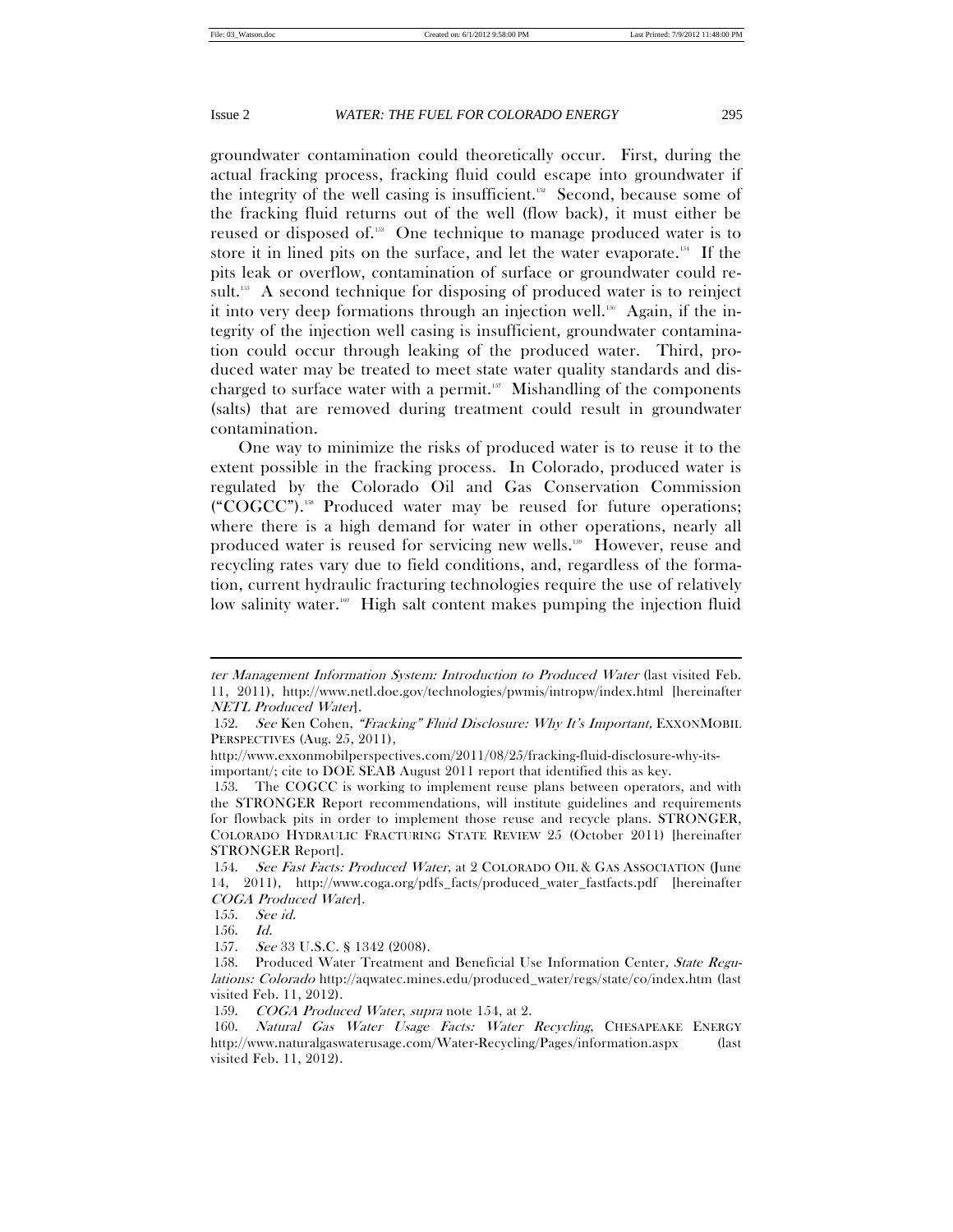groundwater contamination could theoretically occur. First, during the actual fracking process, fracking fluid could escape into groundwater if the integrity of the well casing is insufficient.[152] Second, because some of the fracking fluid returns out of the well (flow back), it must either be reused or disposed of.[153] One technique to manage produced water is to store it in lined pits on the surface, and let the water evaporate.[154] If the pits leak or overflow, contamination of surface or groundwater could result.[155] A second technique for disposing of produced water is to reinject it into very deep formations through an injection well.[156] Again, if the integrity of the injection well casing is insufficient, groundwater contamination could occur through leaking of the produced water. Third, produced water may be treated to meet state water quality standards and discharged to surface water with a permit.[157] Mishandling of the components (salts) that are removed during treatment could result in groundwater contamination.

One way to minimize the risks of produced water is to reuse it to the extent possible in the fracking process. In Colorado, produced water is regulated by the Colorado Oil and Gas Conservation Commission ("COGCC").[158] Produced water may be reused for future operations; where there is a high demand for water in other operations, nearly all produced water is reused for servicing new wells.[159] However, reuse and recycling rates vary due to field conditions, and, regardless of the formation, current hydraulic fracturing technologies require the use of relatively low salinity water.[160] High salt content makes pumping the injection fluid

---

*ter Management Information System: Introduction to Produced Water* (last visited Feb. 11, 2011), http://www.netl.doe.gov/technologies/pwmis/intropw/index.html [hereinafter *NETL Produced Water*].

152. *See* Ken Cohen, *"Fracking" Fluid Disclosure: Why It's Important,* EXXONMOBIL PERSPECTIVES (Aug. 25, 2011), http://www.exxonmobilperspectives.com/2011/08/25/fracking-fluid-disclosure-why-its-important/; cite to DOE SEAB August 2011 report that identified this as key.

153. The COGCC is working to implement reuse plans between operators, and with the STRONGER Report recommendations, will institute guidelines and requirements for flowback pits in order to implement those reuse and recycle plans. STRONGER, COLORADO HYDRAULIC FRACTURING STATE REVIEW 25 (October 2011) [hereinafter STRONGER Report].

154. *See Fast Facts: Produced Water,* at 2 COLORADO OIL & GAS ASSOCIATION (June 14, 2011), http://www.coga.org/pdfs_facts/produced_water_fastfacts.pdf [hereinafter *COGA Produced Water*].

155. *See id.*

156. *Id.*

157. *See* 33 U.S.C. § 1342 (2008).

158. Produced Water Treatment and Beneficial Use Information Center, *State Regulations: Colorado* http://aqwatec.mines.edu/produced_water/regs/state/co/index.htm (last visited Feb. 11, 2012).

159. *COGA Produced Water, supra* note 154, at 2.

160. *Natural Gas Water Usage Facts: Water Recycling*, CHESAPEAKE ENERGY http://www.naturalgaswaterusage.com/Water-Recycling/Pages/information.aspx (last visited Feb. 11, 2012).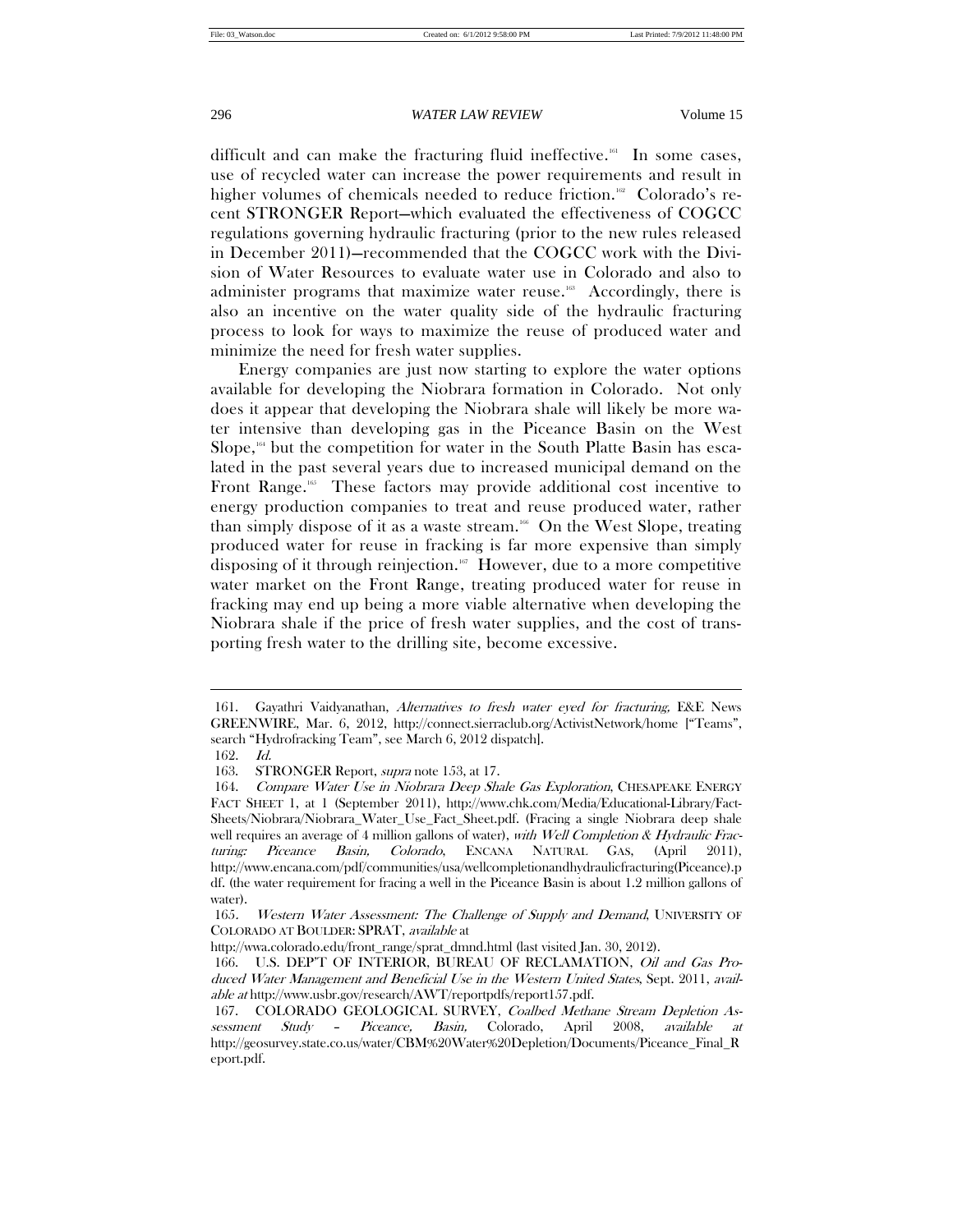difficult and can make the fracturing fluid ineffective.[161] In some cases, use of recycled water can increase the power requirements and result in higher volumes of chemicals needed to reduce friction.[162] Colorado's recent STRONGER Report—which evaluated the effectiveness of COGCC regulations governing hydraulic fracturing (prior to the new rules released in December 2011)—recommended that the COGCC work with the Division of Water Resources to evaluate water use in Colorado and also to administer programs that maximize water reuse.[163] Accordingly, there is also an incentive on the water quality side of the hydraulic fracturing process to look for ways to maximize the reuse of produced water and minimize the need for fresh water supplies.

Energy companies are just now starting to explore the water options available for developing the Niobrara formation in Colorado. Not only does it appear that developing the Niobrara shale will likely be more water intensive than developing gas in the Piceance Basin on the West Slope,[164] but the competition for water in the South Platte Basin has escalated in the past several years due to increased municipal demand on the Front Range.[165] These factors may provide additional cost incentive to energy production companies to treat and reuse produced water, rather than simply dispose of it as a waste stream.[166] On the West Slope, treating produced water for reuse in fracking is far more expensive than simply disposing of it through reinjection.[167] However, due to a more competitive water market on the Front Range, treating produced water for reuse in fracking may end up being a more viable alternative when developing the Niobrara shale if the price of fresh water supplies, and the cost of transporting fresh water to the drilling site, become excessive.

---

161. Gayathri Vaidyanathan, *Alternatives to fresh water eyed for fracturing,* E&E News GREENWIRE, Mar. 6, 2012, http://connect.sierraclub.org/ActivistNetwork/home ["Teams", search "Hydrofracking Team", see March 6, 2012 dispatch].

162. *Id.*

163. STRONGER Report, *supra* note 153, at 17.

164. *Compare Water Use in Niobrara Deep Shale Gas Exploration*, CHESAPEAKE ENERGY FACT SHEET 1, at 1 (September 2011), http://www.chk.com/Media/Educational-Library/Fact-Sheets/Niobrara/Niobrara_Water_Use_Fact_Sheet.pdf. (Fracing a single Niobrara deep shale well requires an average of 4 million gallons of water), *with Well Completion & Hydraulic Fracturing: Piceance Basin, Colorado*, ENCANA NATURAL GAS, (April 2011), http://www.encana.com/pdf/communities/usa/wellcompletionandhydraulicfracturing(Piceance).pdf. (the water requirement for fracing a well in the Piceance Basin is about 1.2 million gallons of water).

165. *Western Water Assessment: The Challenge of Supply and Demand*, UNIVERSITY OF COLORADO AT BOULDER: SPRAT, *available* at http://wwa.colorado.edu/front_range/sprat_dmnd.html (last visited Jan. 30, 2012).

166. U.S. DEP'T OF INTERIOR, BUREAU OF RECLAMATION, *Oil and Gas Produced Water Management and Beneficial Use in the Western United States*, Sept. 2011, *available at* http://www.usbr.gov/research/AWT/reportpdfs/report157.pdf.

167. COLORADO GEOLOGICAL SURVEY, *Coalbed Methane Stream Depletion Assessment Study – Piceance, Basin,* Colorado, April 2008, *available at* http://geosurvey.state.co.us/water/CBM%20Water%20Depletion/Documents/Piceance_Final_Report.pdf.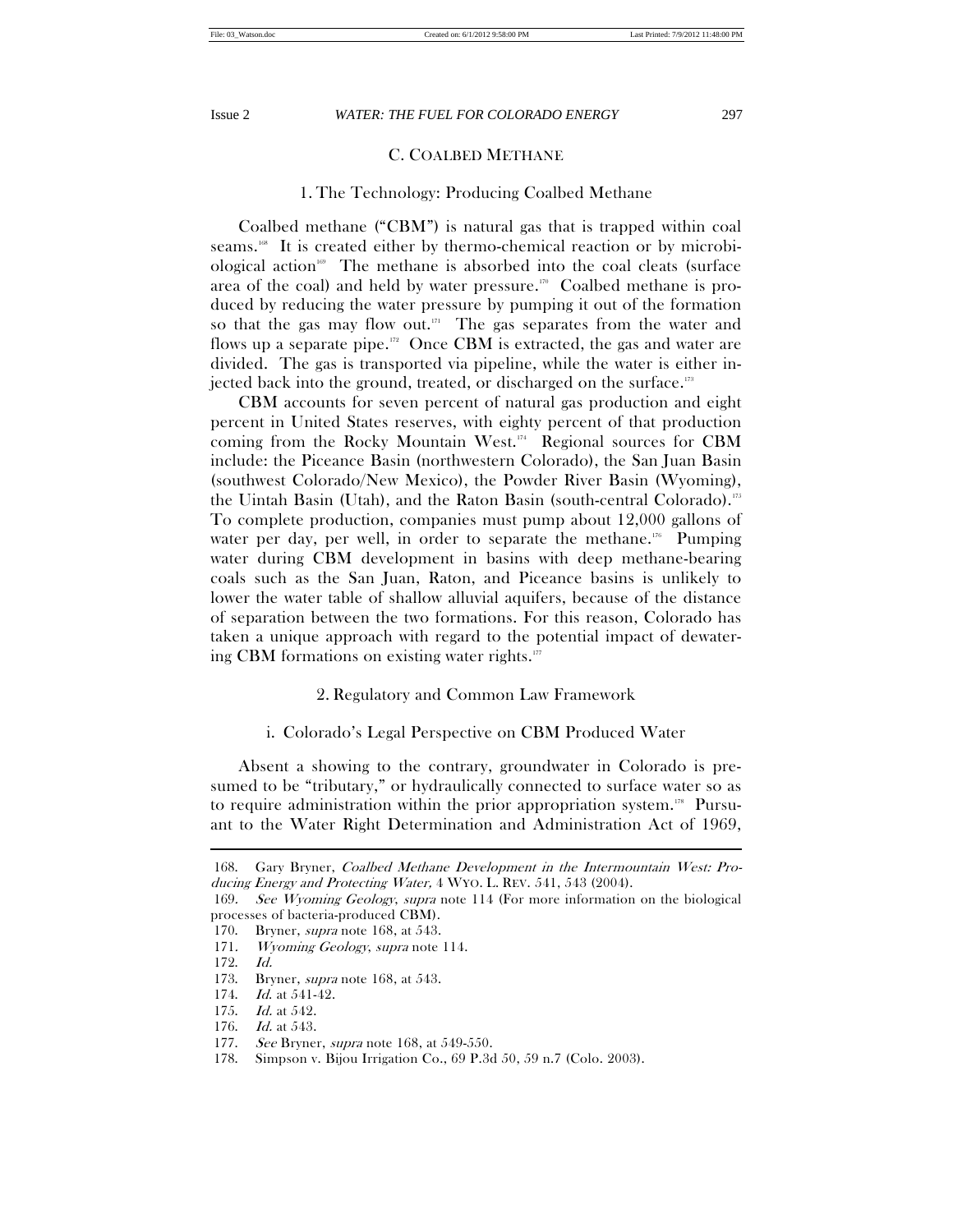### C. Coalbed Methane

#### 1. The Technology: Producing Coalbed Methane

Coalbed methane ("CBM") is natural gas that is trapped within coal seams.[168] It is created either by thermo-chemical reaction or by microbiological action[169] The methane is absorbed into the coal cleats (surface area of the coal) and held by water pressure.[170] Coalbed methane is produced by reducing the water pressure by pumping it out of the formation so that the gas may flow out.[171] The gas separates from the water and flows up a separate pipe.[172] Once CBM is extracted, the gas and water are divided. The gas is transported via pipeline, while the water is either injected back into the ground, treated, or discharged on the surface.[173]

CBM accounts for seven percent of natural gas production and eight percent in United States reserves, with eighty percent of that production coming from the Rocky Mountain West.[174] Regional sources for CBM include: the Piceance Basin (northwestern Colorado), the San Juan Basin (southwest Colorado/New Mexico), the Powder River Basin (Wyoming), the Uintah Basin (Utah), and the Raton Basin (south-central Colorado).[175] To complete production, companies must pump about 12,000 gallons of water per day, per well, in order to separate the methane.[176] Pumping water during CBM development in basins with deep methane-bearing coals such as the San Juan, Raton, and Piceance basins is unlikely to lower the water table of shallow alluvial aquifers, because of the distance of separation between the two formations. For this reason, Colorado has taken a unique approach with regard to the potential impact of dewatering CBM formations on existing water rights.[177]

#### 2. Regulatory and Common Law Framework

##### i. Colorado's Legal Perspective on CBM Produced Water

Absent a showing to the contrary, groundwater in Colorado is presumed to be "tributary," or hydraulically connected to surface water so as to require administration within the prior appropriation system.[178] Pursuant to the Water Right Determination and Administration Act of 1969,

---

168. Gary Bryner, *Coalbed Methane Development in the Intermountain West: Producing Energy and Protecting Water,* 4 WYO. L. REV. 541, 543 (2004).
169. *See Wyoming Geology*, *supra* note 114 (For more information on the biological processes of bacteria-produced CBM).
170. Bryner, *supra* note 168, at 543.
171. *Wyoming Geology*, *supra* note 114.
172. *Id.*
173. Bryner, *supra* note 168, at 543.
174. *Id.* at 541-42.
175. *Id.* at 542.
176. *Id.* at 543.
177. *See* Bryner, *supra* note 168, at 549-550.
178. Simpson v. Bijou Irrigation Co., 69 P.3d 50, 59 n.7 (Colo. 2003).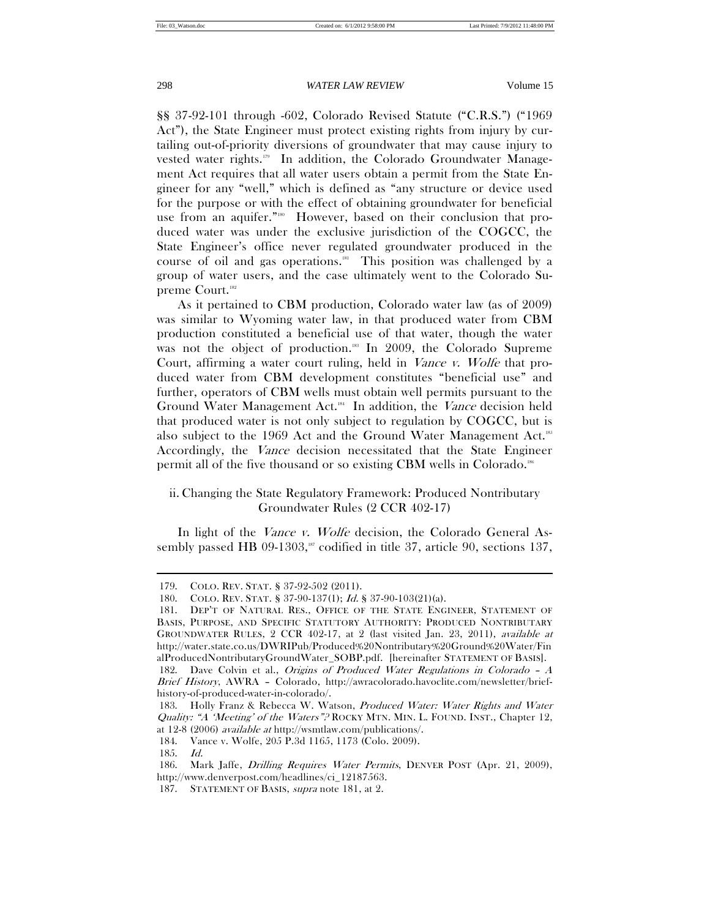§§ 37-92-101 through -602, Colorado Revised Statute ("C.R.S.") ("1969 Act"), the State Engineer must protect existing rights from injury by curtailing out-of-priority diversions of groundwater that may cause injury to vested water rights.[179] In addition, the Colorado Groundwater Management Act requires that all water users obtain a permit from the State Engineer for any "well," which is defined as "any structure or device used for the purpose or with the effect of obtaining groundwater for beneficial use from an aquifer."[180] However, based on their conclusion that produced water was under the exclusive jurisdiction of the COGCC, the State Engineer's office never regulated groundwater produced in the course of oil and gas operations.[181] This position was challenged by a group of water users, and the case ultimately went to the Colorado Supreme Court.[182]

As it pertained to CBM production, Colorado water law (as of 2009) was similar to Wyoming water law, in that produced water from CBM production constituted a beneficial use of that water, though the water was not the object of production.[183] In 2009, the Colorado Supreme Court, affirming a water court ruling, held in *Vance v. Wolfe* that produced water from CBM development constitutes "beneficial use" and further, operators of CBM wells must obtain well permits pursuant to the Ground Water Management Act.[184] In addition, the *Vance* decision held that produced water is not only subject to regulation by COGCC, but is also subject to the 1969 Act and the Ground Water Management Act.[185] Accordingly, the *Vance* decision necessitated that the State Engineer permit all of the five thousand or so existing CBM wells in Colorado.[186]

### ii. Changing the State Regulatory Framework: Produced Nontributary Groundwater Rules (2 CCR 402-17)

In light of the *Vance v. Wolfe* decision, the Colorado General Assembly passed HB 09-1303,[187] codified in title 37, article 90, sections 137,

---

179. COLO. REV. STAT. § 37-92-502 (2011).

180. COLO. REV. STAT. § 37-90-137(1); *Id.* § 37-90-103(21)(a).

181. DEP'T OF NATURAL RES., OFFICE OF THE STATE ENGINEER, STATEMENT OF BASIS, PURPOSE, AND SPECIFIC STATUTORY AUTHORITY: PRODUCED NONTRIBUTARY GROUNDWATER RULES, 2 CCR 402-17, at 2 (last visited Jan. 23, 2011), *available at* http://water.state.co.us/DWRIPub/Produced%20Nontributary%20Ground%20Water/FinalProducedNontributaryGroundWater_SOBP.pdf. [hereinafter STATEMENT OF BASIS].

182. Dave Colvin et al., *Origins of Produced Water Regulations in Colorado – A Brief History*, AWRA – Colorado, http://awracolorado.havoclite.com/newsletter/brief-history-of-produced-water-in-colorado/.

183. Holly Franz & Rebecca W. Watson, *Produced Water: Water Rights and Water Quality: "A 'Meeting' of the Waters"?* ROCKY MTN. MIN. L. FOUND. INST., Chapter 12, at 12-8 (2006) *available at* http://wsmtlaw.com/publications/.

184. Vance v. Wolfe, 205 P.3d 1165, 1173 (Colo. 2009).

185. *Id.*

186. Mark Jaffe, *Drilling Requires Water Permits*, DENVER POST (Apr. 21, 2009), http://www.denverpost.com/headlines/ci_12187563.

187. STATEMENT OF BASIS, *supra* note 181, at 2.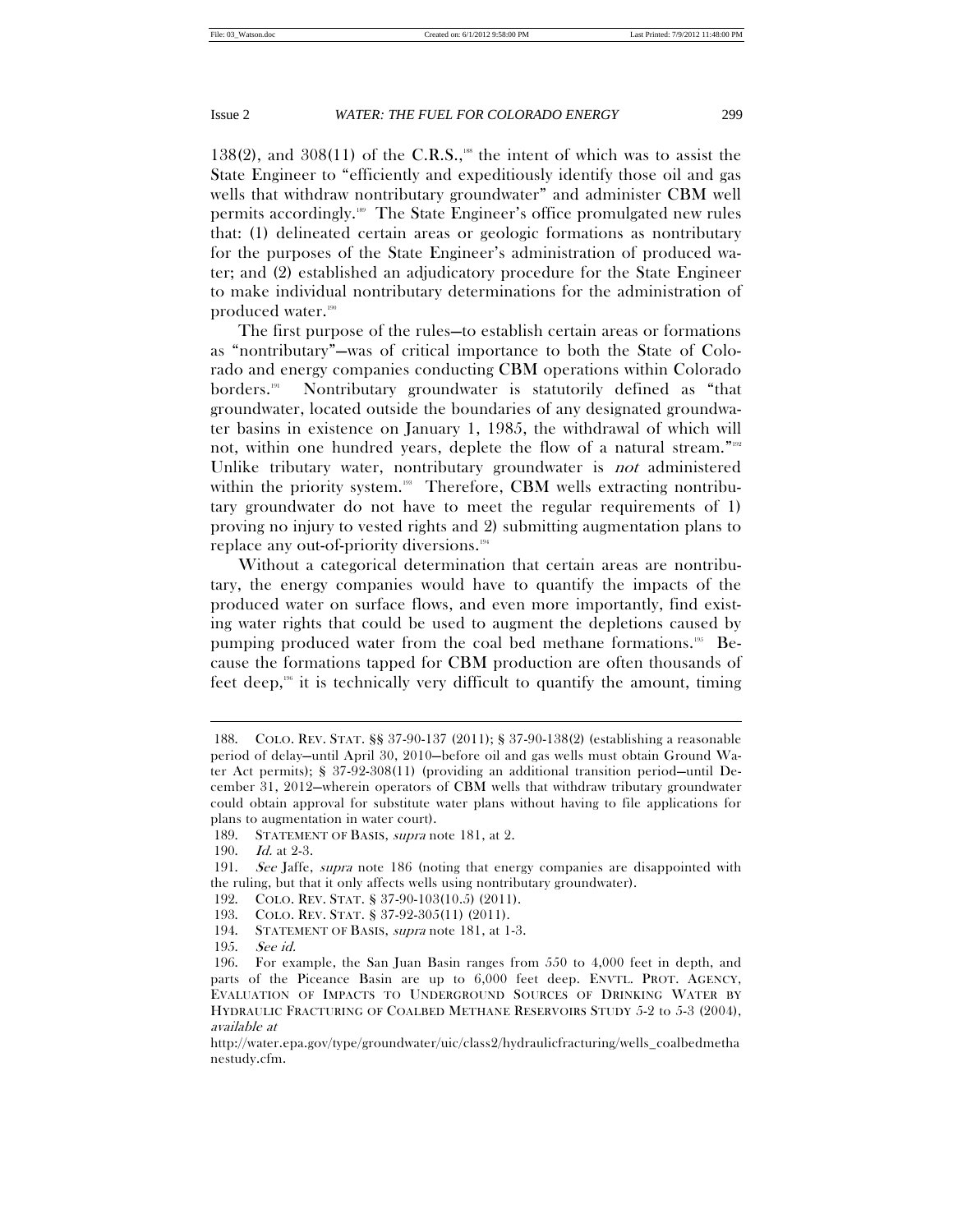138(2), and 308(11) of the C.R.S.,[188] the intent of which was to assist the State Engineer to "efficiently and expeditiously identify those oil and gas wells that withdraw nontributary groundwater" and administer CBM well permits accordingly.[189] The State Engineer's office promulgated new rules that: (1) delineated certain areas or geologic formations as nontributary for the purposes of the State Engineer's administration of produced water; and (2) established an adjudicatory procedure for the State Engineer to make individual nontributary determinations for the administration of produced water.[190]

The first purpose of the rules—to establish certain areas or formations as "nontributary"—was of critical importance to both the State of Colorado and energy companies conducting CBM operations within Colorado borders.[191] Nontributary groundwater is statutorily defined as "that groundwater, located outside the boundaries of any designated groundwater basins in existence on January 1, 1985, the withdrawal of which will not, within one hundred years, deplete the flow of a natural stream."[192] Unlike tributary water, nontributary groundwater is *not* administered within the priority system.[193] Therefore, CBM wells extracting nontributary groundwater do not have to meet the regular requirements of 1) proving no injury to vested rights and 2) submitting augmentation plans to replace any out-of-priority diversions.[194]

Without a categorical determination that certain areas are nontributary, the energy companies would have to quantify the impacts of the produced water on surface flows, and even more importantly, find existing water rights that could be used to augment the depletions caused by pumping produced water from the coal bed methane formations.[195] Because the formations tapped for CBM production are often thousands of feet deep,[196] it is technically very difficult to quantify the amount, timing

---

188. COLO. REV. STAT. §§ 37-90-137 (2011); § 37-90-138(2) (establishing a reasonable period of delay—until April 30, 2010—before oil and gas wells must obtain Ground Water Act permits); § 37-92-308(11) (providing an additional transition period—until December 31, 2012—wherein operators of CBM wells that withdraw tributary groundwater could obtain approval for substitute water plans without having to file applications for plans to augmentation in water court).

189. STATEMENT OF BASIS, *supra* note 181, at 2.

190. *Id.* at 2-3.

191. *See* Jaffe, *supra* note 186 (noting that energy companies are disappointed with the ruling, but that it only affects wells using nontributary groundwater).

192. COLO. REV. STAT. § 37-90-103(10.5) (2011).

193. COLO. REV. STAT. § 37-92-305(11) (2011).

194. STATEMENT OF BASIS, *supra* note 181, at 1-3.

195. *See id.*

196. For example, the San Juan Basin ranges from 550 to 4,000 feet in depth, and parts of the Piceance Basin are up to 6,000 feet deep. ENVTL. PROT. AGENCY, EVALUATION OF IMPACTS TO UNDERGROUND SOURCES OF DRINKING WATER BY HYDRAULIC FRACTURING OF COALBED METHANE RESERVOIRS STUDY 5-2 to 5-3 (2004), *available at* http://water.epa.gov/type/groundwater/uic/class2/hydraulicfracturing/wells_coalbedmethanestudy.cfm.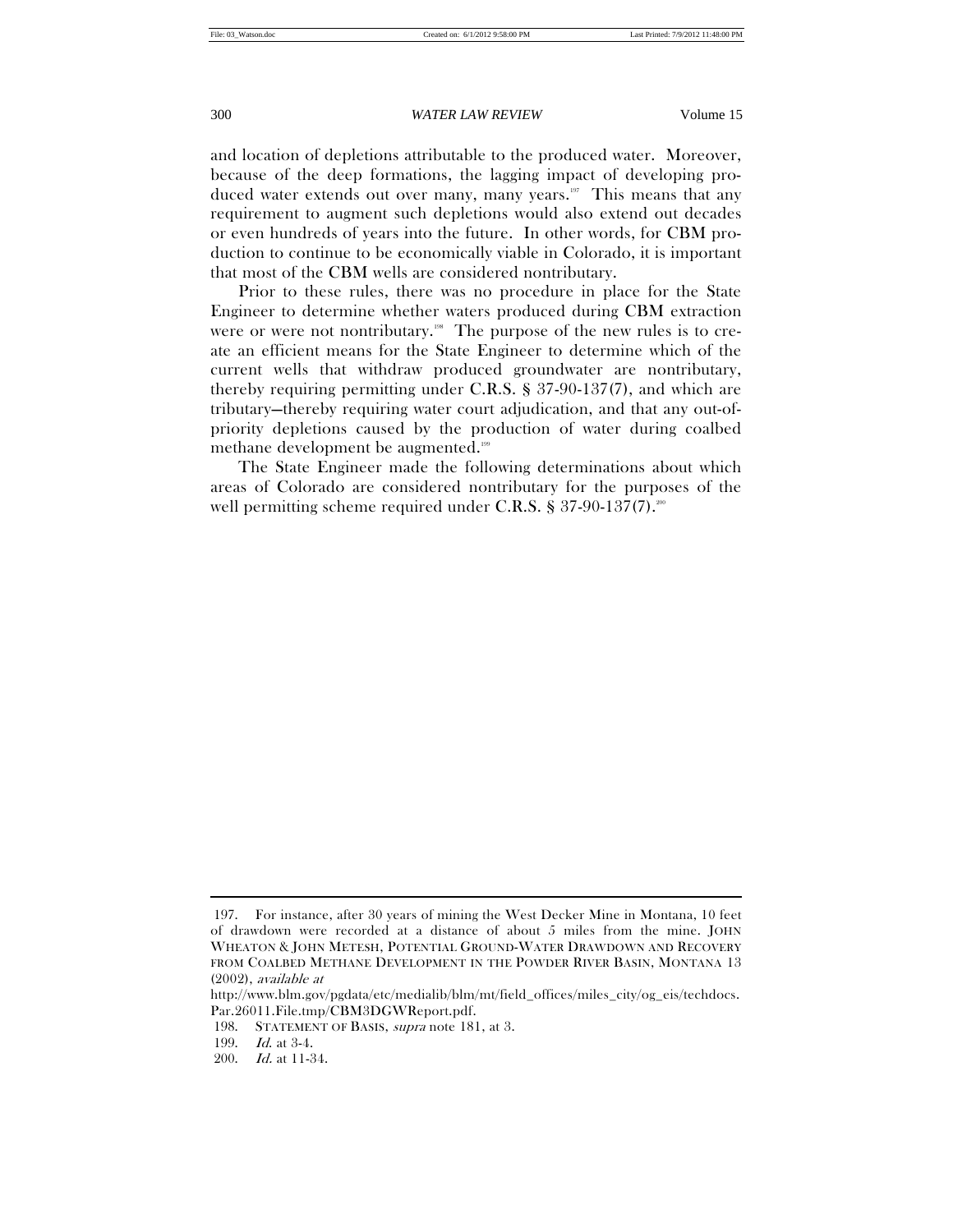and location of depletions attributable to the produced water. Moreover, because of the deep formations, the lagging impact of developing produced water extends out over many, many years.[197] This means that any requirement to augment such depletions would also extend out decades or even hundreds of years into the future. In other words, for CBM production to continue to be economically viable in Colorado, it is important that most of the CBM wells are considered nontributary.

Prior to these rules, there was no procedure in place for the State Engineer to determine whether waters produced during CBM extraction were or were not nontributary.[198] The purpose of the new rules is to create an efficient means for the State Engineer to determine which of the current wells that withdraw produced groundwater are nontributary, thereby requiring permitting under C.R.S. § 37-90-137(7), and which are tributary—thereby requiring water court adjudication, and that any out-of-priority depletions caused by the production of water during coalbed methane development be augmented.[199]

The State Engineer made the following determinations about which areas of Colorado are considered nontributary for the purposes of the well permitting scheme required under C.R.S. § 37-90-137(7).[200]

---

197. For instance, after 30 years of mining the West Decker Mine in Montana, 10 feet of drawdown were recorded at a distance of about 5 miles from the mine. JOHN WHEATON & JOHN METESH, POTENTIAL GROUND-WATER DRAWDOWN AND RECOVERY FROM COALBED METHANE DEVELOPMENT IN THE POWDER RIVER BASIN, MONTANA 13 (2002), *available at* http://www.blm.gov/pgdata/etc/medialib/blm/mt/field_offices/miles_city/og_eis/techdocs.Par.26011.File.tmp/CBM3DGWReport.pdf.

198. STATEMENT OF BASIS, *supra* note 181, at 3.

199. *Id.* at 3-4.

200. *Id.* at 11-34.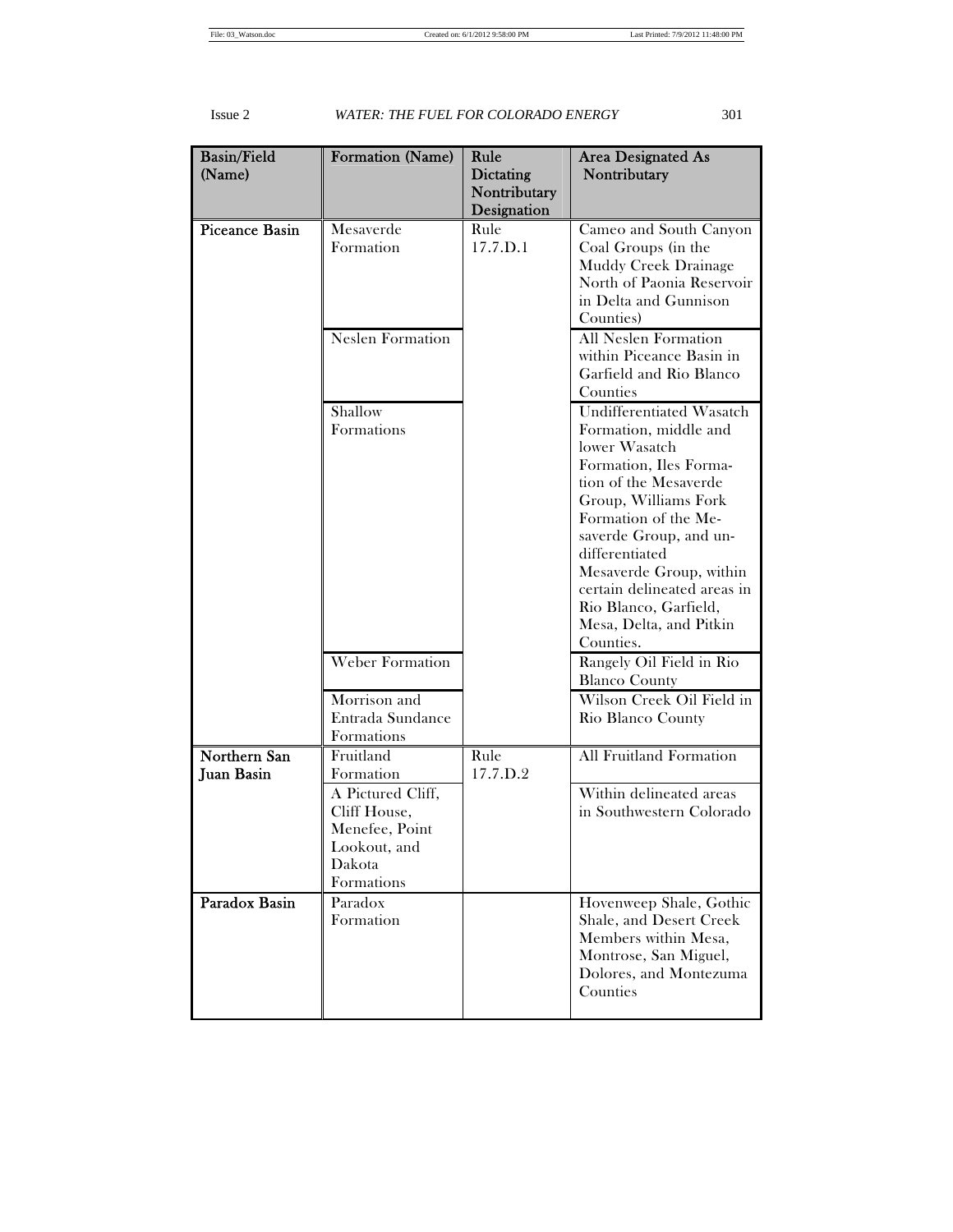| Basin/Field (Name) | Formation (Name) | Rule Dictating Nontributary Designation | Area Designated As Nontributary |
|---|---|---|---|
| **Piceance Basin** | Mesaverde Formation | Rule 17.7.D.1 | Cameo and South Canyon Coal Groups (in the Muddy Creek Drainage North of Paonia Reservoir in Delta and Gunnison Counties) |
| | Neslen Formation | | All Neslen Formation within Piceance Basin in Garfield and Rio Blanco Counties |
| | Shallow Formations | | Undifferentiated Wasatch Formation, middle and lower Wasatch Formation, Iles Formation of the Mesaverde Group, Williams Fork Formation of the Mesaverde Group, and undifferentiated Mesaverde Group, within certain delineated areas in Rio Blanco, Garfield, Mesa, Delta, and Pitkin Counties. |
| | Weber Formation | | Rangely Oil Field in Rio Blanco County |
| | Morrison and Entrada Sundance Formations | | Wilson Creek Oil Field in Rio Blanco County |
| **Northern San Juan Basin** | Fruitland Formation | Rule 17.7.D.2 | All Fruitland Formation |
| | A Pictured Cliff, Cliff House, Menefee, Point Lookout, and Dakota Formations | | Within delineated areas in Southwestern Colorado |
| **Paradox Basin** | Paradox Formation | | Hovenweep Shale, Gothic Shale, and Desert Creek Members within Mesa, Montrose, San Miguel, Dolores, and Montezuma Counties |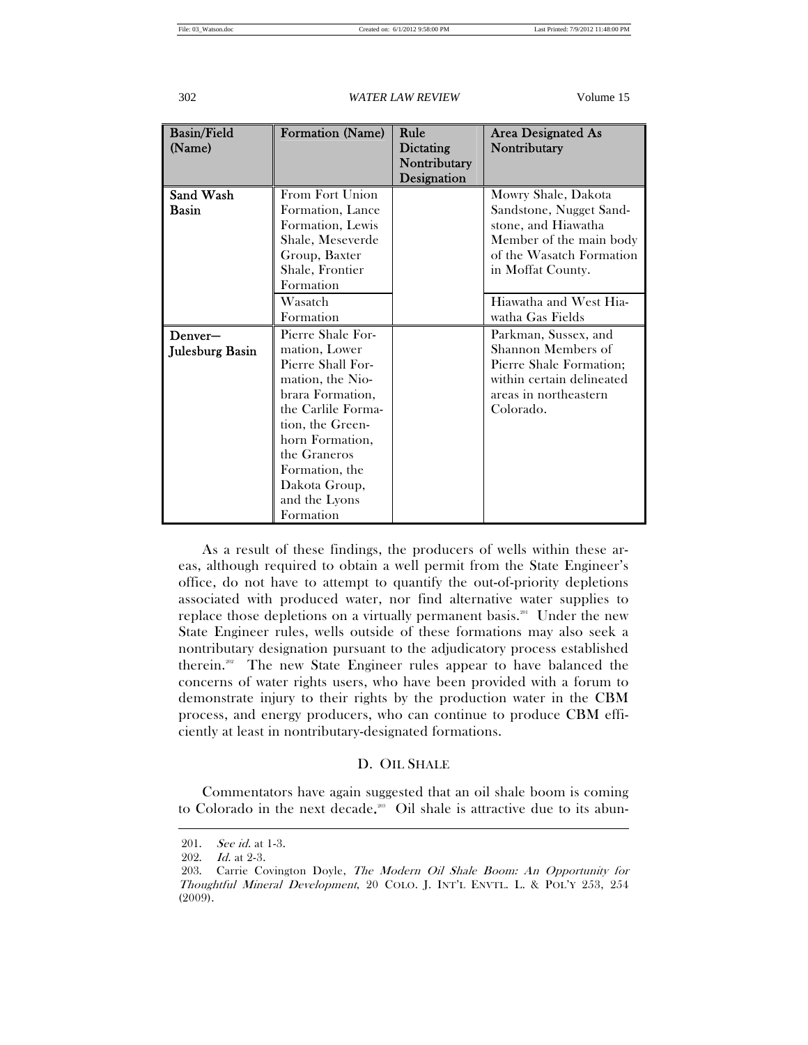| Basin/Field (Name) | Formation (Name) | Rule Dictating Nontributary Designation | Area Designated As Nontributary |
|---|---|---|---|
| **Sand Wash Basin** | From Fort Union Formation, Lance Formation, Lewis Shale, Meseverde Group, Baxter Shale, Frontier Formation | | Mowry Shale, Dakota Sandstone, Nugget Sandstone, and Hiawatha Member of the main body of the Wasatch Formation in Moffat County. |
| | Wasatch Formation | | Hiawatha and West Hiawatha Gas Fields |
| **Denver—Julesburg Basin** | Pierre Shale Formation, Lower Pierre Shall Formation, the Niobrara Formation, the Carlile Formation, the Greenhorn Formation, the Graneros Formation, the Dakota Group, and the Lyons Formation | | Parkman, Sussex, and Shannon Members of Pierre Shale Formation; within certain delineated areas in northeastern Colorado. |

As a result of these findings, the producers of wells within these areas, although required to obtain a well permit from the State Engineer's office, do not have to attempt to quantify the out-of-priority depletions associated with produced water, nor find alternative water supplies to replace those depletions on a virtually permanent basis.[201] Under the new State Engineer rules, wells outside of these formations may also seek a nontributary designation pursuant to the adjudicatory process established therein.[202] The new State Engineer rules appear to have balanced the concerns of water rights users, who have been provided with a forum to demonstrate injury to their rights by the production water in the CBM process, and energy producers, who can continue to produce CBM efficiently at least in nontributary-designated formations.

## D. OIL SHALE

Commentators have again suggested that an oil shale boom is coming to Colorado in the next decade.[203] Oil shale is attractive due to its abun-

---

201. *See id.* at 1-3.

202. *Id.* at 2-3.

203. Carrie Covington Doyle, *The Modern Oil Shale Boom: An Opportunity for Thoughtful Mineral Development*, 20 COLO. J. INT'L ENVTL. L. & POL'Y 253, 254 (2009).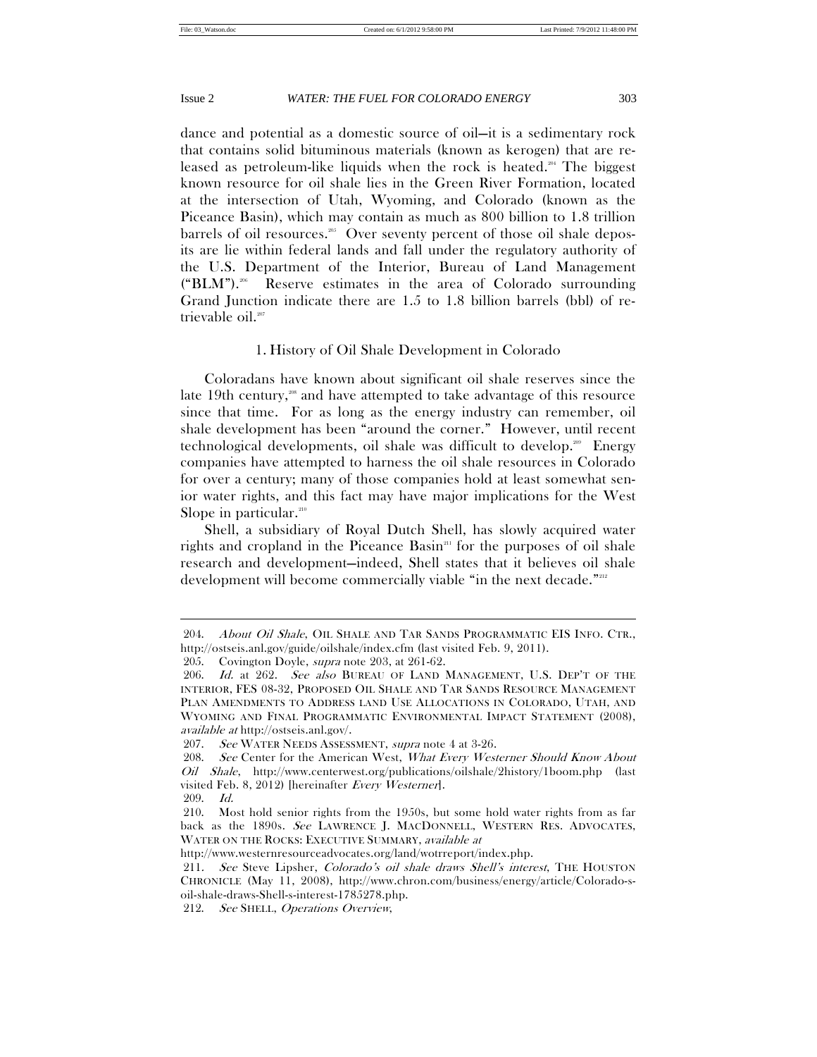dance and potential as a domestic source of oil—it is a sedimentary rock that contains solid bituminous materials (known as kerogen) that are released as petroleum-like liquids when the rock is heated.[204] The biggest known resource for oil shale lies in the Green River Formation, located at the intersection of Utah, Wyoming, and Colorado (known as the Piceance Basin), which may contain as much as 800 billion to 1.8 trillion barrels of oil resources.[205] Over seventy percent of those oil shale deposits are lie within federal lands and fall under the regulatory authority of the U.S. Department of the Interior, Bureau of Land Management ("BLM").[206] Reserve estimates in the area of Colorado surrounding Grand Junction indicate there are 1.5 to 1.8 billion barrels (bbl) of retrievable oil.[207]

### 1. History of Oil Shale Development in Colorado

Coloradans have known about significant oil shale reserves since the late 19th century,[208] and have attempted to take advantage of this resource since that time. For as long as the energy industry can remember, oil shale development has been "around the corner." However, until recent technological developments, oil shale was difficult to develop.[209] Energy companies have attempted to harness the oil shale resources in Colorado for over a century; many of those companies hold at least somewhat senior water rights, and this fact may have major implications for the West Slope in particular.[210]

Shell, a subsidiary of Royal Dutch Shell, has slowly acquired water rights and cropland in the Piceance Basin[211] for the purposes of oil shale research and development—indeed, Shell states that it believes oil shale development will become commercially viable "in the next decade."[212]

---

204. *About Oil Shale*, OIL SHALE AND TAR SANDS PROGRAMMATIC EIS INFO. CTR., http://ostseis.anl.gov/guide/oilshale/index.cfm (last visited Feb. 9, 2011).

205. Covington Doyle, *supra* note 203, at 261-62.

206. *Id.* at 262. *See also* BUREAU OF LAND MANAGEMENT, U.S. DEP'T OF THE INTERIOR, FES 08-32, PROPOSED OIL SHALE AND TAR SANDS RESOURCE MANAGEMENT PLAN AMENDMENTS TO ADDRESS LAND USE ALLOCATIONS IN COLORADO, UTAH, AND WYOMING AND FINAL PROGRAMMATIC ENVIRONMENTAL IMPACT STATEMENT (2008), *available at* http://ostseis.anl.gov/.

207. *See* WATER NEEDS ASSESSMENT, *supra* note 4 at 3-26.

208. *See* Center for the American West, *What Every Westerner Should Know About Oil Shale*, http://www.centerwest.org/publications/oilshale/2history/1boom.php (last visited Feb. 8, 2012) [hereinafter *Every Westerner*].

209. *Id.*

210. Most hold senior rights from the 1950s, but some hold water rights from as far back as the 1890s. *See* LAWRENCE J. MACDONNELL, WESTERN RES. ADVOCATES, WATER ON THE ROCKS: EXECUTIVE SUMMARY, *available at* http://www.westernresourceadvocates.org/land/wotrreport/index.php.

211. *See* Steve Lipsher, *Colorado's oil shale draws Shell's interest*, THE HOUSTON CHRONICLE (May 11, 2008), http://www.chron.com/business/energy/article/Colorado-s-oil-shale-draws-Shell-s-interest-1785278.php.

212. *See* SHELL, *Operations Overview*,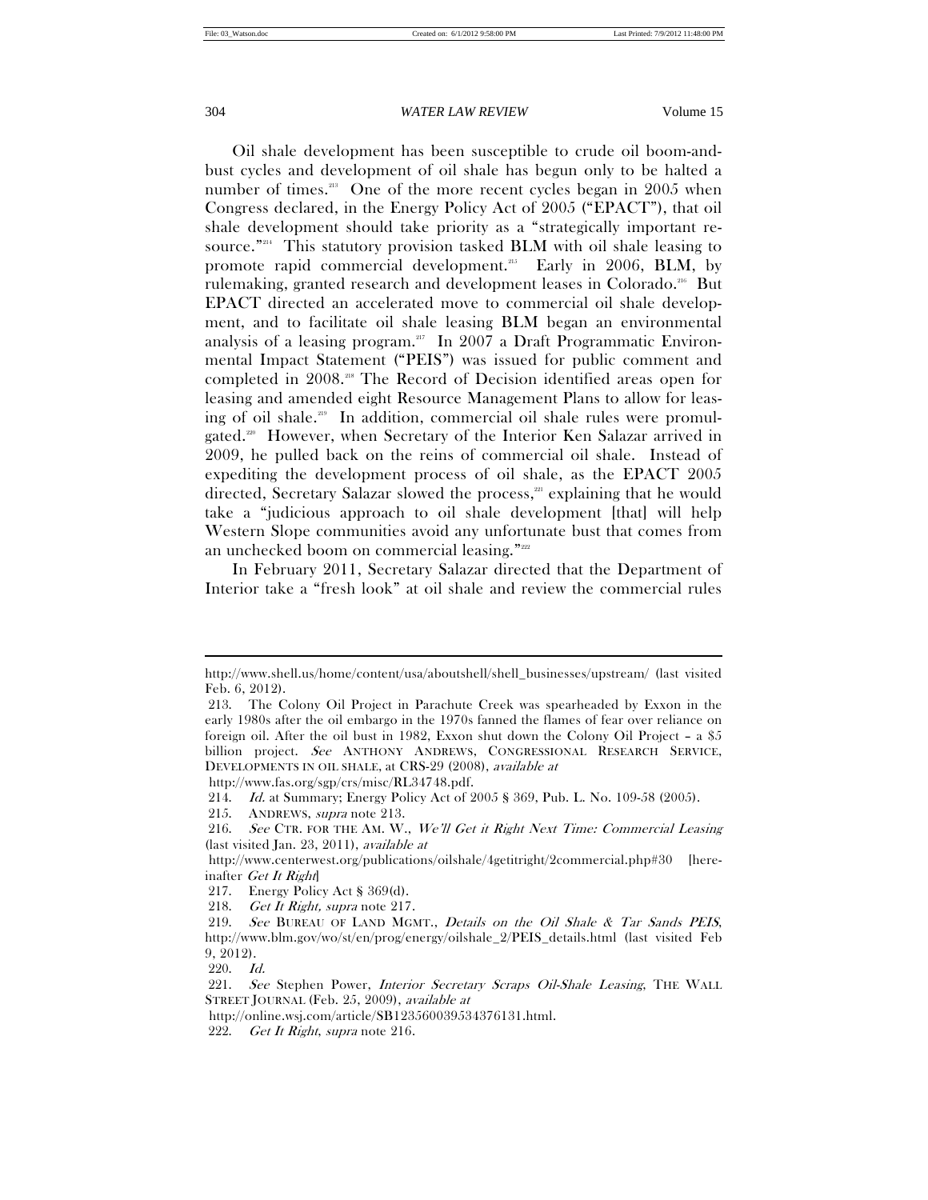Oil shale development has been susceptible to crude oil boom-and-bust cycles and development of oil shale has begun only to be halted a number of times.[213] One of the more recent cycles began in 2005 when Congress declared, in the Energy Policy Act of 2005 ("EPACT"), that oil shale development should take priority as a "strategically important resource."[214] This statutory provision tasked BLM with oil shale leasing to promote rapid commercial development.[215] Early in 2006, BLM, by rulemaking, granted research and development leases in Colorado.[216] But EPACT directed an accelerated move to commercial oil shale development, and to facilitate oil shale leasing BLM began an environmental analysis of a leasing program.[217] In 2007 a Draft Programmatic Environmental Impact Statement ("PEIS") was issued for public comment and completed in 2008.[218] The Record of Decision identified areas open for leasing and amended eight Resource Management Plans to allow for leasing of oil shale.[219] In addition, commercial oil shale rules were promulgated.[220] However, when Secretary of the Interior Ken Salazar arrived in 2009, he pulled back on the reins of commercial oil shale. Instead of expediting the development process of oil shale, as the EPACT 2005 directed, Secretary Salazar slowed the process,[221] explaining that he would take a "judicious approach to oil shale development [that] will help Western Slope communities avoid any unfortunate bust that comes from an unchecked boom on commercial leasing."[222]

In February 2011, Secretary Salazar directed that the Department of Interior take a "fresh look" at oil shale and review the commercial rules

---

http://www.shell.us/home/content/usa/aboutshell/shell_businesses/upstream/ (last visited Feb. 6, 2012).

213. The Colony Oil Project in Parachute Creek was spearheaded by Exxon in the early 1980s after the oil embargo in the 1970s fanned the flames of fear over reliance on foreign oil. After the oil bust in 1982, Exxon shut down the Colony Oil Project – a $5 billion project. *See* ANTHONY ANDREWS, CONGRESSIONAL RESEARCH SERVICE, DEVELOPMENTS IN OIL SHALE, at CRS-29 (2008), *available at* http://www.fas.org/sgp/crs/misc/RL34748.pdf.

214. *Id.* at Summary; Energy Policy Act of 2005 § 369, Pub. L. No. 109-58 (2005).

215. ANDREWS, *supra* note 213.

216. *See* CTR. FOR THE AM. W., *We'll Get it Right Next Time: Commercial Leasing* (last visited Jan. 23, 2011), *available at* http://www.centerwest.org/publications/oilshale/4getitright/2commercial.php#30 [hereinafter *Get It Right*]

217. Energy Policy Act § 369(d).

218. *Get It Right, supra* note 217.

219. *See* BUREAU OF LAND MGMT., *Details on the Oil Shale & Tar Sands PEIS*, http://www.blm.gov/wo/st/en/prog/energy/oilshale_2/PEIS_details.html (last visited Feb 9, 2012).

220. *Id.*

221. *See* Stephen Power, *Interior Secretary Scraps Oil-Shale Leasing*, THE WALL STREET JOURNAL (Feb. 25, 2009), *available at* http://online.wsj.com/article/SB123560039534376131.html.

222. *Get It Right*, *supra* note 216.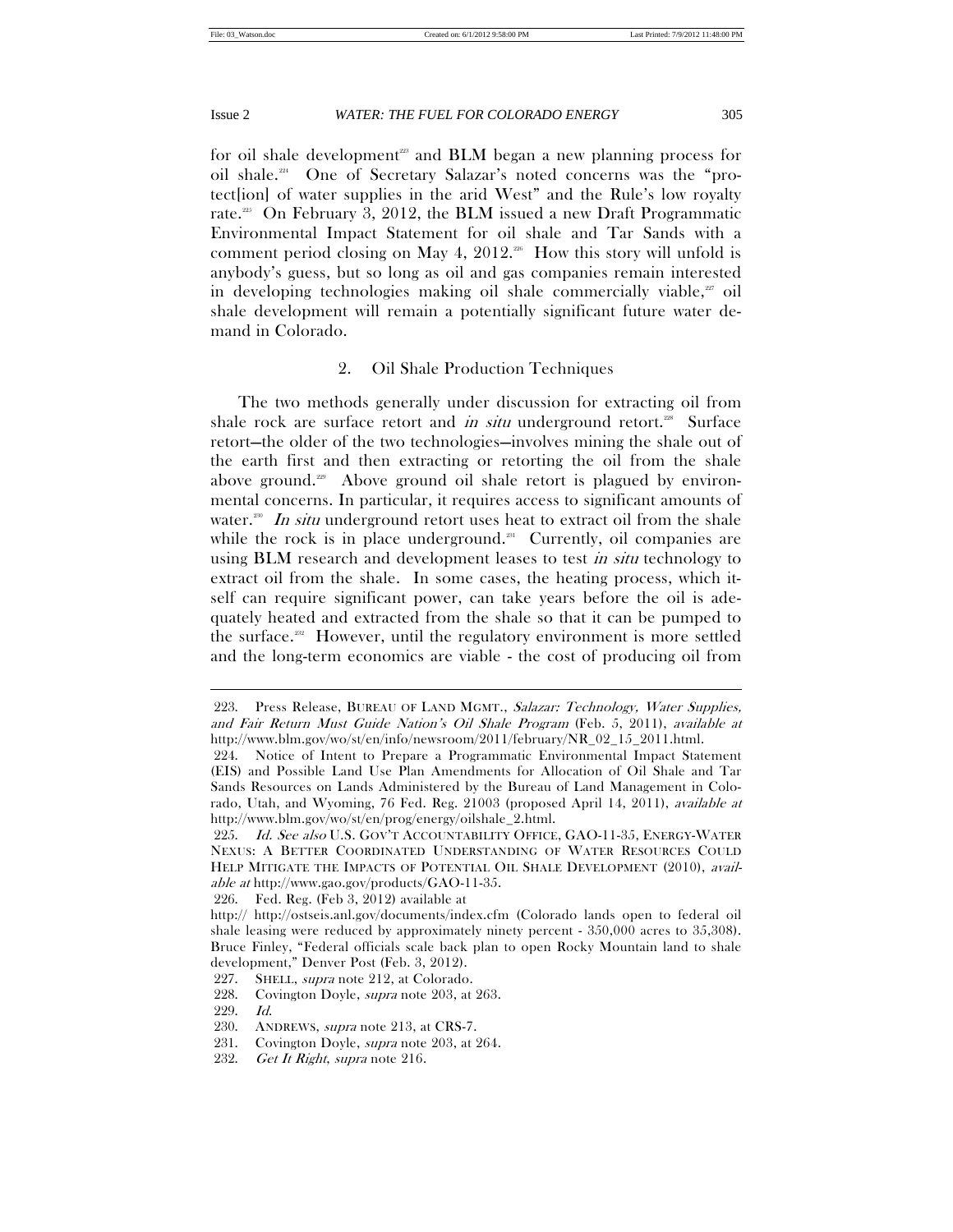for oil shale development[223] and BLM began a new planning process for oil shale.[224] One of Secretary Salazar's noted concerns was the "protect[ion] of water supplies in the arid West" and the Rule's low royalty rate.[225] On February 3, 2012, the BLM issued a new Draft Programmatic Environmental Impact Statement for oil shale and Tar Sands with a comment period closing on May 4, 2012.[226] How this story will unfold is anybody's guess, but so long as oil and gas companies remain interested in developing technologies making oil shale commercially viable,[227] oil shale development will remain a potentially significant future water demand in Colorado.

### 2. Oil Shale Production Techniques

The two methods generally under discussion for extracting oil from shale rock are surface retort and *in situ* underground retort.[228] Surface retort—the older of the two technologies—involves mining the shale out of the earth first and then extracting or retorting the oil from the shale above ground.[229] Above ground oil shale retort is plagued by environmental concerns. In particular, it requires access to significant amounts of water.[230] *In situ* underground retort uses heat to extract oil from the shale while the rock is in place underground.[231] Currently, oil companies are using BLM research and development leases to test *in situ* technology to extract oil from the shale. In some cases, the heating process, which itself can require significant power, can take years before the oil is adequately heated and extracted from the shale so that it can be pumped to the surface.[232] However, until the regulatory environment is more settled and the long-term economics are viable - the cost of producing oil from

---

223. Press Release, BUREAU OF LAND MGMT., *Salazar: Technology, Water Supplies, and Fair Return Must Guide Nation's Oil Shale Program* (Feb. 5, 2011), *available at* http://www.blm.gov/wo/st/en/info/newsroom/2011/february/NR_02_15_2011.html.

224. Notice of Intent to Prepare a Programmatic Environmental Impact Statement (EIS) and Possible Land Use Plan Amendments for Allocation of Oil Shale and Tar Sands Resources on Lands Administered by the Bureau of Land Management in Colorado, Utah, and Wyoming, 76 Fed. Reg. 21003 (proposed April 14, 2011), *available at* http://www.blm.gov/wo/st/en/prog/energy/oilshale_2.html.

225. *Id. See also* U.S. GOV'T ACCOUNTABILITY OFFICE, GAO-11-35, ENERGY-WATER NEXUS: A BETTER COORDINATED UNDERSTANDING OF WATER RESOURCES COULD HELP MITIGATE THE IMPACTS OF POTENTIAL OIL SHALE DEVELOPMENT (2010), *available at* http://www.gao.gov/products/GAO-11-35.

226. Fed. Reg. (Feb 3, 2012) available at http:// http://ostseis.anl.gov/documents/index.cfm (Colorado lands open to federal oil shale leasing were reduced by approximately ninety percent - 350,000 acres to 35,308). Bruce Finley, "Federal officials scale back plan to open Rocky Mountain land to shale development," Denver Post (Feb. 3, 2012).

227. SHELL, *supra* note 212, at Colorado.

228. Covington Doyle, *supra* note 203, at 263.

229. *Id.*

230. ANDREWS, *supra* note 213, at CRS-7.

231. Covington Doyle, *supra* note 203, at 264.

232. *Get It Right*, *supra* note 216.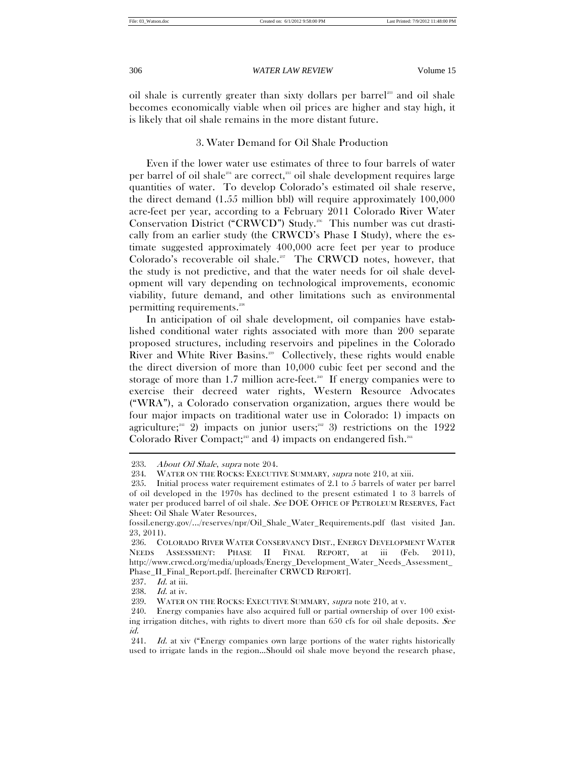oil shale is currently greater than sixty dollars per barrel[233] and oil shale becomes economically viable when oil prices are higher and stay high, it is likely that oil shale remains in the more distant future.

### 3. Water Demand for Oil Shale Production

Even if the lower water use estimates of three to four barrels of water per barrel of oil shale[234] are correct,[235] oil shale development requires large quantities of water. To develop Colorado's estimated oil shale reserve, the direct demand (1.55 million bbl) will require approximately 100,000 acre-feet per year, according to a February 2011 Colorado River Water Conservation District ("CRWCD") Study.[236] This number was cut drastically from an earlier study (the CRWCD's Phase I Study), where the estimate suggested approximately 400,000 acre feet per year to produce Colorado's recoverable oil shale.[237] The CRWCD notes, however, that the study is not predictive, and that the water needs for oil shale development will vary depending on technological improvements, economic viability, future demand, and other limitations such as environmental permitting requirements.[238]

In anticipation of oil shale development, oil companies have established conditional water rights associated with more than 200 separate proposed structures, including reservoirs and pipelines in the Colorado River and White River Basins.[239] Collectively, these rights would enable the direct diversion of more than 10,000 cubic feet per second and the storage of more than 1.7 million acre-feet.[240] If energy companies were to exercise their decreed water rights, Western Resource Advocates ("WRA"), a Colorado conservation organization, argues there would be four major impacts on traditional water use in Colorado: 1) impacts on agriculture;[241] 2) impacts on junior users;[242] 3) restrictions on the 1922 Colorado River Compact;[243] and 4) impacts on endangered fish.[244]

---

233. *About Oil Shale*, *supra* note 204.

234. WATER ON THE ROCKS: EXECUTIVE SUMMARY, *supra* note 210, at xiii.

235. Initial process water requirement estimates of 2.1 to 5 barrels of water per barrel of oil developed in the 1970s has declined to the present estimated 1 to 3 barrels of water per produced barrel of oil shale. *See* DOE OFFICE OF PETROLEUM RESERVES, Fact Sheet: Oil Shale Water Resources, fossil.energy.gov/.../reserves/npr/Oil_Shale_Water_Requirements.pdf (last visited Jan. 23, 2011).

236. COLORADO RIVER WATER CONSERVANCY DIST., ENERGY DEVELOPMENT WATER NEEDS ASSESSMENT: PHASE II FINAL REPORT, at iii (Feb. 2011), http://www.crwcd.org/media/uploads/Energy_Development_Water_Needs_Assessment_Phase_II_Final_Report.pdf. [hereinafter CRWCD REPORT].

237. *Id.* at iii.

238. *Id.* at iv.

239. WATER ON THE ROCKS: EXECUTIVE SUMMARY, *supra* note 210, at v.

240. Energy companies have also acquired full or partial ownership of over 100 existing irrigation ditches, with rights to divert more than 650 cfs for oil shale deposits. *See id.*

241. *Id.* at xiv ("Energy companies own large portions of the water rights historically used to irrigate lands in the region...Should oil shale move beyond the research phase,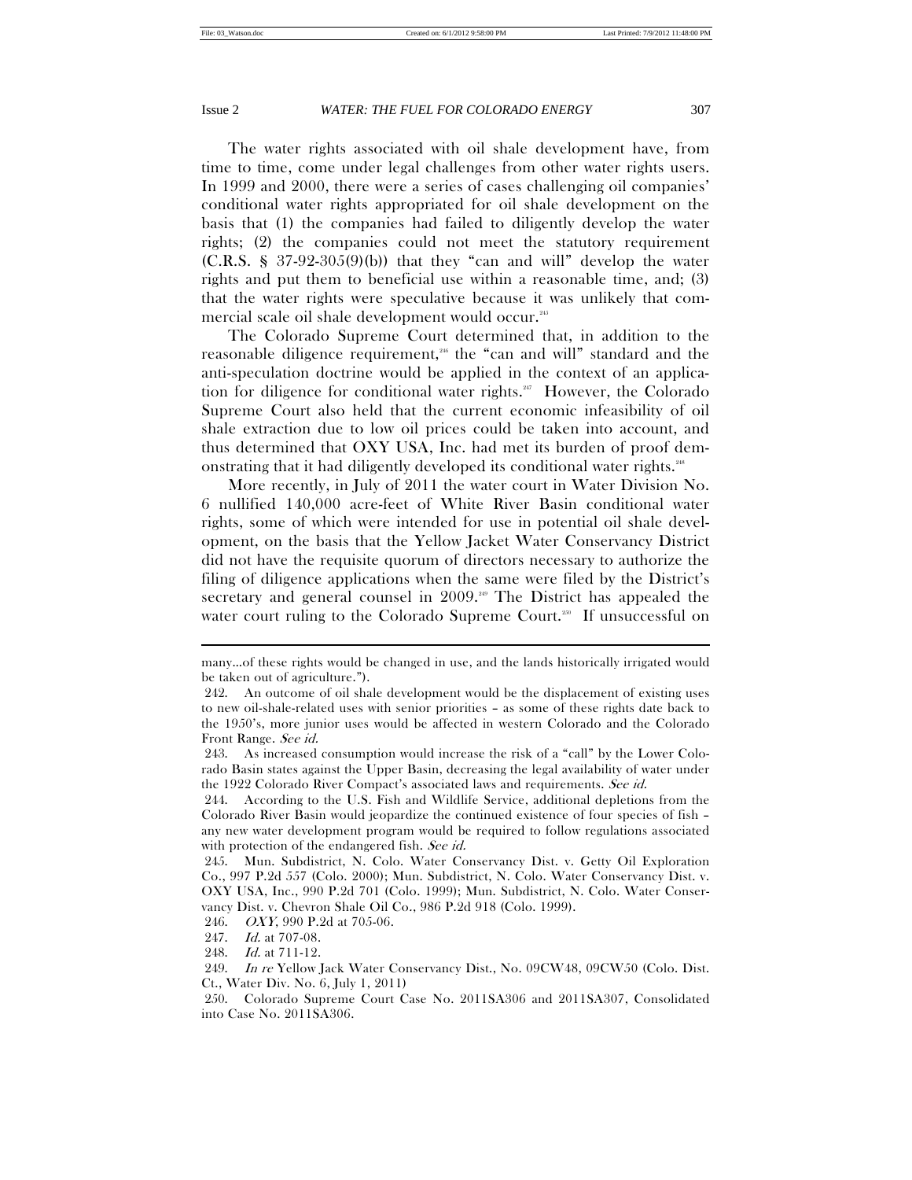The water rights associated with oil shale development have, from time to time, come under legal challenges from other water rights users. In 1999 and 2000, there were a series of cases challenging oil companies' conditional water rights appropriated for oil shale development on the basis that (1) the companies had failed to diligently develop the water rights; (2) the companies could not meet the statutory requirement (C.R.S. § 37-92-305(9)(b)) that they "can and will" develop the water rights and put them to beneficial use within a reasonable time, and; (3) that the water rights were speculative because it was unlikely that commercial scale oil shale development would occur.[245]

The Colorado Supreme Court determined that, in addition to the reasonable diligence requirement,[246] the "can and will" standard and the anti-speculation doctrine would be applied in the context of an application for diligence for conditional water rights.[247] However, the Colorado Supreme Court also held that the current economic infeasibility of oil shale extraction due to low oil prices could be taken into account, and thus determined that OXY USA, Inc. had met its burden of proof demonstrating that it had diligently developed its conditional water rights.[248]

More recently, in July of 2011 the water court in Water Division No. 6 nullified 140,000 acre-feet of White River Basin conditional water rights, some of which were intended for use in potential oil shale development, on the basis that the Yellow Jacket Water Conservancy District did not have the requisite quorum of directors necessary to authorize the filing of diligence applications when the same were filed by the District's secretary and general counsel in 2009.[249] The District has appealed the water court ruling to the Colorado Supreme Court.[250] If unsuccessful on

---

many...of these rights would be changed in use, and the lands historically irrigated would be taken out of agriculture.").

242. An outcome of oil shale development would be the displacement of existing uses to new oil-shale-related uses with senior priorities – as some of these rights date back to the 1950's, more junior uses would be affected in western Colorado and the Colorado Front Range. *See id.*

243. As increased consumption would increase the risk of a "call" by the Lower Colorado Basin states against the Upper Basin, decreasing the legal availability of water under the 1922 Colorado River Compact's associated laws and requirements. *See id.*

244. According to the U.S. Fish and Wildlife Service, additional depletions from the Colorado River Basin would jeopardize the continued existence of four species of fish – any new water development program would be required to follow regulations associated with protection of the endangered fish. *See id.*

245. Mun. Subdistrict, N. Colo. Water Conservancy Dist. v. Getty Oil Exploration Co., 997 P.2d 557 (Colo. 2000); Mun. Subdistrict, N. Colo. Water Conservancy Dist. v. OXY USA, Inc., 990 P.2d 701 (Colo. 1999); Mun. Subdistrict, N. Colo. Water Conservancy Dist. v. Chevron Shale Oil Co., 986 P.2d 918 (Colo. 1999).

246. *OXY*, 990 P.2d at 705-06.

247. *Id.* at 707-08.

248. *Id.* at 711-12.

249. *In re* Yellow Jack Water Conservancy Dist., No. 09CW48, 09CW50 (Colo. Dist. Ct., Water Div. No. 6, July 1, 2011)

250. Colorado Supreme Court Case No. 2011SA306 and 2011SA307, Consolidated into Case No. 2011SA306.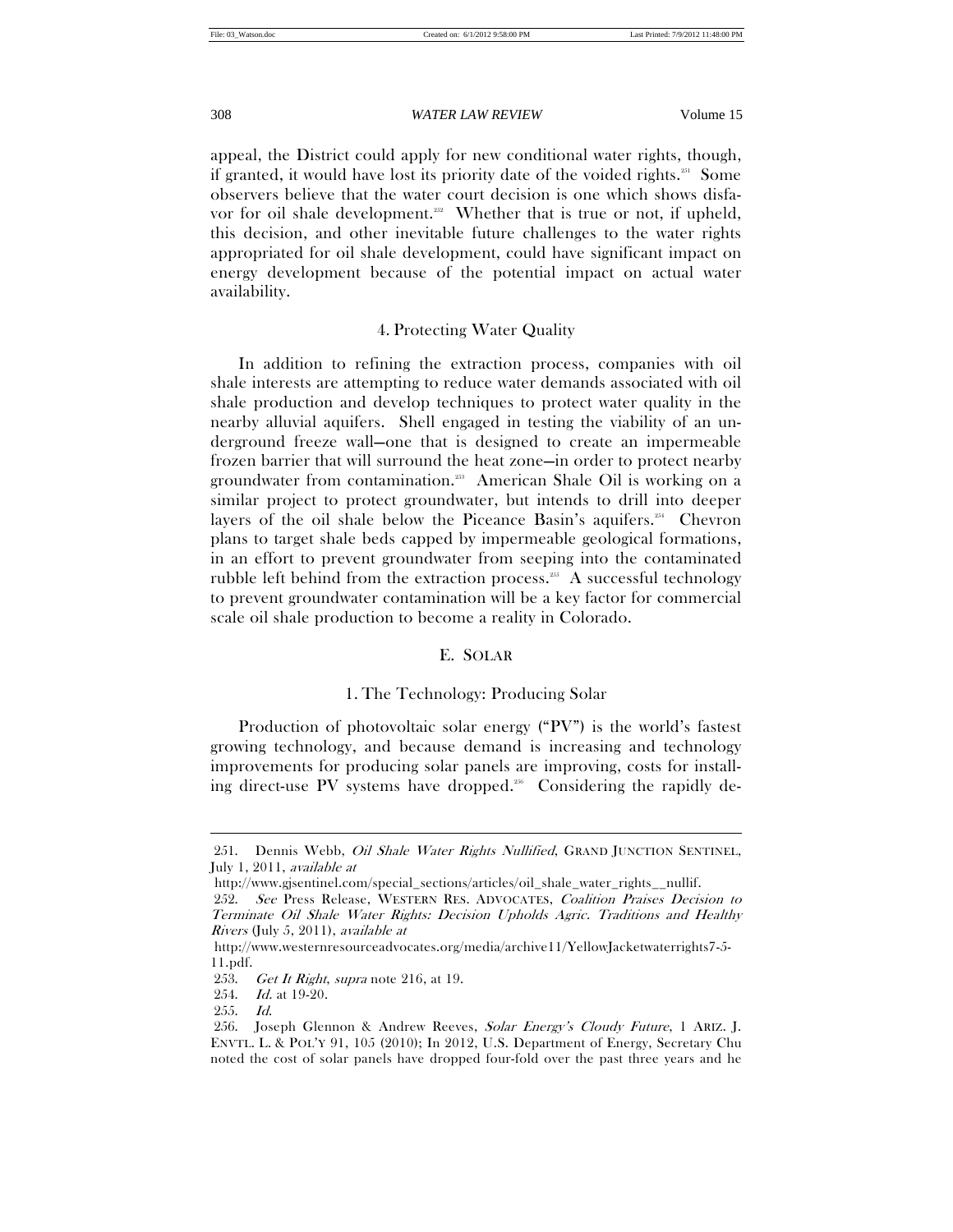appeal, the District could apply for new conditional water rights, though, if granted, it would have lost its priority date of the voided rights.[251] Some observers believe that the water court decision is one which shows disfavor for oil shale development.[252] Whether that is true or not, if upheld, this decision, and other inevitable future challenges to the water rights appropriated for oil shale development, could have significant impact on energy development because of the potential impact on actual water availability.

#### 4. Protecting Water Quality

In addition to refining the extraction process, companies with oil shale interests are attempting to reduce water demands associated with oil shale production and develop techniques to protect water quality in the nearby alluvial aquifers. Shell engaged in testing the viability of an underground freeze wall—one that is designed to create an impermeable frozen barrier that will surround the heat zone—in order to protect nearby groundwater from contamination.[253] American Shale Oil is working on a similar project to protect groundwater, but intends to drill into deeper layers of the oil shale below the Piceance Basin's aquifers.[254] Chevron plans to target shale beds capped by impermeable geological formations, in an effort to prevent groundwater from seeping into the contaminated rubble left behind from the extraction process.[255] A successful technology to prevent groundwater contamination will be a key factor for commercial scale oil shale production to become a reality in Colorado.

### E. SOLAR

#### 1. The Technology: Producing Solar

Production of photovoltaic solar energy ("PV") is the world's fastest growing technology, and because demand is increasing and technology improvements for producing solar panels are improving, costs for installing direct-use PV systems have dropped.[256] Considering the rapidly de-

---

251. Dennis Webb, *Oil Shale Water Rights Nullified*, GRAND JUNCTION SENTINEL, July 1, 2011, *available at* http://www.gjsentinel.com/special_sections/articles/oil_shale_water_rights__nullif.

252. *See* Press Release, WESTERN RES. ADVOCATES, *Coalition Praises Decision to Terminate Oil Shale Water Rights: Decision Upholds Agric. Traditions and Healthy Rivers* (July 5, 2011), *available at* http://www.westernresourceadvocates.org/media/archive11/YellowJacketwaterrights7-5-11.pdf.

253. *Get It Right*, *supra* note 216, at 19.

254. *Id.* at 19-20.

255. *Id.*

256. Joseph Glennon & Andrew Reeves, *Solar Energy's Cloudy Future*, 1 ARIZ. J. ENVTL. L. & POL'Y 91, 105 (2010); In 2012, U.S. Department of Energy, Secretary Chu noted the cost of solar panels have dropped four-fold over the past three years and he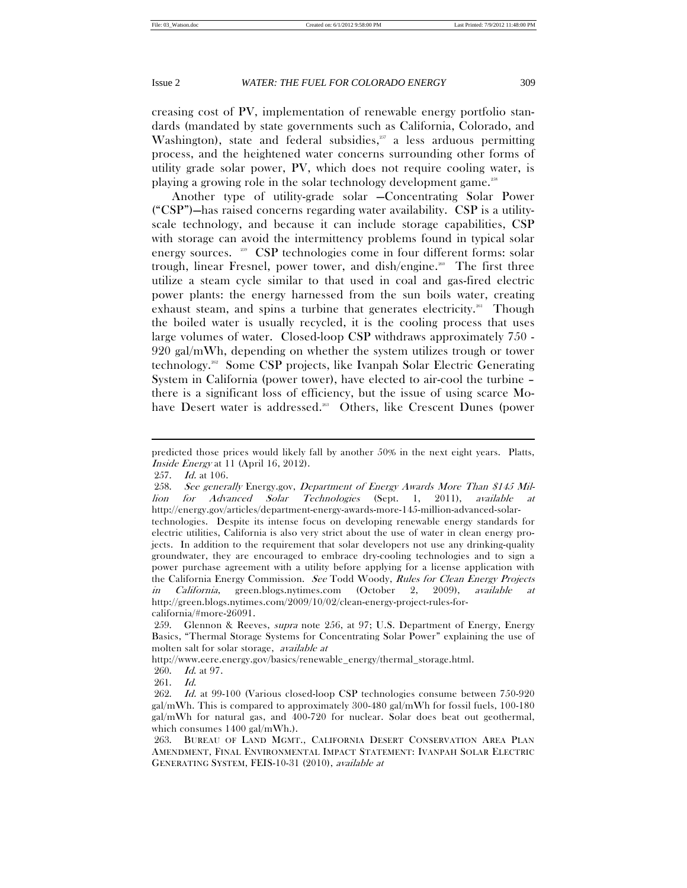creasing cost of PV, implementation of renewable energy portfolio standards (mandated by state governments such as California, Colorado, and Washington), state and federal subsidies,[257] a less arduous permitting process, and the heightened water concerns surrounding other forms of utility grade solar power, PV, which does not require cooling water, is playing a growing role in the solar technology development game.[258]

Another type of utility-grade solar —Concentrating Solar Power ("CSP")—has raised concerns regarding water availability. CSP is a utility-scale technology, and because it can include storage capabilities, CSP with storage can avoid the intermittency problems found in typical solar energy sources. [259] CSP technologies come in four different forms: solar trough, linear Fresnel, power tower, and dish/engine.[260] The first three utilize a steam cycle similar to that used in coal and gas-fired electric power plants: the energy harnessed from the sun boils water, creating exhaust steam, and spins a turbine that generates electricity.[261] Though the boiled water is usually recycled, it is the cooling process that uses large volumes of water. Closed-loop CSP withdraws approximately 750 - 920 gal/mWh, depending on whether the system utilizes trough or tower technology.[262] Some CSP projects, like Ivanpah Solar Electric Generating System in California (power tower), have elected to air-cool the turbine – there is a significant loss of efficiency, but the issue of using scarce Mohave Desert water is addressed.[263] Others, like Crescent Dunes (power

---

predicted those prices would likely fall by another 50% in the next eight years. Platts, *Inside Energy* at 11 (April 16, 2012).

257. *Id.* at 106.

258. *See generally* Energy.gov, *Department of Energy Awards More Than $145 Million for Advanced Solar Technologies* (Sept. 1, 2011), *available at* http://energy.gov/articles/department-energy-awards-more-145-million-advanced-solar-technologies. Despite its intense focus on developing renewable energy standards for electric utilities, California is also very strict about the use of water in clean energy projects. In addition to the requirement that solar developers not use any drinking-quality groundwater, they are encouraged to embrace dry-cooling technologies and to sign a power purchase agreement with a utility before applying for a license application with the California Energy Commission. *See* Todd Woody, *Rules for Clean Energy Projects in California*, green.blogs.nytimes.com (October 2, 2009), *available at* http://green.blogs.nytimes.com/2009/10/02/clean-energy-project-rules-for-california/#more-26091.

259. Glennon & Reeves, *supra* note 256, at 97; U.S. Department of Energy, Energy Basics, "Thermal Storage Systems for Concentrating Solar Power" explaining the use of molten salt for solar storage, *available at* http://www.eere.energy.gov/basics/renewable_energy/thermal_storage.html.

260. *Id.* at 97.

261. *Id.*

262. *Id.* at 99-100 (Various closed-loop CSP technologies consume between 750-920 gal/mWh. This is compared to approximately 300-480 gal/mWh for fossil fuels, 100-180 gal/mWh for natural gas, and 400-720 for nuclear. Solar does beat out geothermal, which consumes 1400 gal/mWh.).

263. BUREAU OF LAND MGMT., CALIFORNIA DESERT CONSERVATION AREA PLAN AMENDMENT, FINAL ENVIRONMENTAL IMPACT STATEMENT: IVANPAH SOLAR ELECTRIC GENERATING SYSTEM, FEIS-10-31 (2010), *available at*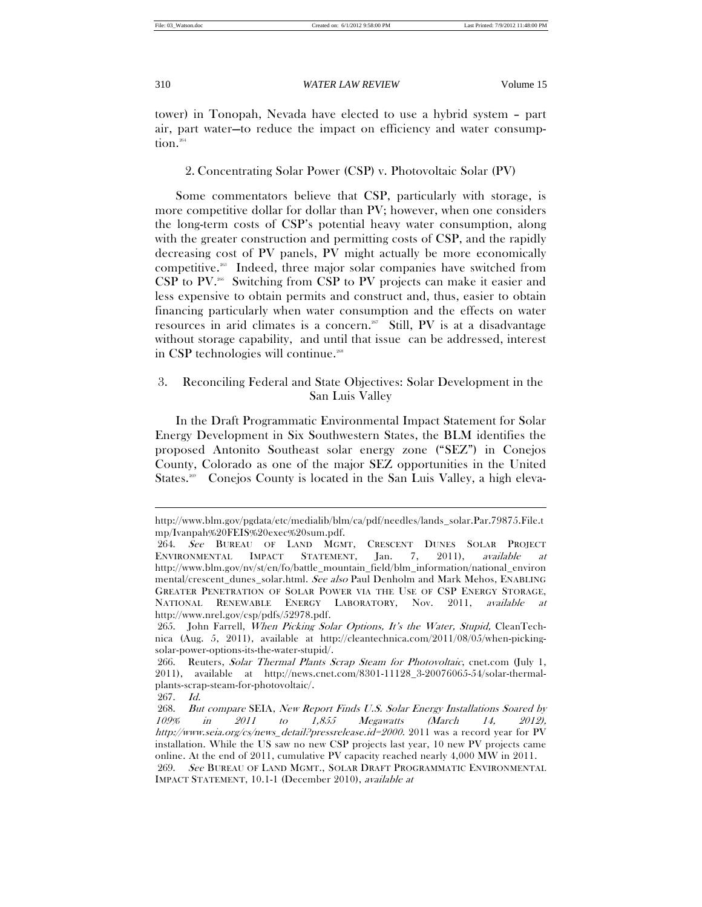tower) in Tonopah, Nevada have elected to use a hybrid system – part air, part water—to reduce the impact on efficiency and water consumption.[264]

### 2. Concentrating Solar Power (CSP) v. Photovoltaic Solar (PV)

Some commentators believe that CSP, particularly with storage, is more competitive dollar for dollar than PV; however, when one considers the long-term costs of CSP's potential heavy water consumption, along with the greater construction and permitting costs of CSP, and the rapidly decreasing cost of PV panels, PV might actually be more economically competitive.[265] Indeed, three major solar companies have switched from CSP to PV.[266] Switching from CSP to PV projects can make it easier and less expensive to obtain permits and construct and, thus, easier to obtain financing particularly when water consumption and the effects on water resources in arid climates is a concern.[267] Still, PV is at a disadvantage without storage capability, and until that issue can be addressed, interest in CSP technologies will continue.[268]

### 3. Reconciling Federal and State Objectives: Solar Development in the San Luis Valley

In the Draft Programmatic Environmental Impact Statement for Solar Energy Development in Six Southwestern States, the BLM identifies the proposed Antonito Southeast solar energy zone ("SEZ") in Conejos County, Colorado as one of the major SEZ opportunities in the United States.[269] Conejos County is located in the San Luis Valley, a high eleva-

---

http://www.blm.gov/pgdata/etc/medialib/blm/ca/pdf/needles/lands_solar.Par.79875.File.tmp/Ivanpah%20FEIS%20exec%20sum.pdf.

264. *See* BUREAU OF LAND MGMT, CRESCENT DUNES SOLAR PROJECT ENVIRONMENTAL IMPACT STATEMENT, Jan. 7, 2011), *available at* http://www.blm.gov/nv/st/en/fo/battle_mountain_field/blm_information/national_environmental/crescent_dunes_solar.html. *See also* Paul Denholm and Mark Mehos, ENABLING GREATER PENETRATION OF SOLAR POWER VIA THE USE OF CSP ENERGY STORAGE, NATIONAL RENEWABLE ENERGY LABORATORY, Nov. 2011, *available at* http://www.nrel.gov/csp/pdfs/52978.pdf.

265. John Farrell, *When Picking Solar Options, It's the Water, Stupid,* CleanTechnica (Aug. 5, 2011), available at http://cleantechnica.com/2011/08/05/when-picking-solar-power-options-its-the-water-stupid/.

266. Reuters, *Solar Thermal Plants Scrap Steam for Photovoltaic*, cnet.com (July 1, 2011), available at http://news.cnet.com/8301-11128_3-20076065-54/solar-thermal-plants-scrap-steam-for-photovoltaic/.

267. *Id.*

268. *But compare* SEIA, *New Report Finds U.S. Solar Energy Installations Soared by 109% in 2011 to 1,855 Megawatts (March 14, 2012), http://www.seia.org/cs/news_detail?pressrelease.id=2000.* 2011 was a record year for PV installation. While the US saw no new CSP projects last year, 10 new PV projects came online. At the end of 2011, cumulative PV capacity reached nearly 4,000 MW in 2011.

269. *See* BUREAU OF LAND MGMT., SOLAR DRAFT PROGRAMMATIC ENVIRONMENTAL IMPACT STATEMENT, 10.1-1 (December 2010), *available at*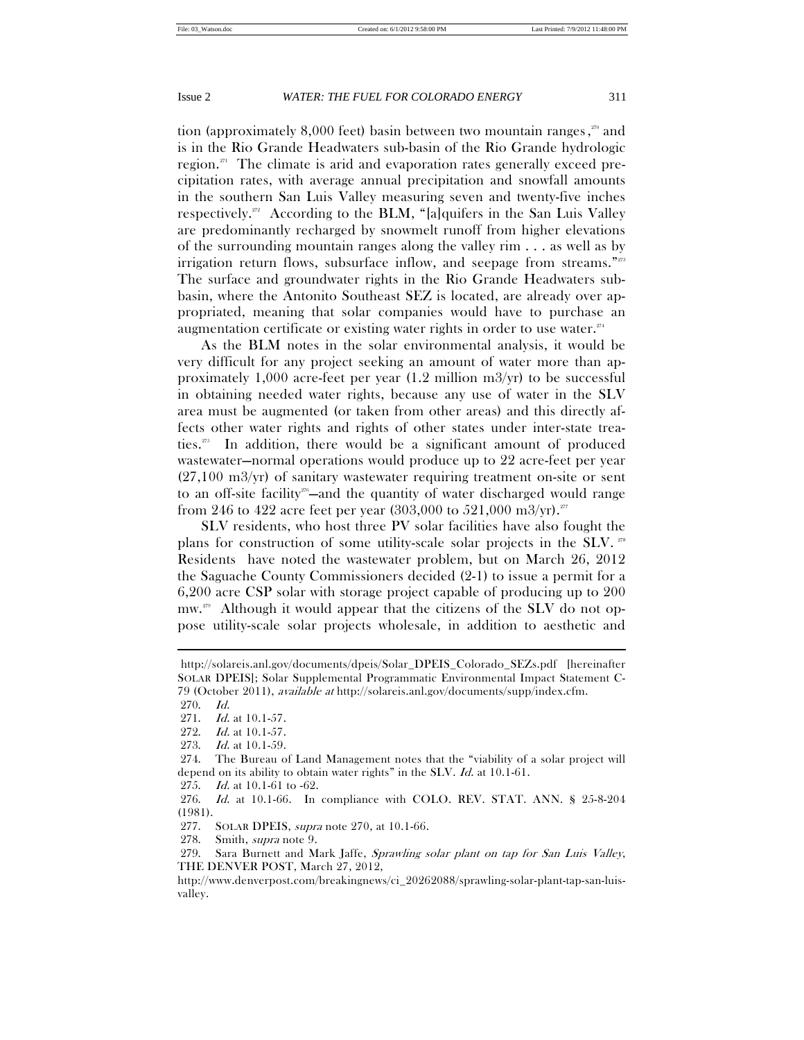tion (approximately 8,000 feet) basin between two mountain ranges,[270] and is in the Rio Grande Headwaters sub-basin of the Rio Grande hydrologic region.[271] The climate is arid and evaporation rates generally exceed precipitation rates, with average annual precipitation and snowfall amounts in the southern San Luis Valley measuring seven and twenty-five inches respectively.[272] According to the BLM, "[a]quifers in the San Luis Valley are predominantly recharged by snowmelt runoff from higher elevations of the surrounding mountain ranges along the valley rim . . . as well as by irrigation return flows, subsurface inflow, and seepage from streams."[273] The surface and groundwater rights in the Rio Grande Headwaters sub-basin, where the Antonito Southeast SEZ is located, are already over appropriated, meaning that solar companies would have to purchase an augmentation certificate or existing water rights in order to use water.[274]

As the BLM notes in the solar environmental analysis, it would be very difficult for any project seeking an amount of water more than approximately 1,000 acre-feet per year (1.2 million m3/yr) to be successful in obtaining needed water rights, because any use of water in the SLV area must be augmented (or taken from other areas) and this directly affects other water rights and rights of other states under inter-state treaties.[275] In addition, there would be a significant amount of produced wastewater—normal operations would produce up to 22 acre-feet per year (27,100 m3/yr) of sanitary wastewater requiring treatment on-site or sent to an off-site facility[276]—and the quantity of water discharged would range from 246 to 422 acre feet per year (303,000 to 521,000 m3/yr).[277]

SLV residents, who host three PV solar facilities have also fought the plans for construction of some utility-scale solar projects in the SLV.[278] Residents have noted the wastewater problem, but on March 26, 2012 the Saguache County Commissioners decided (2-1) to issue a permit for a 6,200 acre CSP solar with storage project capable of producing up to 200 mw.[279] Although it would appear that the citizens of the SLV do not oppose utility-scale solar projects wholesale, in addition to aesthetic and

---

http://solareis.anl.gov/documents/dpeis/Solar_DPEIS_Colorado_SEZs.pdf [hereinafter SOLAR DPEIS]; Solar Supplemental Programmatic Environmental Impact Statement C-79 (October 2011), *available at* http://solareis.anl.gov/documents/supp/index.cfm.

270. *Id.*

271. *Id.* at 10.1-57.

272. *Id.* at 10.1-57.

273. *Id.* at 10.1-59.

274. The Bureau of Land Management notes that the "viability of a solar project will depend on its ability to obtain water rights" in the SLV. *Id.* at 10.1-61.

275. *Id.* at 10.1-61 to -62.

276. *Id.* at 10.1-66. In compliance with COLO. REV. STAT. ANN. § 25-8-204 (1981).

277. SOLAR DPEIS, *supra* note 270, at 10.1-66.

278. Smith, *supra* note 9.

279. Sara Burnett and Mark Jaffe, *Sprawling solar plant on tap for San Luis Valley*, THE DENVER POST, March 27, 2012, http://www.denverpost.com/breakingnews/ci_20262088/sprawling-solar-plant-tap-san-luis-valley.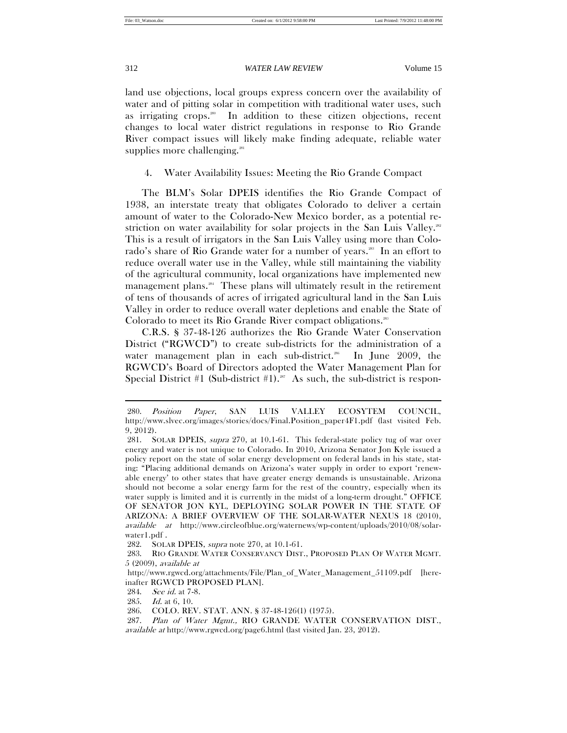land use objections, local groups express concern over the availability of water and of pitting solar in competition with traditional water uses, such as irrigating crops.[280] In addition to these citizen objections, recent changes to local water district regulations in response to Rio Grande River compact issues will likely make finding adequate, reliable water supplies more challenging.[281]

### 4. Water Availability Issues: Meeting the Rio Grande Compact

The BLM's Solar DPEIS identifies the Rio Grande Compact of 1938, an interstate treaty that obligates Colorado to deliver a certain amount of water to the Colorado-New Mexico border, as a potential restriction on water availability for solar projects in the San Luis Valley.[282] This is a result of irrigators in the San Luis Valley using more than Colorado's share of Rio Grande water for a number of years.[283] In an effort to reduce overall water use in the Valley, while still maintaining the viability of the agricultural community, local organizations have implemented new management plans.[284] These plans will ultimately result in the retirement of tens of thousands of acres of irrigated agricultural land in the San Luis Valley in order to reduce overall water depletions and enable the State of Colorado to meet its Rio Grande River compact obligations.[285]

C.R.S. § 37-48-126 authorizes the Rio Grande Water Conservation District ("RGWCD") to create sub-districts for the administration of a water management plan in each sub-district.[286] In June 2009, the RGWCD's Board of Directors adopted the Water Management Plan for Special District #1 (Sub-district #1).[287] As such, the sub-district is respon-

---

280. *Position Paper*, SAN LUIS VALLEY ECOSYTEM COUNCIL, http://www.slvec.org/images/stories/docs/Final.Position_paper4F1.pdf (last visited Feb. 9, 2012).

281. SOLAR DPEIS, *supra* 270, at 10.1-61. This federal-state policy tug of war over energy and water is not unique to Colorado. In 2010, Arizona Senator Jon Kyle issued a policy report on the state of solar energy development on federal lands in his state, stating: "Placing additional demands on Arizona's water supply in order to export 'renewable energy' to other states that have greater energy demands is unsustainable. Arizona should not become a solar energy farm for the rest of the country, especially when its water supply is limited and it is currently in the midst of a long-term drought." OFFICE OF SENATOR JON KYL, DEPLOYING SOLAR POWER IN THE STATE OF ARIZONA: A BRIEF OVERVIEW OF THE SOLAR-WATER NEXUS 18 (2010), *available at* http://www.circleofblue.org/waternews/wp-content/uploads/2010/08/solar-water1.pdf .

282. SOLAR DPEIS, *supra* note 270, at 10.1-61.

283. RIO GRANDE WATER CONSERVANCY DIST., PROPOSED PLAN OF WATER MGMT. 5 (2009), *available at* http://www.rgwcd.org/attachments/File/Plan_of_Water_Management_51109.pdf [hereinafter RGWCD PROPOSED PLAN].

284. *See id.* at 7-8.

285. *Id.* at 6, 10.

286. COLO. REV. STAT. ANN. § 37-48-126(1) (1975).

287. *Plan of Water Mgmt.*, RIO GRANDE WATER CONSERVATION DIST., *available at* http://www.rgwcd.org/page6.html (last visited Jan. 23, 2012).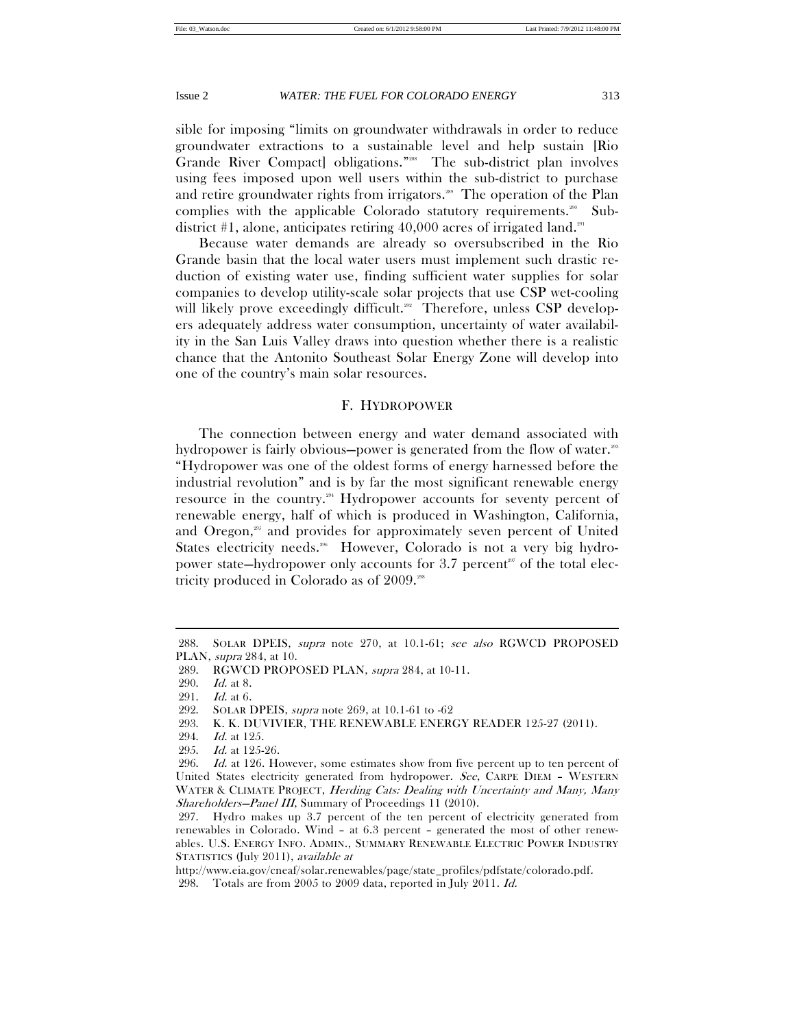sible for imposing "limits on groundwater withdrawals in order to reduce groundwater extractions to a sustainable level and help sustain [Rio Grande River Compact] obligations."[288] The sub-district plan involves using fees imposed upon well users within the sub-district to purchase and retire groundwater rights from irrigators.[289] The operation of the Plan complies with the applicable Colorado statutory requirements.[290] Sub-district #1, alone, anticipates retiring 40,000 acres of irrigated land.[291]

Because water demands are already so oversubscribed in the Rio Grande basin that the local water users must implement such drastic reduction of existing water use, finding sufficient water supplies for solar companies to develop utility-scale solar projects that use CSP wet-cooling will likely prove exceedingly difficult.[292] Therefore, unless CSP developers adequately address water consumption, uncertainty of water availability in the San Luis Valley draws into question whether there is a realistic chance that the Antonito Southeast Solar Energy Zone will develop into one of the country's main solar resources.

## F. HYDROPOWER

The connection between energy and water demand associated with hydropower is fairly obvious—power is generated from the flow of water.[293] "Hydropower was one of the oldest forms of energy harnessed before the industrial revolution" and is by far the most significant renewable energy resource in the country.[294] Hydropower accounts for seventy percent of renewable energy, half of which is produced in Washington, California, and Oregon,[295] and provides for approximately seven percent of United States electricity needs.[296] However, Colorado is not a very big hydropower state—hydropower only accounts for 3.7 percent[297] of the total electricity produced in Colorado as of 2009.[298]

---

288. SOLAR DPEIS, *supra* note 270, at 10.1-61; *see also* RGWCD PROPOSED PLAN, *supra* 284, at 10.

289. RGWCD PROPOSED PLAN, *supra* 284, at 10-11.

290. *Id.* at 8.

291. *Id.* at 6.

292. SOLAR DPEIS, *supra* note 269, at 10.1-61 to -62

293. K. K. DUVIVIER, THE RENEWABLE ENERGY READER 125-27 (2011).

294. *Id.* at 125.

295. *Id.* at 125-26.

296. *Id.* at 126. However, some estimates show from five percent up to ten percent of United States electricity generated from hydropower. *See*, CARPE DIEM – WESTERN WATER & CLIMATE PROJECT, *Herding Cats: Dealing with Uncertainty and Many, Many Shareholders—Panel III*, Summary of Proceedings 11 (2010).

297. Hydro makes up 3.7 percent of the ten percent of electricity generated from renewables in Colorado. Wind – at 6.3 percent – generated the most of other renewables. U.S. ENERGY INFO. ADMIN., SUMMARY RENEWABLE ELECTRIC POWER INDUSTRY STATISTICS (July 2011), *available at* http://www.eia.gov/cneaf/solar.renewables/page/state_profiles/pdfstate/colorado.pdf.

298. Totals are from 2005 to 2009 data, reported in July 2011. *Id.*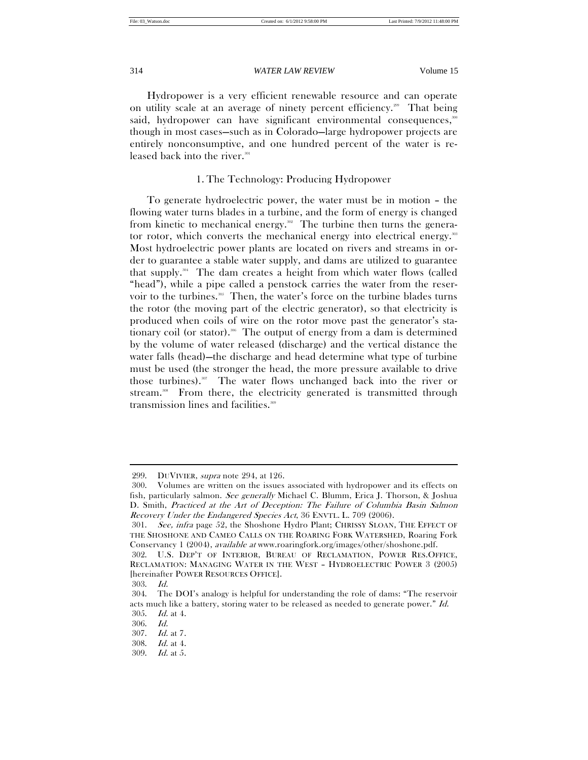Hydropower is a very efficient renewable resource and can operate on utility scale at an average of ninety percent efficiency.[299] That being said, hydropower can have significant environmental consequences,[300] though in most cases—such as in Colorado—large hydropower projects are entirely nonconsumptive, and one hundred percent of the water is released back into the river.[301]

### 1. The Technology: Producing Hydropower

To generate hydroelectric power, the water must be in motion – the flowing water turns blades in a turbine, and the form of energy is changed from kinetic to mechanical energy.[302] The turbine then turns the generator rotor, which converts the mechanical energy into electrical energy.[303] Most hydroelectric power plants are located on rivers and streams in order to guarantee a stable water supply, and dams are utilized to guarantee that supply.[304] The dam creates a height from which water flows (called "head"), while a pipe called a penstock carries the water from the reservoir to the turbines.[305] Then, the water's force on the turbine blades turns the rotor (the moving part of the electric generator), so that electricity is produced when coils of wire on the rotor move past the generator's stationary coil (or stator).[306] The output of energy from a dam is determined by the volume of water released (discharge) and the vertical distance the water falls (head)—the discharge and head determine what type of turbine must be used (the stronger the head, the more pressure available to drive those turbines).[307] The water flows unchanged back into the river or stream.[308] From there, the electricity generated is transmitted through transmission lines and facilities.[309]

---

299. DUVIVIER, *supra* note 294, at 126.

300. Volumes are written on the issues associated with hydropower and its effects on fish, particularly salmon. *See generally* Michael C. Blumm, Erica J. Thorson, & Joshua D. Smith, *Practiced at the Art of Deception: The Failure of Columbia Basin Salmon Recovery Under the Endangered Species Act*, 36 ENVTL. L. 709 (2006).

301. *See, infra* page 52, the Shoshone Hydro Plant; CHRISSY SLOAN, THE EFFECT OF THE SHOSHONE AND CAMEO CALLS ON THE ROARING FORK WATERSHED, Roaring Fork Conservancy 1 (2004), *available at* www.roaringfork.org/images/other/shoshone.pdf.

302. U.S. DEP'T OF INTERIOR, BUREAU OF RECLAMATION, POWER RES.OFFICE, RECLAMATION: MANAGING WATER IN THE WEST – HYDROELECTRIC POWER 3 (2005) [hereinafter POWER RESOURCES OFFICE].

303. *Id.*

304. The DOI's analogy is helpful for understanding the role of dams: "The reservoir acts much like a battery, storing water to be released as needed to generate power." *Id.*

305. *Id.* at 4.

306. *Id.*

307. *Id.* at 7.

308. *Id.* at 4.

309. *Id.* at 5.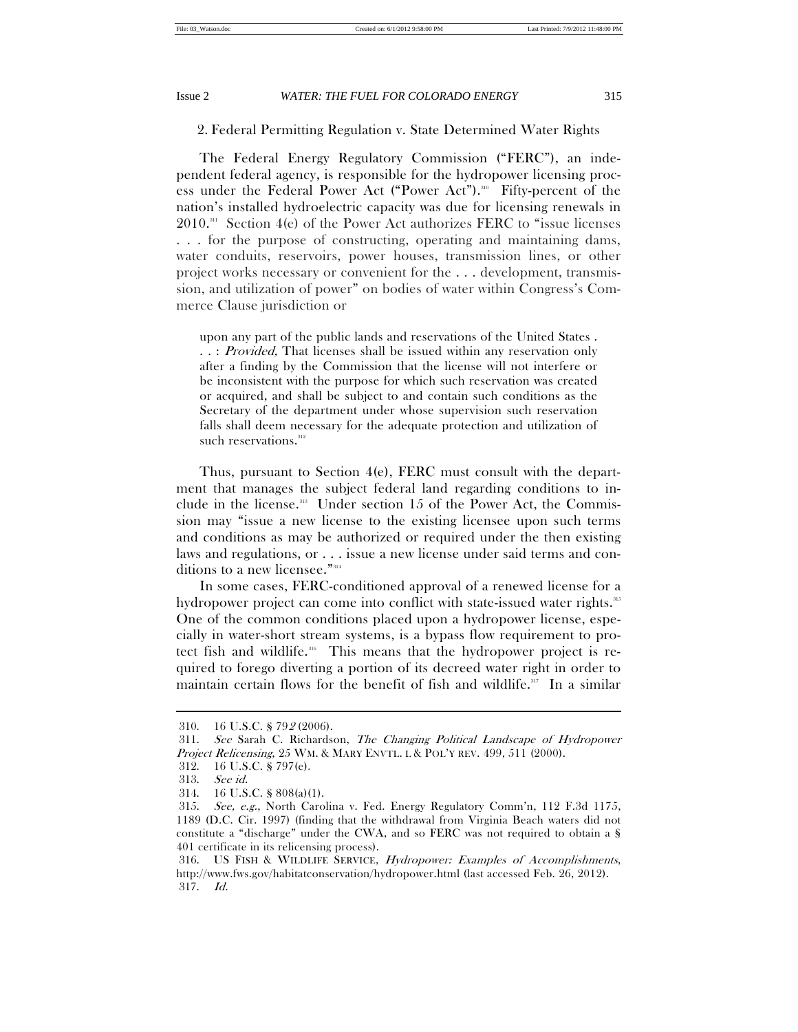2. Federal Permitting Regulation v. State Determined Water Rights

The Federal Energy Regulatory Commission ("FERC"), an independent federal agency, is responsible for the hydropower licensing process under the Federal Power Act ("Power Act").[310] Fifty-percent of the nation's installed hydroelectric capacity was due for licensing renewals in 2010.[311] Section 4(e) of the Power Act authorizes FERC to "issue licenses . . . for the purpose of constructing, operating and maintaining dams, water conduits, reservoirs, power houses, transmission lines, or other project works necessary or convenient for the . . . development, transmission, and utilization of power" on bodies of water within Congress's Commerce Clause jurisdiction or

> upon any part of the public lands and reservations of the United States . . . : *Provided,* That licenses shall be issued within any reservation only after a finding by the Commission that the license will not interfere or be inconsistent with the purpose for which such reservation was created or acquired, and shall be subject to and contain such conditions as the Secretary of the department under whose supervision such reservation falls shall deem necessary for the adequate protection and utilization of such reservations.[312]

Thus, pursuant to Section 4(e), FERC must consult with the department that manages the subject federal land regarding conditions to include in the license.[313] Under section 15 of the Power Act, the Commission may "issue a new license to the existing licensee upon such terms and conditions as may be authorized or required under the then existing laws and regulations, or . . . issue a new license under said terms and conditions to a new licensee."[314]

In some cases, FERC-conditioned approval of a renewed license for a hydropower project can come into conflict with state-issued water rights.[315] One of the common conditions placed upon a hydropower license, especially in water-short stream systems, is a bypass flow requirement to protect fish and wildlife.[316] This means that the hydropower project is required to forego diverting a portion of its decreed water right in order to maintain certain flows for the benefit of fish and wildlife.[317] In a similar

---

310. 16 U.S.C. § 792 (2006).

311. *See* Sarah C. Richardson, *The Changing Political Landscape of Hydropower Project Relicensing*, 25 WM. & MARY ENVTL. L & POL'Y REV. 499, 511 (2000).

312. 16 U.S.C. § 797(e).

313. *See id.*

314. 16 U.S.C. § 808(a)(1).

315. *See, e.g.*, North Carolina v. Fed. Energy Regulatory Comm'n, 112 F.3d 1175, 1189 (D.C. Cir. 1997) (finding that the withdrawal from Virginia Beach waters did not constitute a "discharge" under the CWA, and so FERC was not required to obtain a § 401 certificate in its relicensing process).

316. US FISH & WILDLIFE SERVICE, *Hydropower: Examples of Accomplishments*, http://www.fws.gov/habitatconservation/hydropower.html (last accessed Feb. 26, 2012).

317. *Id.*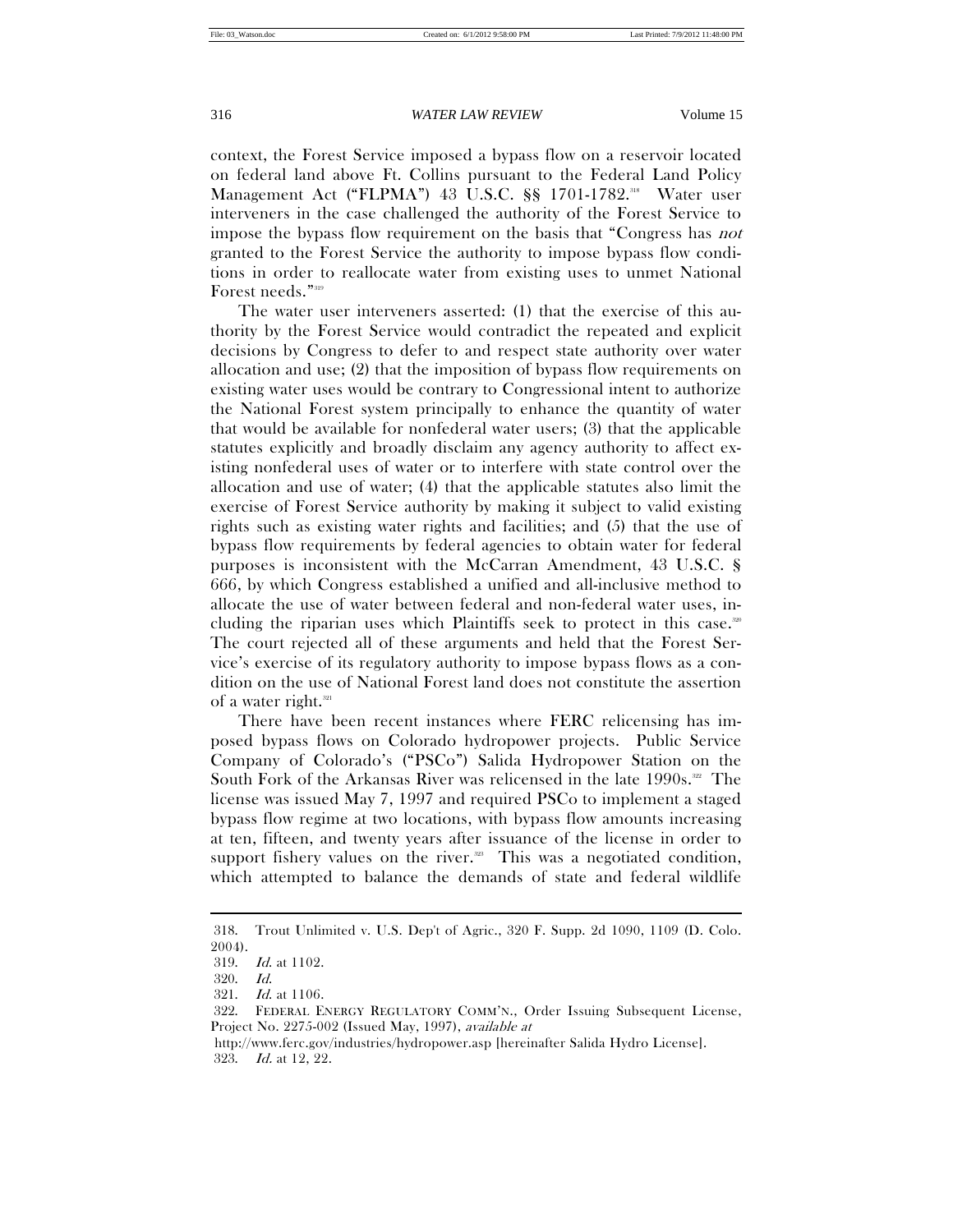context, the Forest Service imposed a bypass flow on a reservoir located on federal land above Ft. Collins pursuant to the Federal Land Policy Management Act ("FLPMA") 43 U.S.C. §§ 1701-1782.[318] Water user interveners in the case challenged the authority of the Forest Service to impose the bypass flow requirement on the basis that "Congress has *not* granted to the Forest Service the authority to impose bypass flow conditions in order to reallocate water from existing uses to unmet National Forest needs."[319]

The water user interveners asserted: (1) that the exercise of this authority by the Forest Service would contradict the repeated and explicit decisions by Congress to defer to and respect state authority over water allocation and use; (2) that the imposition of bypass flow requirements on existing water uses would be contrary to Congressional intent to authorize the National Forest system principally to enhance the quantity of water that would be available for nonfederal water users; (3) that the applicable statutes explicitly and broadly disclaim any agency authority to affect existing nonfederal uses of water or to interfere with state control over the allocation and use of water; (4) that the applicable statutes also limit the exercise of Forest Service authority by making it subject to valid existing rights such as existing water rights and facilities; and (5) that the use of bypass flow requirements by federal agencies to obtain water for federal purposes is inconsistent with the McCarran Amendment, 43 U.S.C. § 666, by which Congress established a unified and all-inclusive method to allocate the use of water between federal and non-federal water uses, including the riparian uses which Plaintiffs seek to protect in this case.[320] The court rejected all of these arguments and held that the Forest Service's exercise of its regulatory authority to impose bypass flows as a condition on the use of National Forest land does not constitute the assertion of a water right.[321]

There have been recent instances where FERC relicensing has imposed bypass flows on Colorado hydropower projects. Public Service Company of Colorado's ("PSCo") Salida Hydropower Station on the South Fork of the Arkansas River was relicensed in the late 1990s.[322] The license was issued May 7, 1997 and required PSCo to implement a staged bypass flow regime at two locations, with bypass flow amounts increasing at ten, fifteen, and twenty years after issuance of the license in order to support fishery values on the river.[323] This was a negotiated condition, which attempted to balance the demands of state and federal wildlife

---

318. Trout Unlimited v. U.S. Dep't of Agric., 320 F. Supp. 2d 1090, 1109 (D. Colo. 2004).

319. *Id.* at 1102.

320. *Id.*

321. *Id.* at 1106.

322. FEDERAL ENERGY REGULATORY COMM'N., Order Issuing Subsequent License, Project No. 2275-002 (Issued May, 1997), *available at* http://www.ferc.gov/industries/hydropower.asp [hereinafter Salida Hydro License].

323. *Id.* at 12, 22.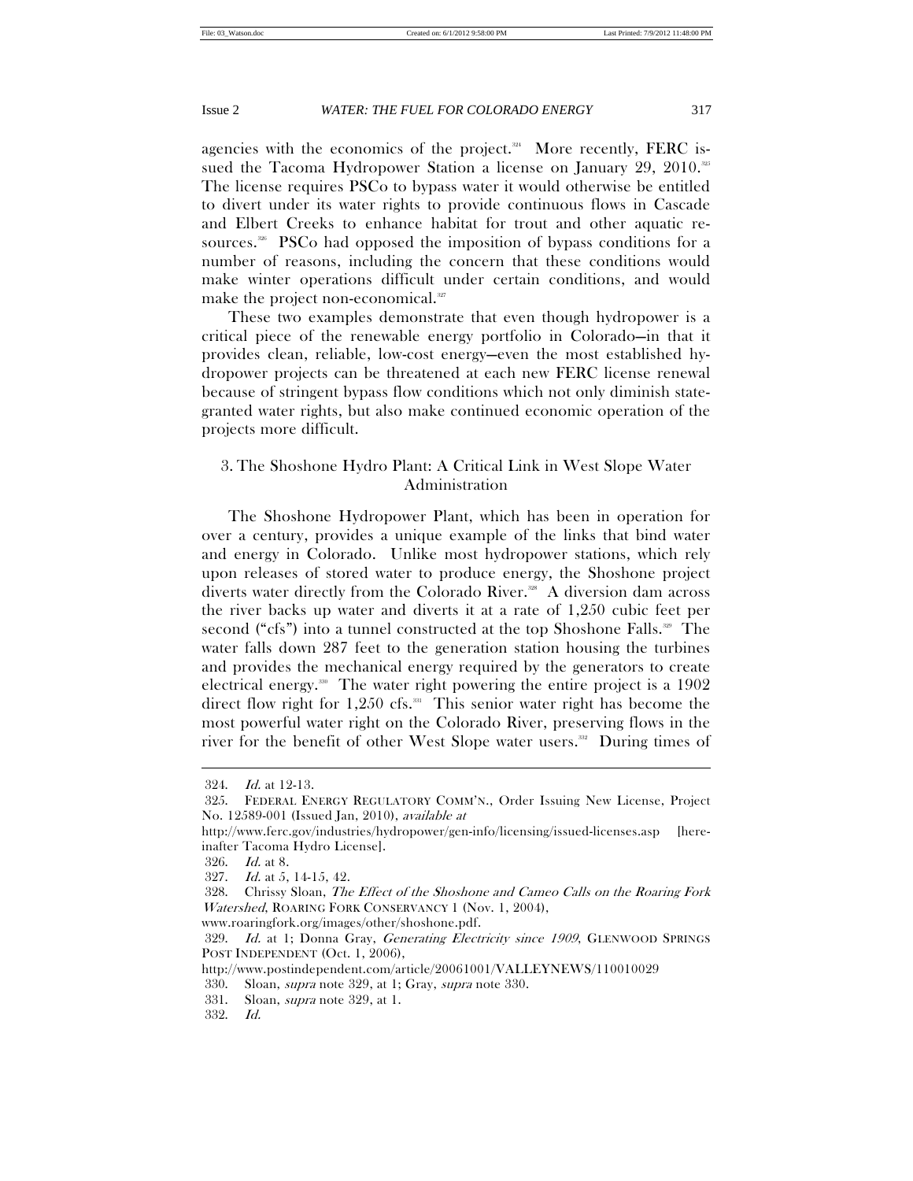agencies with the economics of the project.[324] More recently, FERC issued the Tacoma Hydropower Station a license on January 29, 2010.[325] The license requires PSCo to bypass water it would otherwise be entitled to divert under its water rights to provide continuous flows in Cascade and Elbert Creeks to enhance habitat for trout and other aquatic resources.[326] PSCo had opposed the imposition of bypass conditions for a number of reasons, including the concern that these conditions would make winter operations difficult under certain conditions, and would make the project non-economical.[327]

These two examples demonstrate that even though hydropower is a critical piece of the renewable energy portfolio in Colorado—in that it provides clean, reliable, low-cost energy—even the most established hydropower projects can be threatened at each new FERC license renewal because of stringent bypass flow conditions which not only diminish state-granted water rights, but also make continued economic operation of the projects more difficult.

### 3. The Shoshone Hydro Plant: A Critical Link in West Slope Water Administration

The Shoshone Hydropower Plant, which has been in operation for over a century, provides a unique example of the links that bind water and energy in Colorado. Unlike most hydropower stations, which rely upon releases of stored water to produce energy, the Shoshone project diverts water directly from the Colorado River.[328] A diversion dam across the river backs up water and diverts it at a rate of 1,250 cubic feet per second ("cfs") into a tunnel constructed at the top Shoshone Falls.[329] The water falls down 287 feet to the generation station housing the turbines and provides the mechanical energy required by the generators to create electrical energy.[330] The water right powering the entire project is a 1902 direct flow right for 1,250 cfs.[331] This senior water right has become the most powerful water right on the Colorado River, preserving flows in the river for the benefit of other West Slope water users.[332] During times of

---

324. *Id.* at 12-13.

325. FEDERAL ENERGY REGULATORY COMM'N., Order Issuing New License, Project No. 12589-001 (Issued Jan, 2010), *available at* http://www.ferc.gov/industries/hydropower/gen-info/licensing/issued-licenses.asp [hereinafter Tacoma Hydro License].

326. *Id.* at 8.

327. *Id.* at 5, 14-15, 42.

328. Chrissy Sloan, *The Effect of the Shoshone and Cameo Calls on the Roaring Fork Watershed*, ROARING FORK CONSERVANCY 1 (Nov. 1, 2004), www.roaringfork.org/images/other/shoshone.pdf.

329. *Id.* at 1; Donna Gray, *Generating Electricity since 1909*, GLENWOOD SPRINGS POST INDEPENDENT (Oct. 1, 2006), http://www.postindependent.com/article/20061001/VALLEYNEWS/110010029

330. Sloan, *supra* note 329, at 1; Gray, *supra* note 330.

331. Sloan, *supra* note 329, at 1.

332. *Id.*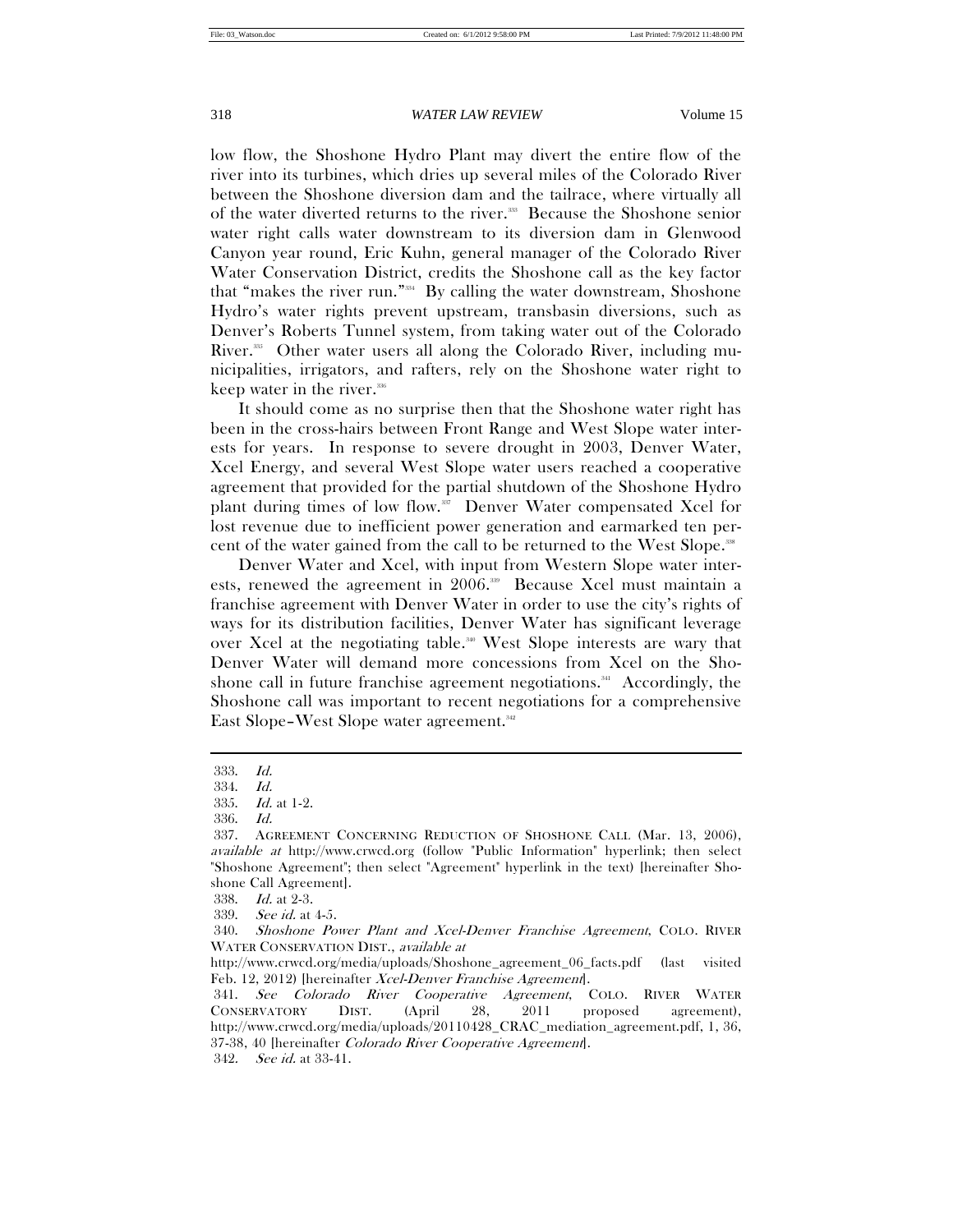low flow, the Shoshone Hydro Plant may divert the entire flow of the river into its turbines, which dries up several miles of the Colorado River between the Shoshone diversion dam and the tailrace, where virtually all of the water diverted returns to the river.[333] Because the Shoshone senior water right calls water downstream to its diversion dam in Glenwood Canyon year round, Eric Kuhn, general manager of the Colorado River Water Conservation District, credits the Shoshone call as the key factor that "makes the river run."[334] By calling the water downstream, Shoshone Hydro's water rights prevent upstream, transbasin diversions, such as Denver's Roberts Tunnel system, from taking water out of the Colorado River.[335] Other water users all along the Colorado River, including municipalities, irrigators, and rafters, rely on the Shoshone water right to keep water in the river.[336]

It should come as no surprise then that the Shoshone water right has been in the cross-hairs between Front Range and West Slope water interests for years. In response to severe drought in 2003, Denver Water, Xcel Energy, and several West Slope water users reached a cooperative agreement that provided for the partial shutdown of the Shoshone Hydro plant during times of low flow.[337] Denver Water compensated Xcel for lost revenue due to inefficient power generation and earmarked ten percent of the water gained from the call to be returned to the West Slope.[338]

Denver Water and Xcel, with input from Western Slope water interests, renewed the agreement in 2006.[339] Because Xcel must maintain a franchise agreement with Denver Water in order to use the city's rights of ways for its distribution facilities, Denver Water has significant leverage over Xcel at the negotiating table.[340] West Slope interests are wary that Denver Water will demand more concessions from Xcel on the Shoshone call in future franchise agreement negotiations.[341] Accordingly, the Shoshone call was important to recent negotiations for a comprehensive East Slope–West Slope water agreement.[342]

---

333. *Id.*

334. *Id.*

335. *Id.* at 1-2.

336. *Id.*

337. AGREEMENT CONCERNING REDUCTION OF SHOSHONE CALL (Mar. 13, 2006), *available at* http://www.crwcd.org (follow "Public Information" hyperlink; then select "Shoshone Agreement"; then select "Agreement" hyperlink in the text) [hereinafter Shoshone Call Agreement].

338. *Id.* at 2-3.

339. *See id.* at 4-5.

340. *Shoshone Power Plant and Xcel-Denver Franchise Agreement*, COLO. RIVER WATER CONSERVATION DIST., *available at* http://www.crwcd.org/media/uploads/Shoshone_agreement_06_facts.pdf (last visited Feb. 12, 2012) [hereinafter *Xcel-Denver Franchise Agreement*].

341. *See Colorado River Cooperative Agreement*, COLO. RIVER WATER CONSERVATORY DIST. (April 28, 2011 proposed agreement), http://www.crwcd.org/media/uploads/20110428_CRAC_mediation_agreement.pdf, 1, 36, 37-38, 40 [hereinafter *Colorado River Cooperative Agreement*].

342. *See id.* at 33-41.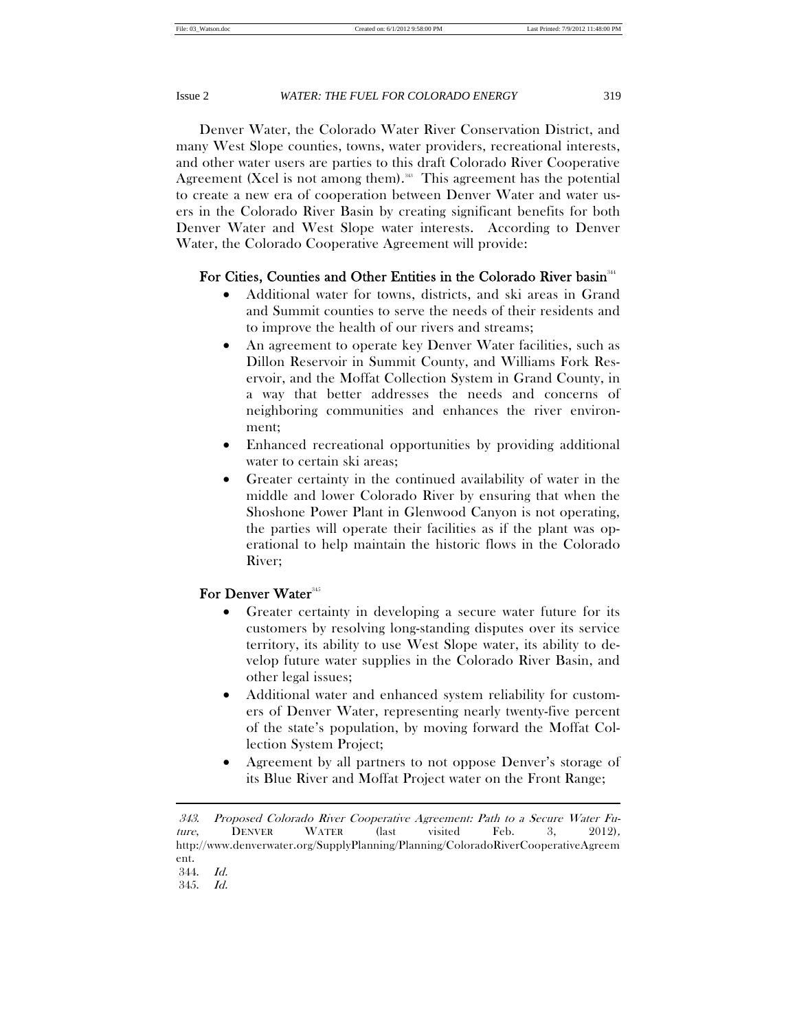Denver Water, the Colorado Water River Conservation District, and many West Slope counties, towns, water providers, recreational interests, and other water users are parties to this draft Colorado River Cooperative Agreement (Xcel is not among them).[343] This agreement has the potential to create a new era of cooperation between Denver Water and water users in the Colorado River Basin by creating significant benefits for both Denver Water and West Slope water interests. According to Denver Water, the Colorado Cooperative Agreement will provide:

**For Cities, Counties and Other Entities in the Colorado River basin**[344]

- Additional water for towns, districts, and ski areas in Grand and Summit counties to serve the needs of their residents and to improve the health of our rivers and streams;
- An agreement to operate key Denver Water facilities, such as Dillon Reservoir in Summit County, and Williams Fork Reservoir, and the Moffat Collection System in Grand County, in a way that better addresses the needs and concerns of neighboring communities and enhances the river environment;
- Enhanced recreational opportunities by providing additional water to certain ski areas;
- Greater certainty in the continued availability of water in the middle and lower Colorado River by ensuring that when the Shoshone Power Plant in Glenwood Canyon is not operating, the parties will operate their facilities as if the plant was operational to help maintain the historic flows in the Colorado River;

**For Denver Water**[345]

- Greater certainty in developing a secure water future for its customers by resolving long-standing disputes over its service territory, its ability to use West Slope water, its ability to develop future water supplies in the Colorado River Basin, and other legal issues;
- Additional water and enhanced system reliability for customers of Denver Water, representing nearly twenty-five percent of the state's population, by moving forward the Moffat Collection System Project;
- Agreement by all partners to not oppose Denver's storage of its Blue River and Moffat Project water on the Front Range;

---

343. *Proposed Colorado River Cooperative Agreement: Path to a Secure Water Future*, DENVER WATER (last visited Feb. 3, 2012), http://www.denverwater.org/SupplyPlanning/Planning/ColoradoRiverCooperativeAgreement.

344. *Id.*

345. *Id.*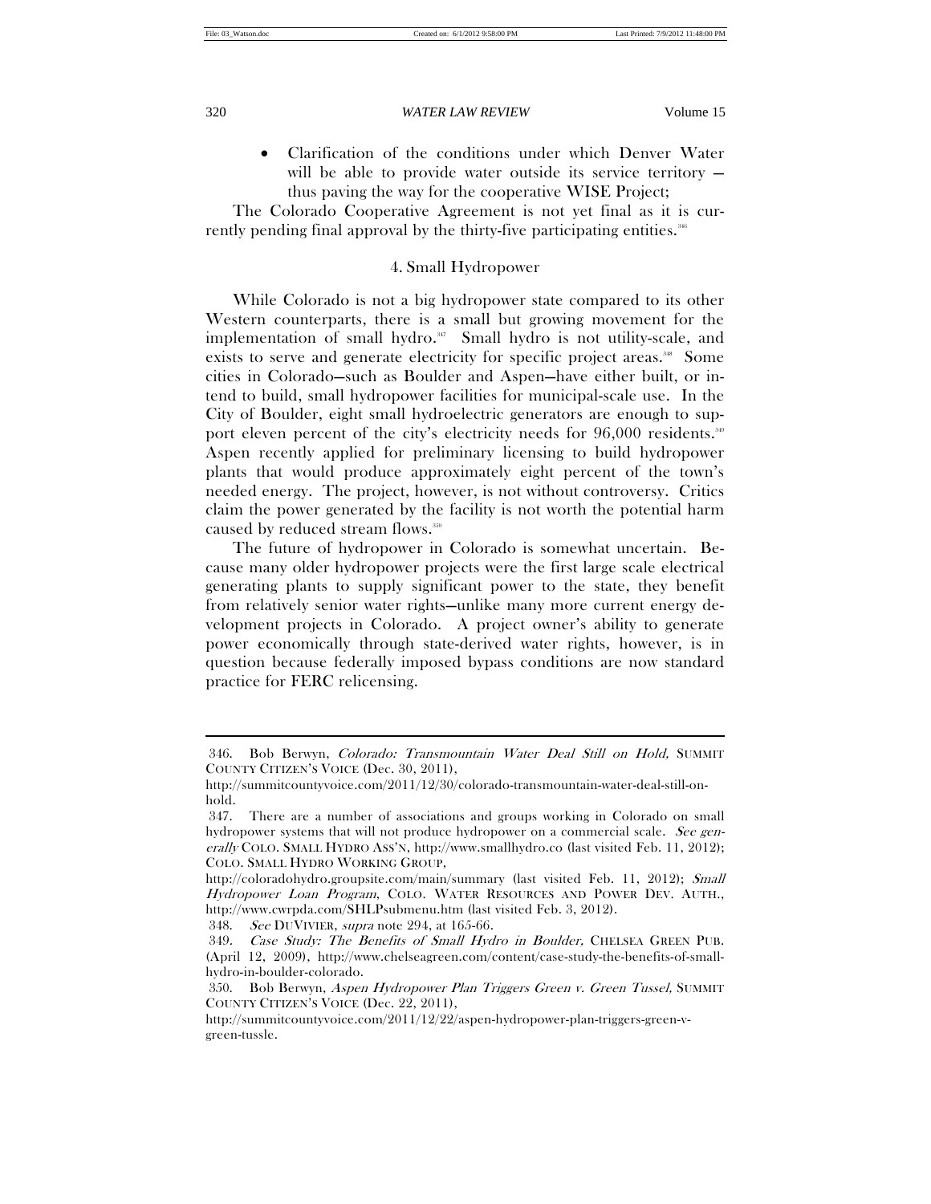- Clarification of the conditions under which Denver Water will be able to provide water outside its service territory – thus paving the way for the cooperative WISE Project;

The Colorado Cooperative Agreement is not yet final as it is currently pending final approval by the thirty-five participating entities.[346]

### 4. Small Hydropower

While Colorado is not a big hydropower state compared to its other Western counterparts, there is a small but growing movement for the implementation of small hydro.[347] Small hydro is not utility-scale, and exists to serve and generate electricity for specific project areas.[348] Some cities in Colorado—such as Boulder and Aspen—have either built, or intend to build, small hydropower facilities for municipal-scale use. In the City of Boulder, eight small hydroelectric generators are enough to support eleven percent of the city's electricity needs for 96,000 residents.[349] Aspen recently applied for preliminary licensing to build hydropower plants that would produce approximately eight percent of the town's needed energy. The project, however, is not without controversy. Critics claim the power generated by the facility is not worth the potential harm caused by reduced stream flows.[350]

The future of hydropower in Colorado is somewhat uncertain. Because many older hydropower projects were the first large scale electrical generating plants to supply significant power to the state, they benefit from relatively senior water rights—unlike many more current energy development projects in Colorado. A project owner's ability to generate power economically through state-derived water rights, however, is in question because federally imposed bypass conditions are now standard practice for FERC relicensing.

---

346. Bob Berwyn, *Colorado: Transmountain Water Deal Still on Hold,* SUMMIT COUNTY CITIZEN'S VOICE (Dec. 30, 2011), http://summitcountyvoice.com/2011/12/30/colorado-transmountain-water-deal-still-on-hold.

347. There are a number of associations and groups working in Colorado on small hydropower systems that will not produce hydropower on a commercial scale. *See generally* COLO. SMALL HYDRO ASS'N, http://www.smallhydro.co (last visited Feb. 11, 2012); COLO. SMALL HYDRO WORKING GROUP, http://coloradohydro.groupsite.com/main/summary (last visited Feb. 11, 2012); *Small Hydropower Loan Program*, COLO. WATER RESOURCES AND POWER DEV. AUTH., http://www.cwrpda.com/SHLPsubmenu.htm (last visited Feb. 3, 2012).

348. *See* DUVIVIER, *supra* note 294, at 165-66.

349. *Case Study: The Benefits of Small Hydro in Boulder,* CHELSEA GREEN PUB. (April 12, 2009), http://www.chelseagreen.com/content/case-study-the-benefits-of-small-hydro-in-boulder-colorado.

350. Bob Berwyn, *Aspen Hydropower Plan Triggers Green v. Green Tussel,* SUMMIT COUNTY CITIZEN'S VOICE (Dec. 22, 2011), http://summitcountyvoice.com/2011/12/22/aspen-hydropower-plan-triggers-green-v-green-tussle.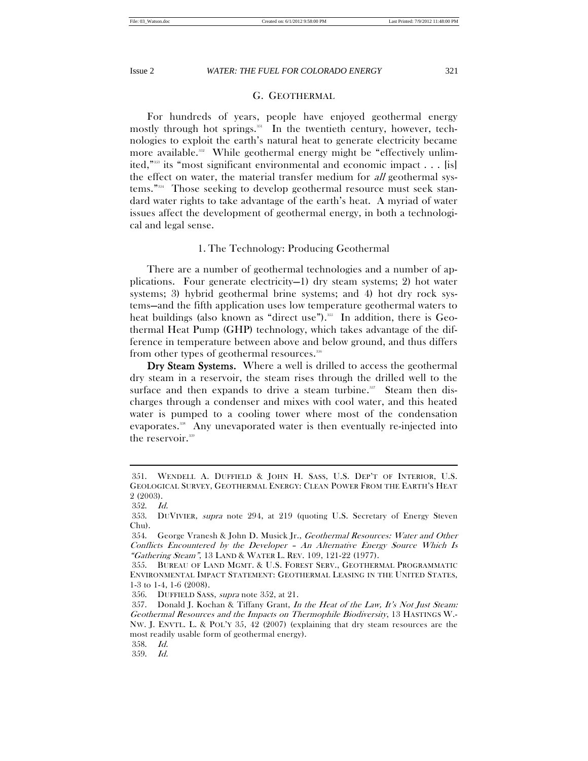## G. GEOTHERMAL

For hundreds of years, people have enjoyed geothermal energy mostly through hot springs.[351] In the twentieth century, however, technologies to exploit the earth's natural heat to generate electricity became more available.[352] While geothermal energy might be "effectively unlimited,"[353] its "most significant environmental and economic impact . . . [is] the effect on water, the material transfer medium for *all* geothermal systems."[354] Those seeking to develop geothermal resource must seek standard water rights to take advantage of the earth's heat. A myriad of water issues affect the development of geothermal energy, in both a technological and legal sense.

### 1. The Technology: Producing Geothermal

There are a number of geothermal technologies and a number of applications. Four generate electricity—1) dry steam systems; 2) hot water systems; 3) hybrid geothermal brine systems; and 4) hot dry rock systems—and the fifth application uses low temperature geothermal waters to heat buildings (also known as "direct use").[355] In addition, there is Geothermal Heat Pump (GHP) technology, which takes advantage of the difference in temperature between above and below ground, and thus differs from other types of geothermal resources.[356]

**Dry Steam Systems.** Where a well is drilled to access the geothermal dry steam in a reservoir, the steam rises through the drilled well to the surface and then expands to drive a steam turbine.[357] Steam then discharges through a condenser and mixes with cool water, and this heated water is pumped to a cooling tower where most of the condensation evaporates.[358] Any unevaporated water is then eventually re-injected into the reservoir.[359]

---

351. WENDELL A. DUFFIELD & JOHN H. SASS, U.S. DEP'T OF INTERIOR, U.S. GEOLOGICAL SURVEY, GEOTHERMAL ENERGY: CLEAN POWER FROM THE EARTH'S HEAT 2 (2003).

352. *Id.*

353. DUVIVIER, *supra* note 294, at 219 (quoting U.S. Secretary of Energy Steven Chu).

354. George Vranesh & John D. Musick Jr., *Geothermal Resources: Water and Other Conflicts Encountered by the Developer – An Alternative Energy Source Which Is "Gathering Steam"*, 13 LAND & WATER L. REV. 109, 121-22 (1977).

355. BUREAU OF LAND MGMT. & U.S. FOREST SERV., GEOTHERMAL PROGRAMMATIC ENVIRONMENTAL IMPACT STATEMENT: GEOTHERMAL LEASING IN THE UNITED STATES, 1-3 to 1-4, 1-6 (2008).

356. DUFFIELD SASS, *supra* note 352, at 21.

357. Donald J. Kochan & Tiffany Grant, *In the Heat of the Law, It's Not Just Steam: Geothermal Resources and the Impacts on Thermophile Biodiversity*, 13 HASTINGS W.-NW. J. ENVTL. L. & POL'Y 35, 42 (2007) (explaining that dry steam resources are the most readily usable form of geothermal energy).

358. *Id.*

359. *Id.*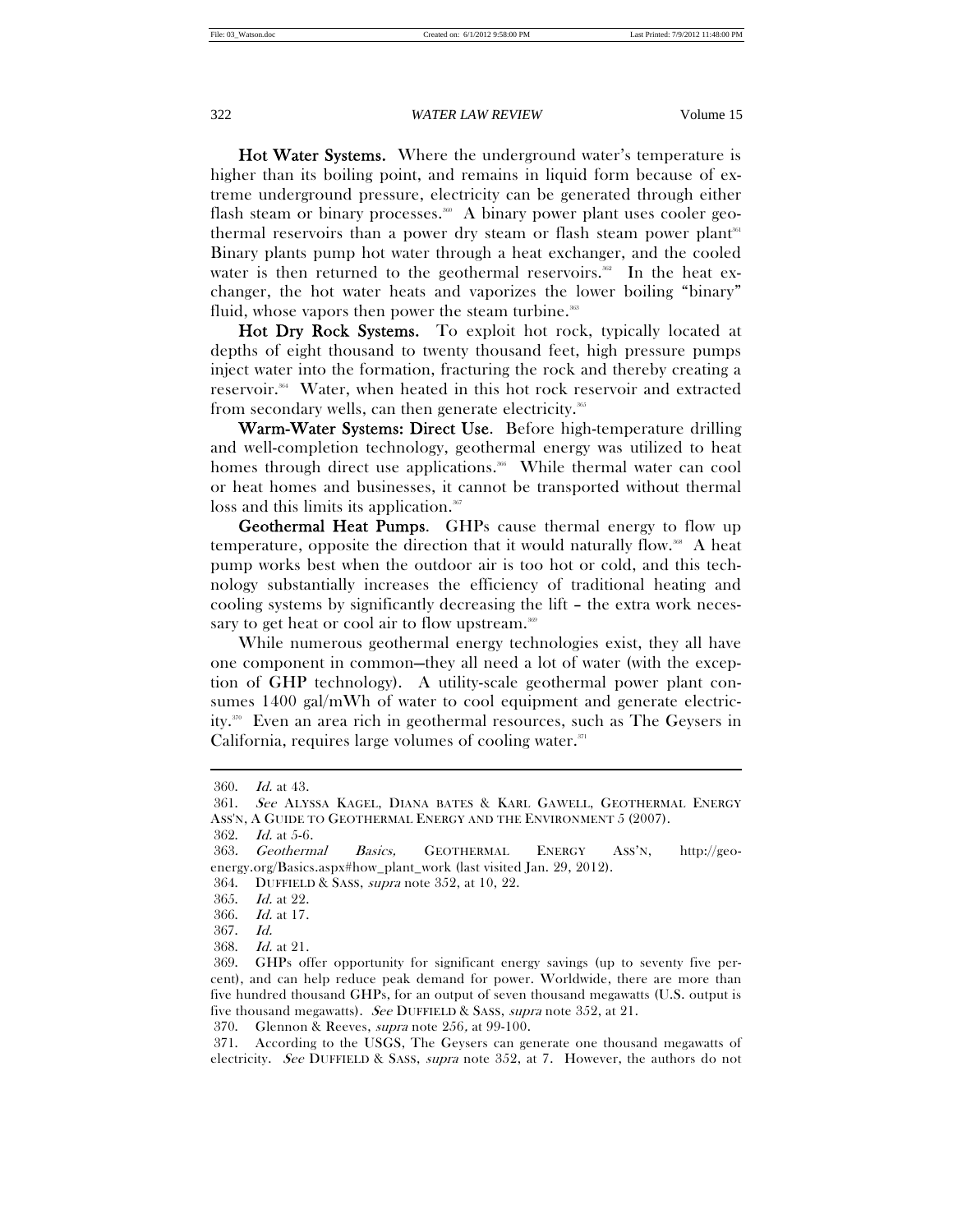**Hot Water Systems.** Where the underground water's temperature is higher than its boiling point, and remains in liquid form because of extreme underground pressure, electricity can be generated through either flash steam or binary processes.[360] A binary power plant uses cooler geothermal reservoirs than a power dry steam or flash steam power plant[361] Binary plants pump hot water through a heat exchanger, and the cooled water is then returned to the geothermal reservoirs.[362] In the heat exchanger, the hot water heats and vaporizes the lower boiling "binary" fluid, whose vapors then power the steam turbine.[363]

**Hot Dry Rock Systems.** To exploit hot rock, typically located at depths of eight thousand to twenty thousand feet, high pressure pumps inject water into the formation, fracturing the rock and thereby creating a reservoir.[364] Water, when heated in this hot rock reservoir and extracted from secondary wells, can then generate electricity.[365]

**Warm-Water Systems: Direct Use**. Before high-temperature drilling and well-completion technology, geothermal energy was utilized to heat homes through direct use applications.[366] While thermal water can cool or heat homes and businesses, it cannot be transported without thermal loss and this limits its application.[367]

**Geothermal Heat Pumps.** GHPs cause thermal energy to flow up temperature, opposite the direction that it would naturally flow.[368] A heat pump works best when the outdoor air is too hot or cold, and this technology substantially increases the efficiency of traditional heating and cooling systems by significantly decreasing the lift – the extra work necessary to get heat or cool air to flow upstream.[369]

While numerous geothermal energy technologies exist, they all have one component in common—they all need a lot of water (with the exception of GHP technology). A utility-scale geothermal power plant consumes 1400 gal/mWh of water to cool equipment and generate electricity.[370] Even an area rich in geothermal resources, such as The Geysers in California, requires large volumes of cooling water.[371]

---

360. *Id.* at 43.
361. *See* ALYSSA KAGEL, DIANA BATES & KARL GAWELL, GEOTHERMAL ENERGY ASS'N, A GUIDE TO GEOTHERMAL ENERGY AND THE ENVIRONMENT 5 (2007).
362. *Id.* at 5-6.
363. *Geothermal Basics,* GEOTHERMAL ENERGY ASS'N, http://geo-energy.org/Basics.aspx#how_plant_work (last visited Jan. 29, 2012).
364. DUFFIELD & SASS, *supra* note 352, at 10, 22.
365. *Id.* at 22.
366. *Id.* at 17.
367. *Id.*
368. *Id.* at 21.
369. GHPs offer opportunity for significant energy savings (up to seventy five percent), and can help reduce peak demand for power. Worldwide, there are more than five hundred thousand GHPs, for an output of seven thousand megawatts (U.S. output is five thousand megawatts). *See* DUFFIELD & SASS, *supra* note 352, at 21.
370. Glennon & Reeves, *supra* note 256*,* at 99-100.
371. According to the USGS, The Geysers can generate one thousand megawatts of electricity. *See* DUFFIELD & SASS, *supra* note 352, at 7. However, the authors do not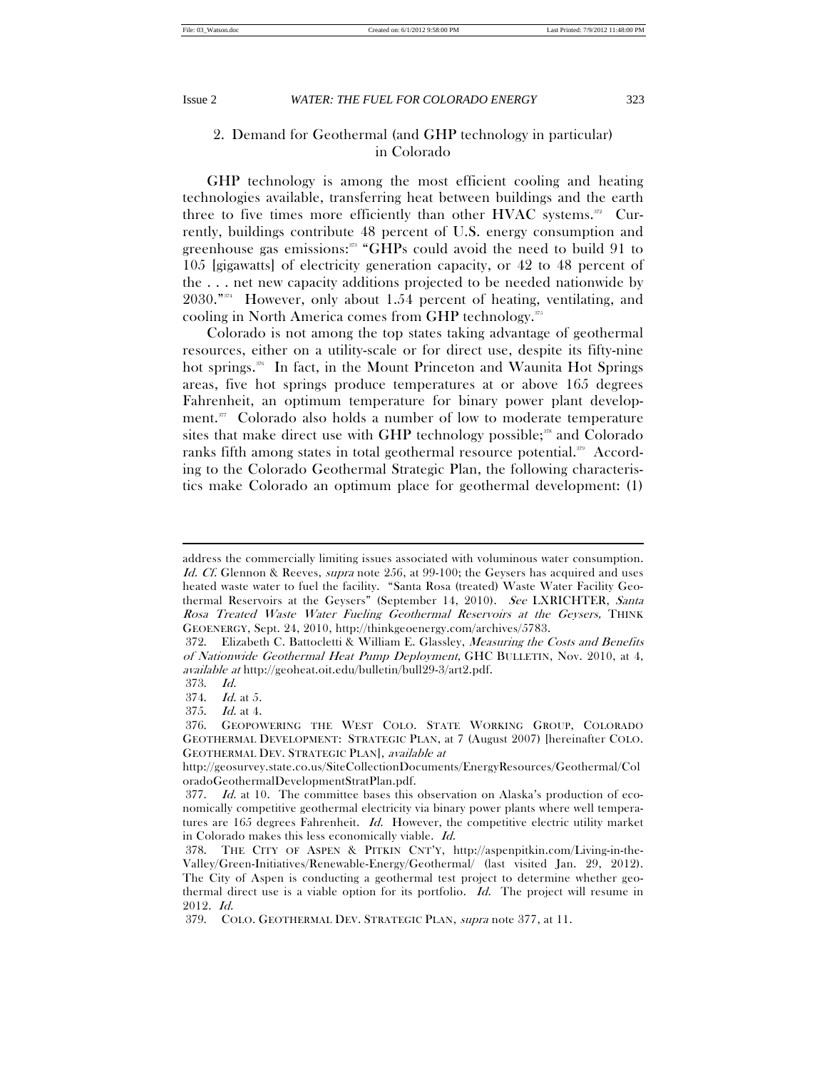### 2. Demand for Geothermal (and GHP technology in particular) in Colorado

GHP technology is among the most efficient cooling and heating technologies available, transferring heat between buildings and the earth three to five times more efficiently than other HVAC systems.[372] Currently, buildings contribute 48 percent of U.S. energy consumption and greenhouse gas emissions:[373] "GHPs could avoid the need to build 91 to 105 [gigawatts] of electricity generation capacity, or 42 to 48 percent of the . . . net new capacity additions projected to be needed nationwide by 2030."[374] However, only about 1.54 percent of heating, ventilating, and cooling in North America comes from GHP technology.[375]

Colorado is not among the top states taking advantage of geothermal resources, either on a utility-scale or for direct use, despite its fifty-nine hot springs.[376] In fact, in the Mount Princeton and Waunita Hot Springs areas, five hot springs produce temperatures at or above 165 degrees Fahrenheit, an optimum temperature for binary power plant development.[377] Colorado also holds a number of low to moderate temperature sites that make direct use with GHP technology possible;[378] and Colorado ranks fifth among states in total geothermal resource potential.[379] According to the Colorado Geothermal Strategic Plan, the following characteristics make Colorado an optimum place for geothermal development: (1)

---

address the commercially limiting issues associated with voluminous water consumption. *Id. Cf.* Glennon & Reeves, *supra* note 256, at 99-100; the Geysers has acquired and uses heated waste water to fuel the facility. "Santa Rosa (treated) Waste Water Facility Geothermal Reservoirs at the Geysers" (September 14, 2010). *See* LXRICHTER, *Santa Rosa Treated Waste Water Fueling Geothermal Reservoirs at the Geysers,* THINK GEOENERGY, Sept. 24, 2010, http://thinkgeoenergy.com/archives/5783.

372. Elizabeth C. Battocletti & William E. Glassley, *Measuring the Costs and Benefits of Nationwide Geothermal Heat Pump Deployment*, GHC BULLETIN, Nov. 2010, at 4, *available at* http://geoheat.oit.edu/bulletin/bull29-3/art2.pdf.

373. *Id.*

374. *Id.* at 5.

375. *Id.* at 4.

376. GEOPOWERING THE WEST COLO. STATE WORKING GROUP, COLORADO GEOTHERMAL DEVELOPMENT: STRATEGIC PLAN, at 7 (August 2007) [hereinafter COLO. GEOTHERMAL DEV. STRATEGIC PLAN], *available at* http://geosurvey.state.co.us/SiteCollectionDocuments/EnergyResources/Geothermal/ColoradoGeothermalDevelopmentStratPlan.pdf.

377. *Id.* at 10. The committee bases this observation on Alaska's production of economically competitive geothermal electricity via binary power plants where well temperatures are 165 degrees Fahrenheit. *Id.* However, the competitive electric utility market in Colorado makes this less economically viable. *Id.*

378. THE CITY OF ASPEN & PITKIN CNT'Y, http://aspenpitkin.com/Living-in-the-Valley/Green-Initiatives/Renewable-Energy/Geothermal/ (last visited Jan. 29, 2012). The City of Aspen is conducting a geothermal test project to determine whether geothermal direct use is a viable option for its portfolio. *Id.* The project will resume in 2012. *Id.*

379. COLO. GEOTHERMAL DEV. STRATEGIC PLAN, *supra* note 377, at 11.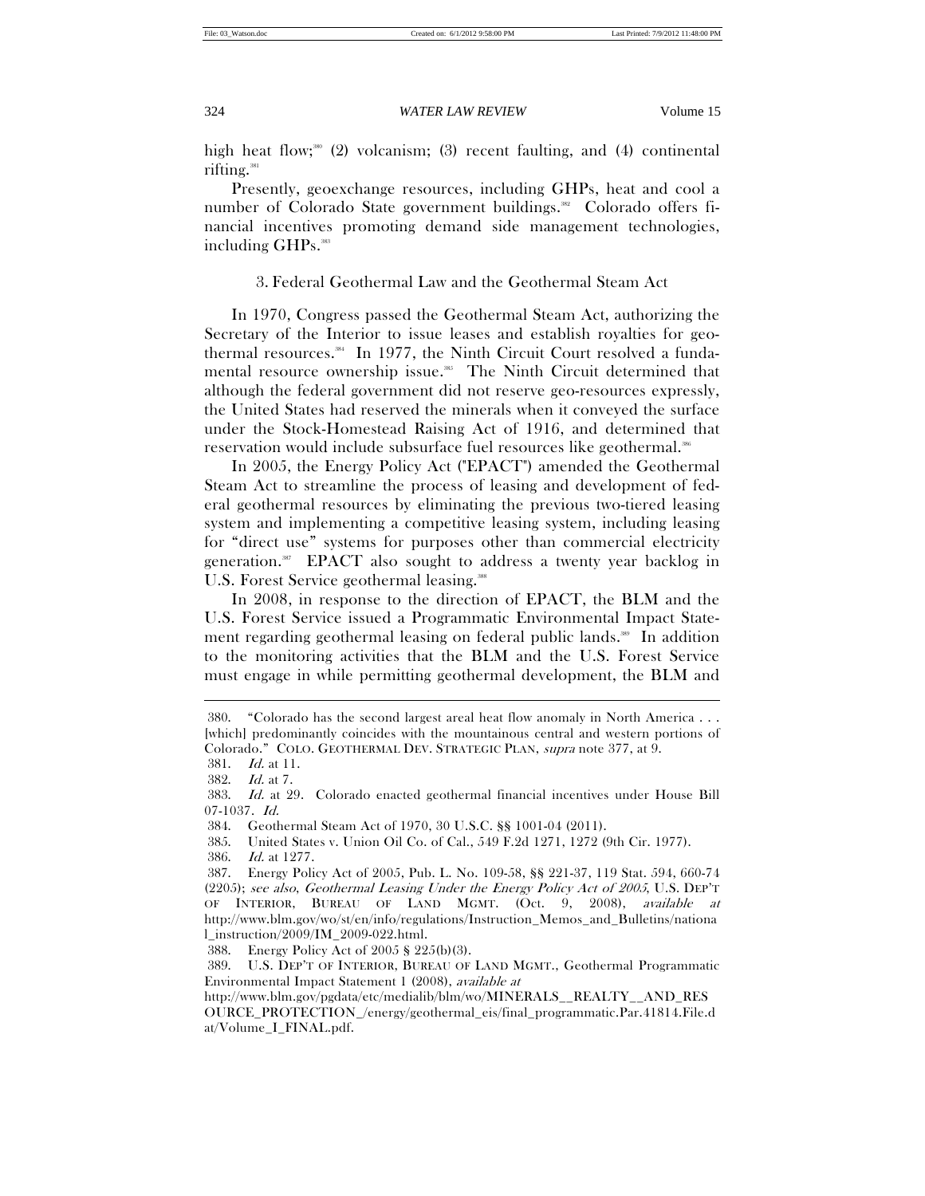high heat flow;[380] (2) volcanism; (3) recent faulting, and (4) continental rifting.[381]

Presently, geoexchange resources, including GHPs, heat and cool a number of Colorado State government buildings.[382] Colorado offers financial incentives promoting demand side management technologies, including GHPs.[383]

### 3. Federal Geothermal Law and the Geothermal Steam Act

In 1970, Congress passed the Geothermal Steam Act, authorizing the Secretary of the Interior to issue leases and establish royalties for geothermal resources.[384] In 1977, the Ninth Circuit Court resolved a fundamental resource ownership issue.[385] The Ninth Circuit determined that although the federal government did not reserve geo-resources expressly, the United States had reserved the minerals when it conveyed the surface under the Stock-Homestead Raising Act of 1916, and determined that reservation would include subsurface fuel resources like geothermal.[386]

In 2005, the Energy Policy Act ("EPACT") amended the Geothermal Steam Act to streamline the process of leasing and development of federal geothermal resources by eliminating the previous two-tiered leasing system and implementing a competitive leasing system, including leasing for "direct use" systems for purposes other than commercial electricity generation.[387] EPACT also sought to address a twenty year backlog in U.S. Forest Service geothermal leasing.[388]

In 2008, in response to the direction of EPACT, the BLM and the U.S. Forest Service issued a Programmatic Environmental Impact Statement regarding geothermal leasing on federal public lands.[389] In addition to the monitoring activities that the BLM and the U.S. Forest Service must engage in while permitting geothermal development, the BLM and

---

380. "Colorado has the second largest areal heat flow anomaly in North America . . . [which] predominantly coincides with the mountainous central and western portions of Colorado." COLO. GEOTHERMAL DEV. STRATEGIC PLAN, *supra* note 377, at 9.

381. *Id.* at 11.

382. *Id.* at 7.

383. *Id.* at 29. Colorado enacted geothermal financial incentives under House Bill 07-1037. *Id.*

384. Geothermal Steam Act of 1970, 30 U.S.C. §§ 1001-04 (2011).

385. United States v. Union Oil Co. of Cal., 549 F.2d 1271, 1272 (9th Cir. 1977).

386. *Id.* at 1277.

387. Energy Policy Act of 2005, Pub. L. No. 109-58, §§ 221-37, 119 Stat. 594, 660-74 (2205); *see also*, *Geothermal Leasing Under the Energy Policy Act of 2005*, U.S. DEP'T OF INTERIOR, BUREAU OF LAND MGMT. (Oct. 9, 2008), *available at* http://www.blm.gov/wo/st/en/info/regulations/Instruction_Memos_and_Bulletins/national_instruction/2009/IM_2009-022.html.

388. Energy Policy Act of 2005 § 225(b)(3).

389. U.S. DEP'T OF INTERIOR, BUREAU OF LAND MGMT., Geothermal Programmatic Environmental Impact Statement 1 (2008), *available at* http://www.blm.gov/pgdata/etc/medialib/blm/wo/MINERALS__REALTY__AND_RESOURCE_PROTECTION_/energy/geothermal_eis/final_programmatic.Par.41814.File.dat/Volume_I_FINAL.pdf.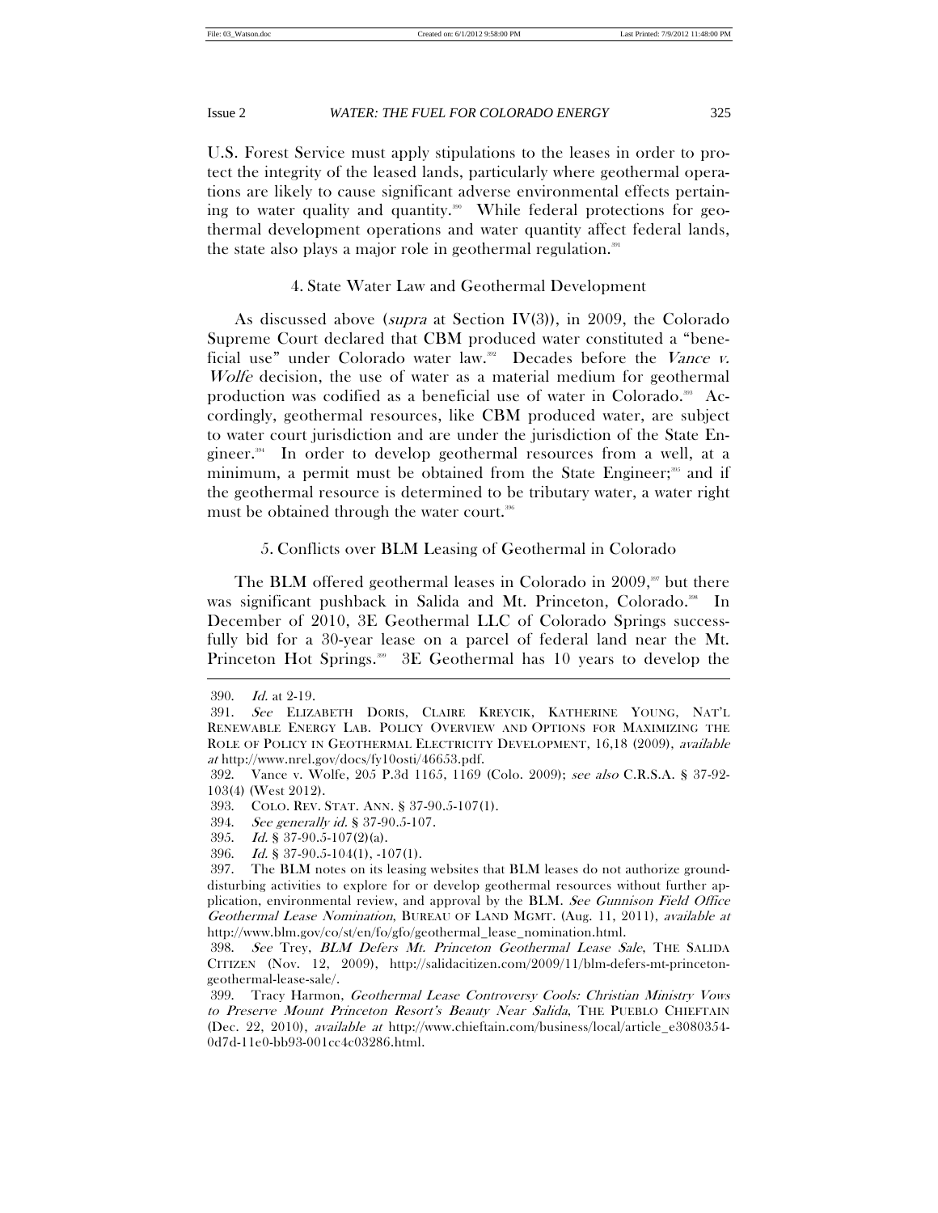U.S. Forest Service must apply stipulations to the leases in order to protect the integrity of the leased lands, particularly where geothermal operations are likely to cause significant adverse environmental effects pertaining to water quality and quantity.[390] While federal protections for geothermal development operations and water quantity affect federal lands, the state also plays a major role in geothermal regulation.[391]

### 4. State Water Law and Geothermal Development

As discussed above (*supra* at Section IV(3)), in 2009, the Colorado Supreme Court declared that CBM produced water constituted a "beneficial use" under Colorado water law.[392] Decades before the *Vance v. Wolfe* decision, the use of water as a material medium for geothermal production was codified as a beneficial use of water in Colorado.[393] Accordingly, geothermal resources, like CBM produced water, are subject to water court jurisdiction and are under the jurisdiction of the State Engineer.[394] In order to develop geothermal resources from a well, at a minimum, a permit must be obtained from the State Engineer;[395] and if the geothermal resource is determined to be tributary water, a water right must be obtained through the water court.[396]

### 5. Conflicts over BLM Leasing of Geothermal in Colorado

The BLM offered geothermal leases in Colorado in 2009,[397] but there was significant pushback in Salida and Mt. Princeton, Colorado.[398] In December of 2010, 3E Geothermal LLC of Colorado Springs successfully bid for a 30-year lease on a parcel of federal land near the Mt. Princeton Hot Springs.[399] 3E Geothermal has 10 years to develop the

---

390. *Id.* at 2-19.

391. *See* ELIZABETH DORIS, CLAIRE KREYCIK, KATHERINE YOUNG, NAT'L RENEWABLE ENERGY LAB. POLICY OVERVIEW AND OPTIONS FOR MAXIMIZING THE ROLE OF POLICY IN GEOTHERMAL ELECTRICITY DEVELOPMENT, 16,18 (2009), *available at* http://www.nrel.gov/docs/fy10osti/46653.pdf.

392. Vance v. Wolfe, 205 P.3d 1165, 1169 (Colo. 2009); *see also* C.R.S.A. § 37-92-103(4) (West 2012).

393. COLO. REV. STAT. ANN. § 37-90.5-107(1).

394. *See generally id.* § 37-90.5-107.

395. *Id.* § 37-90.5-107(2)(a).

396. *Id.* § 37-90.5-104(1), -107(1).

397. The BLM notes on its leasing websites that BLM leases do not authorize ground-disturbing activities to explore for or develop geothermal resources without further application, environmental review, and approval by the BLM. *See Gunnison Field Office Geothermal Lease Nomination*, BUREAU OF LAND MGMT. (Aug. 11, 2011), *available at* http://www.blm.gov/co/st/en/fo/gfo/geothermal_lease_nomination.html.

398. *See* Trey, *BLM Defers Mt. Princeton Geothermal Lease Sale*, THE SALIDA CITIZEN (Nov. 12, 2009), http://salidacitizen.com/2009/11/blm-defers-mt-princeton-geothermal-lease-sale/.

399. Tracy Harmon, *Geothermal Lease Controversy Cools: Christian Ministry Vows to Preserve Mount Princeton Resort's Beauty Near Salida*, THE PUEBLO CHIEFTAIN (Dec. 22, 2010), *available at* http://www.chieftain.com/business/local/article_e3080354-0d7d-11e0-bb93-001cc4c03286.html.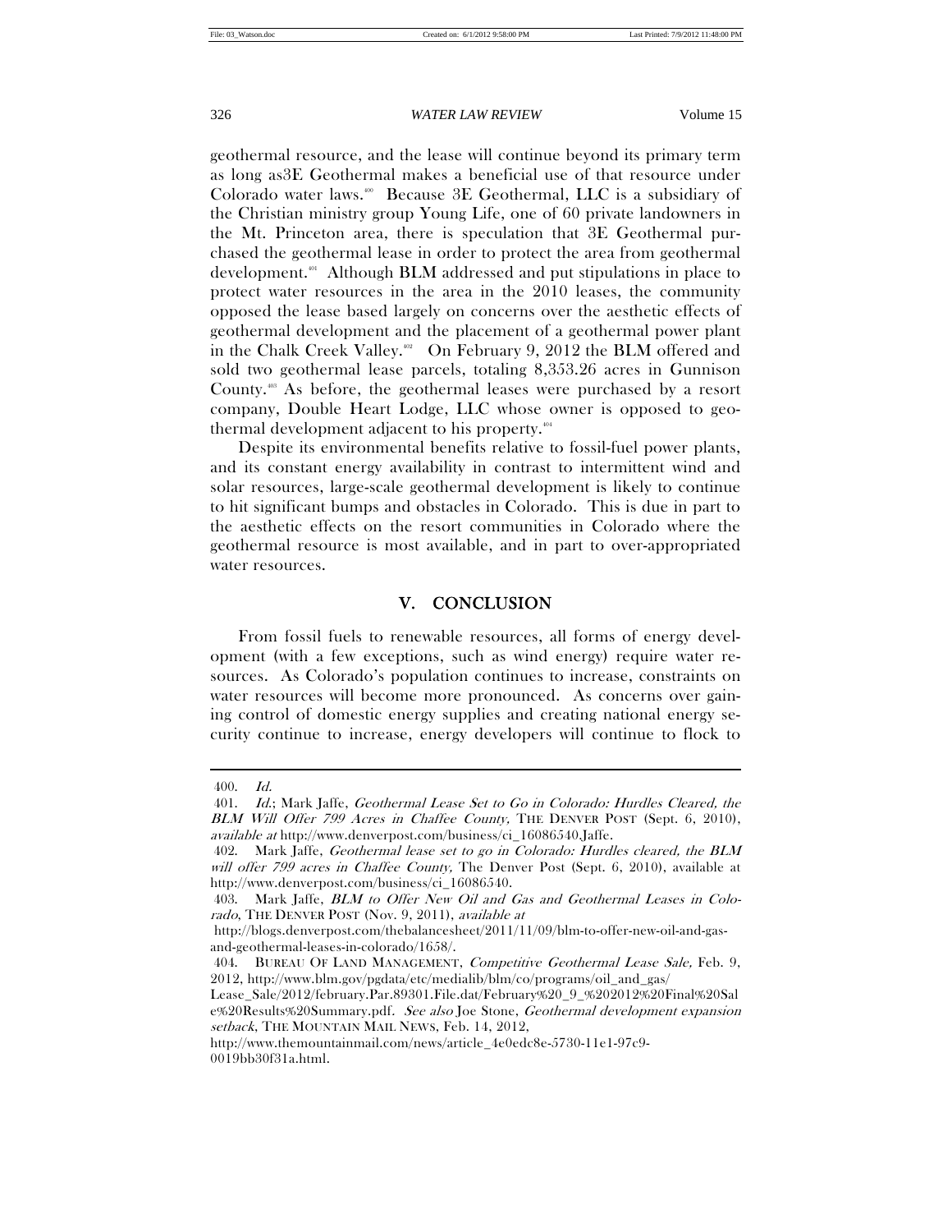geothermal resource, and the lease will continue beyond its primary term as long as3E Geothermal makes a beneficial use of that resource under Colorado water laws.[400] Because 3E Geothermal, LLC is a subsidiary of the Christian ministry group Young Life, one of 60 private landowners in the Mt. Princeton area, there is speculation that 3E Geothermal purchased the geothermal lease in order to protect the area from geothermal development.[401] Although BLM addressed and put stipulations in place to protect water resources in the area in the 2010 leases, the community opposed the lease based largely on concerns over the aesthetic effects of geothermal development and the placement of a geothermal power plant in the Chalk Creek Valley.[402] On February 9, 2012 the BLM offered and sold two geothermal lease parcels, totaling 8,353.26 acres in Gunnison County.[403] As before, the geothermal leases were purchased by a resort company, Double Heart Lodge, LLC whose owner is opposed to geothermal development adjacent to his property.[404]

Despite its environmental benefits relative to fossil-fuel power plants, and its constant energy availability in contrast to intermittent wind and solar resources, large-scale geothermal development is likely to continue to hit significant bumps and obstacles in Colorado. This is due in part to the aesthetic effects on the resort communities in Colorado where the geothermal resource is most available, and in part to over-appropriated water resources.

## V. CONCLUSION

From fossil fuels to renewable resources, all forms of energy development (with a few exceptions, such as wind energy) require water resources. As Colorado's population continues to increase, constraints on water resources will become more pronounced. As concerns over gaining control of domestic energy supplies and creating national energy security continue to increase, energy developers will continue to flock to

---

400. *Id.*

401. *Id.*; Mark Jaffe, *Geothermal Lease Set to Go in Colorado: Hurdles Cleared, the BLM Will Offer 799 Acres in Chaffee County,* THE DENVER POST (Sept. 6, 2010), *available at* http://www.denverpost.com/business/ci_16086540,Jaffe.

402. Mark Jaffe, *Geothermal lease set to go in Colorado: Hurdles cleared, the BLM will offer 799 acres in Chaffee County,* The Denver Post (Sept. 6, 2010), available at http://www.denverpost.com/business/ci_16086540.

403. Mark Jaffe, *BLM to Offer New Oil and Gas and Geothermal Leases in Colorado*, THE DENVER POST (Nov. 9, 2011), *available at* http://blogs.denverpost.com/thebalancesheet/2011/11/09/blm-to-offer-new-oil-and-gas-and-geothermal-leases-in-colorado/1658/.

404. BUREAU OF LAND MANAGEMENT, *Competitive Geothermal Lease Sale,* Feb. 9, 2012, http://www.blm.gov/pgdata/etc/medialib/blm/co/programs/oil_and_gas/Lease_Sale/2012/february.Par.89301.File.dat/February%20_9_%202012%20Final%20Sale%20Results%20Summary.pdf. *See also* Joe Stone, *Geothermal development expansion setback*, THE MOUNTAIN MAIL NEWS, Feb. 14, 2012, http://www.themountainmail.com/news/article_4e0edc8e-5730-11e1-97c9-0019bb30f31a.html.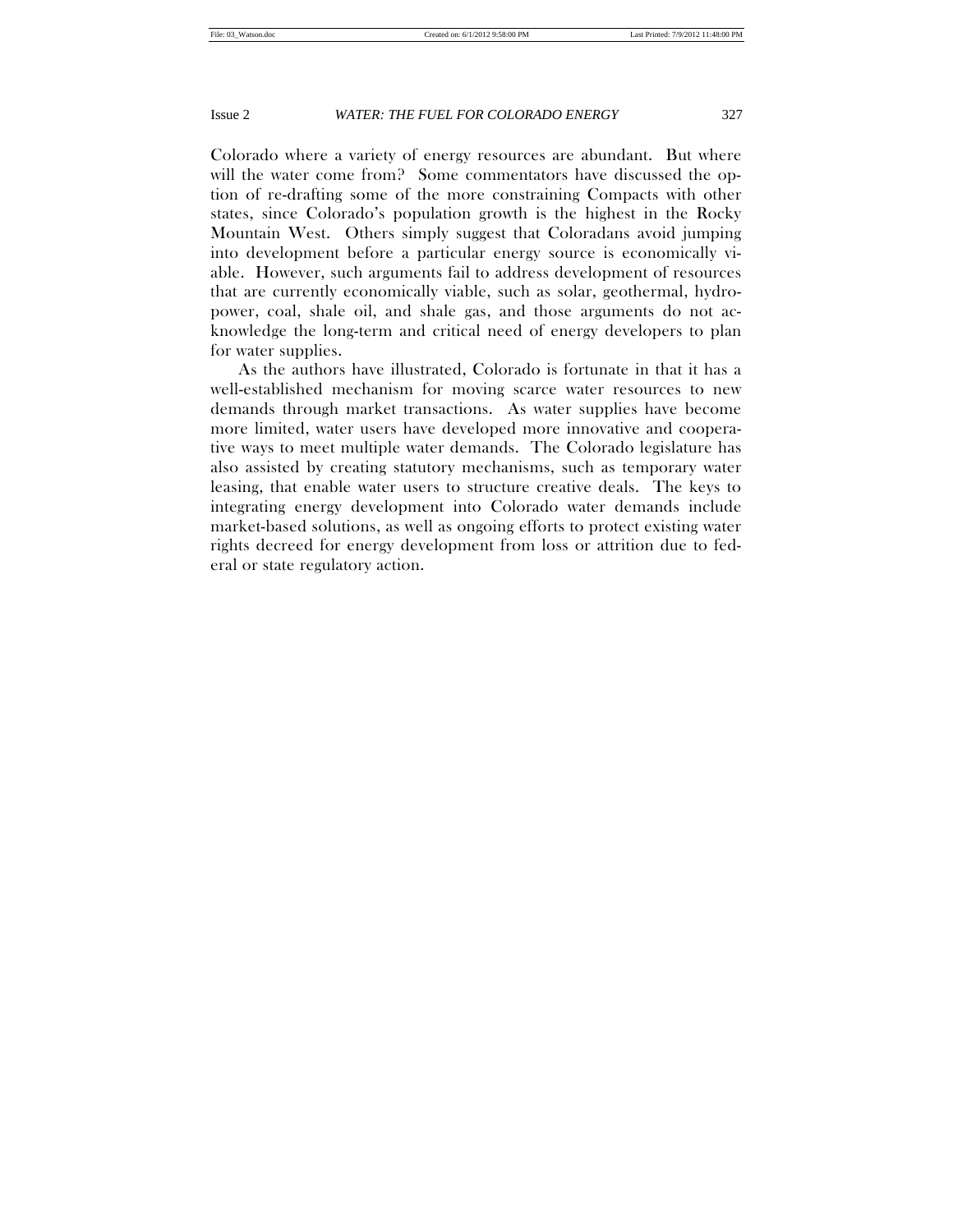Colorado where a variety of energy resources are abundant. But where will the water come from? Some commentators have discussed the option of re-drafting some of the more constraining Compacts with other states, since Colorado's population growth is the highest in the Rocky Mountain West. Others simply suggest that Coloradans avoid jumping into development before a particular energy source is economically viable. However, such arguments fail to address development of resources that are currently economically viable, such as solar, geothermal, hydropower, coal, shale oil, and shale gas, and those arguments do not acknowledge the long-term and critical need of energy developers to plan for water supplies.

As the authors have illustrated, Colorado is fortunate in that it has a well-established mechanism for moving scarce water resources to new demands through market transactions. As water supplies have become more limited, water users have developed more innovative and cooperative ways to meet multiple water demands. The Colorado legislature has also assisted by creating statutory mechanisms, such as temporary water leasing, that enable water users to structure creative deals. The keys to integrating energy development into Colorado water demands include market-based solutions, as well as ongoing efforts to protect existing water rights decreed for energy development from loss or attrition due to federal or state regulatory action.